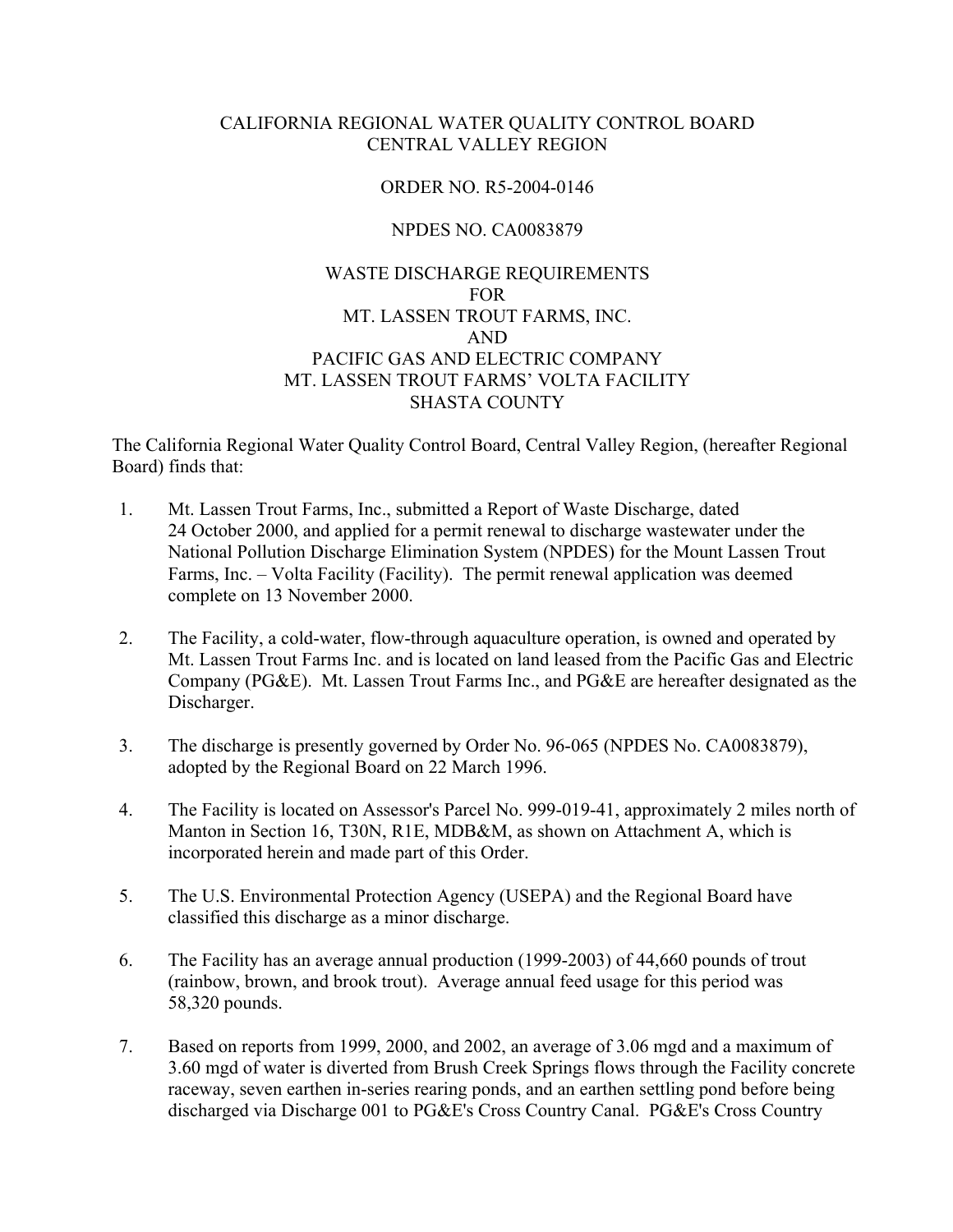CALIFORNIA REGIONAL WATER QUALITY CONTROL BOARD
CENTRAL VALLEY REGION

ORDER NO. R5-2004-0146

NPDES NO. CA0083879

WASTE DISCHARGE REQUIREMENTS
FOR
MT. LASSEN TROUT FARMS, INC.
AND
PACIFIC GAS AND ELECTRIC COMPANY
MT. LASSEN TROUT FARMS' VOLTA FACILITY
SHASTA COUNTY

The California Regional Water Quality Control Board, Central Valley Region, (hereafter Regional Board) finds that:

1. Mt. Lassen Trout Farms, Inc., submitted a Report of Waste Discharge, dated 24 October 2000, and applied for a permit renewal to discharge wastewater under the National Pollution Discharge Elimination System (NPDES) for the Mount Lassen Trout Farms, Inc. – Volta Facility (Facility). The permit renewal application was deemed complete on 13 November 2000.

2. The Facility, a cold-water, flow-through aquaculture operation, is owned and operated by Mt. Lassen Trout Farms Inc. and is located on land leased from the Pacific Gas and Electric Company (PG&E). Mt. Lassen Trout Farms Inc., and PG&E are hereafter designated as the Discharger.

3. The discharge is presently governed by Order No. 96-065 (NPDES No. CA0083879), adopted by the Regional Board on 22 March 1996.

4. The Facility is located on Assessor's Parcel No. 999-019-41, approximately 2 miles north of Manton in Section 16, T30N, R1E, MDB&M, as shown on Attachment A, which is incorporated herein and made part of this Order.

5. The U.S. Environmental Protection Agency (USEPA) and the Regional Board have classified this discharge as a minor discharge.

6. The Facility has an average annual production (1999-2003) of 44,660 pounds of trout (rainbow, brown, and brook trout). Average annual feed usage for this period was 58,320 pounds.

7. Based on reports from 1999, 2000, and 2002, an average of 3.06 mgd and a maximum of 3.60 mgd of water is diverted from Brush Creek Springs flows through the Facility concrete raceway, seven earthen in-series rearing ponds, and an earthen settling pond before being discharged via Discharge 001 to PG&E's Cross Country Canal. PG&E's Cross Country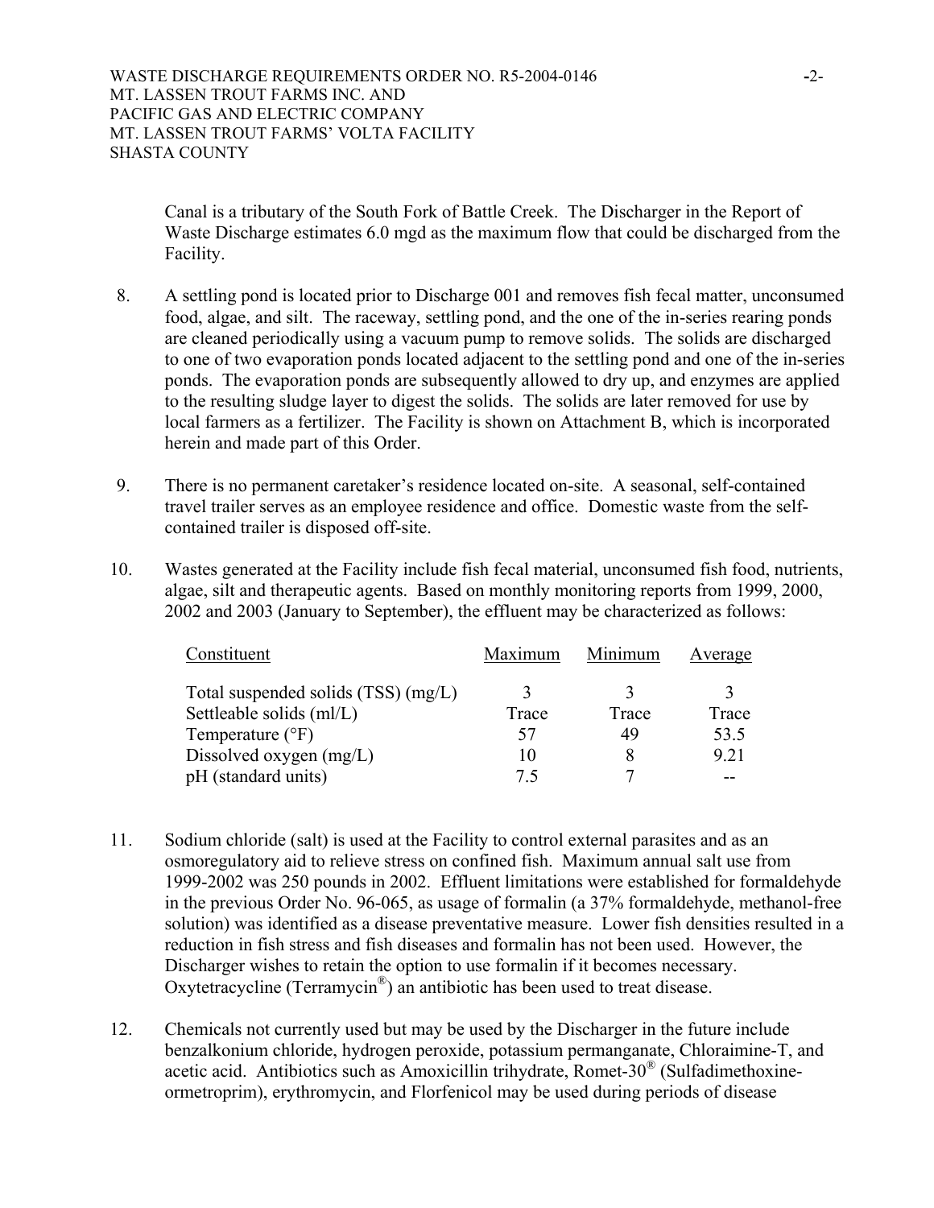Canal is a tributary of the South Fork of Battle Creek. The Discharger in the Report of Waste Discharge estimates 6.0 mgd as the maximum flow that could be discharged from the Facility.

8. A settling pond is located prior to Discharge 001 and removes fish fecal matter, unconsumed food, algae, and silt. The raceway, settling pond, and the one of the in-series rearing ponds are cleaned periodically using a vacuum pump to remove solids. The solids are discharged to one of two evaporation ponds located adjacent to the settling pond and one of the in-series ponds. The evaporation ponds are subsequently allowed to dry up, and enzymes are applied to the resulting sludge layer to digest the solids. The solids are later removed for use by local farmers as a fertilizer. The Facility is shown on Attachment B, which is incorporated herein and made part of this Order.

9. There is no permanent caretaker's residence located on-site. A seasonal, self-contained travel trailer serves as an employee residence and office. Domestic waste from the self-contained trailer is disposed off-site.

10. Wastes generated at the Facility include fish fecal material, unconsumed fish food, nutrients, algae, silt and therapeutic agents. Based on monthly monitoring reports from 1999, 2000, 2002 and 2003 (January to September), the effluent may be characterized as follows:

| Constituent | Maximum | Minimum | Average |
|---|---|---|---|
| Total suspended solids (TSS) (mg/L) | 3 | 3 | 3 |
| Settleable solids (ml/L) | Trace | Trace | Trace |
| Temperature (°F) | 57 | 49 | 53.5 |
| Dissolved oxygen (mg/L) | 10 | 8 | 9.21 |
| pH (standard units) | 7.5 | 7 | -- |

11. Sodium chloride (salt) is used at the Facility to control external parasites and as an osmoregulatory aid to relieve stress on confined fish. Maximum annual salt use from 1999-2002 was 250 pounds in 2002. Effluent limitations were established for formaldehyde in the previous Order No. 96-065, as usage of formalin (a 37% formaldehyde, methanol-free solution) was identified as a disease preventative measure. Lower fish densities resulted in a reduction in fish stress and fish diseases and formalin has not been used. However, the Discharger wishes to retain the option to use formalin if it becomes necessary. Oxytetracycline (Terramycin®) an antibiotic has been used to treat disease.

12. Chemicals not currently used but may be used by the Discharger in the future include benzalkonium chloride, hydrogen peroxide, potassium permanganate, Chloraimine-T, and acetic acid. Antibiotics such as Amoxicillin trihydrate, Romet-30® (Sulfadimethoxine-ormetroprim), erythromycin, and Florfenicol may be used during periods of disease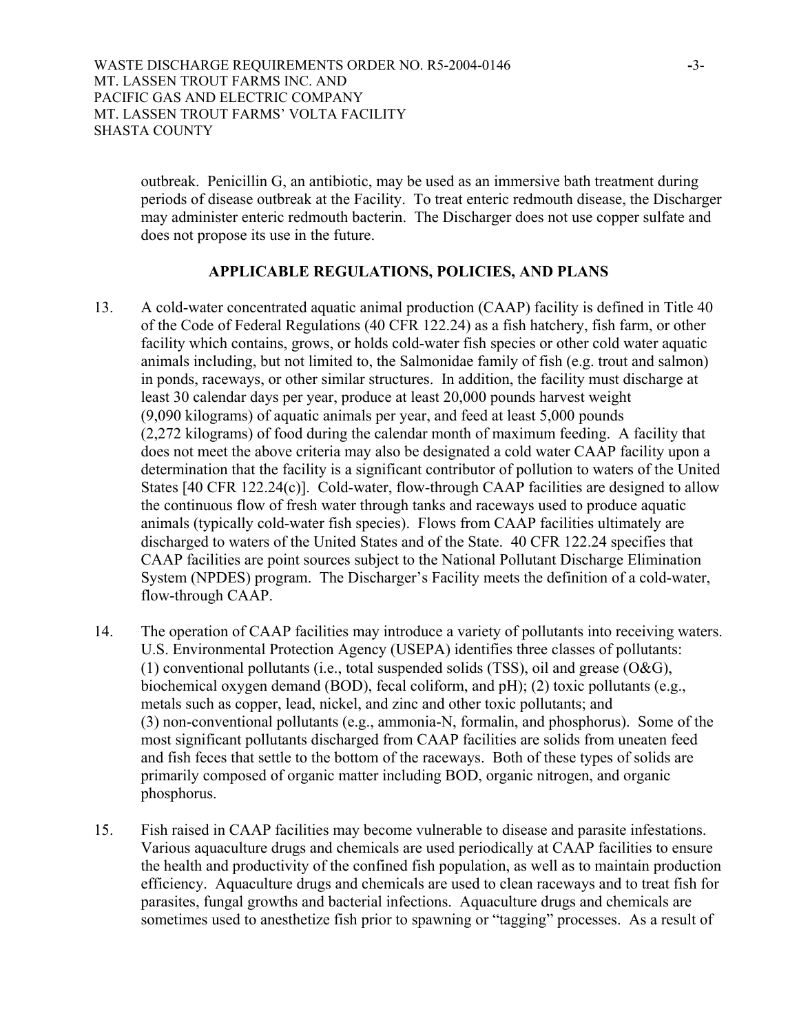outbreak. Penicillin G, an antibiotic, may be used as an immersive bath treatment during periods of disease outbreak at the Facility. To treat enteric redmouth disease, the Discharger may administer enteric redmouth bacterin. The Discharger does not use copper sulfate and does not propose its use in the future.

## APPLICABLE REGULATIONS, POLICIES, AND PLANS

13. A cold-water concentrated aquatic animal production (CAAP) facility is defined in Title 40 of the Code of Federal Regulations (40 CFR 122.24) as a fish hatchery, fish farm, or other facility which contains, grows, or holds cold-water fish species or other cold water aquatic animals including, but not limited to, the Salmonidae family of fish (e.g. trout and salmon) in ponds, raceways, or other similar structures. In addition, the facility must discharge at least 30 calendar days per year, produce at least 20,000 pounds harvest weight (9,090 kilograms) of aquatic animals per year, and feed at least 5,000 pounds (2,272 kilograms) of food during the calendar month of maximum feeding. A facility that does not meet the above criteria may also be designated a cold water CAAP facility upon a determination that the facility is a significant contributor of pollution to waters of the United States [40 CFR 122.24(c)]. Cold-water, flow-through CAAP facilities are designed to allow the continuous flow of fresh water through tanks and raceways used to produce aquatic animals (typically cold-water fish species). Flows from CAAP facilities ultimately are discharged to waters of the United States and of the State. 40 CFR 122.24 specifies that CAAP facilities are point sources subject to the National Pollutant Discharge Elimination System (NPDES) program. The Discharger's Facility meets the definition of a cold-water, flow-through CAAP.

14. The operation of CAAP facilities may introduce a variety of pollutants into receiving waters. U.S. Environmental Protection Agency (USEPA) identifies three classes of pollutants: (1) conventional pollutants (i.e., total suspended solids (TSS), oil and grease (O&G), biochemical oxygen demand (BOD), fecal coliform, and pH); (2) toxic pollutants (e.g., metals such as copper, lead, nickel, and zinc and other toxic pollutants; and (3) non-conventional pollutants (e.g., ammonia-N, formalin, and phosphorus). Some of the most significant pollutants discharged from CAAP facilities are solids from uneaten feed and fish feces that settle to the bottom of the raceways. Both of these types of solids are primarily composed of organic matter including BOD, organic nitrogen, and organic phosphorus.

15. Fish raised in CAAP facilities may become vulnerable to disease and parasite infestations. Various aquaculture drugs and chemicals are used periodically at CAAP facilities to ensure the health and productivity of the confined fish population, as well as to maintain production efficiency. Aquaculture drugs and chemicals are used to clean raceways and to treat fish for parasites, fungal growths and bacterial infections. Aquaculture drugs and chemicals are sometimes used to anesthetize fish prior to spawning or "tagging" processes. As a result of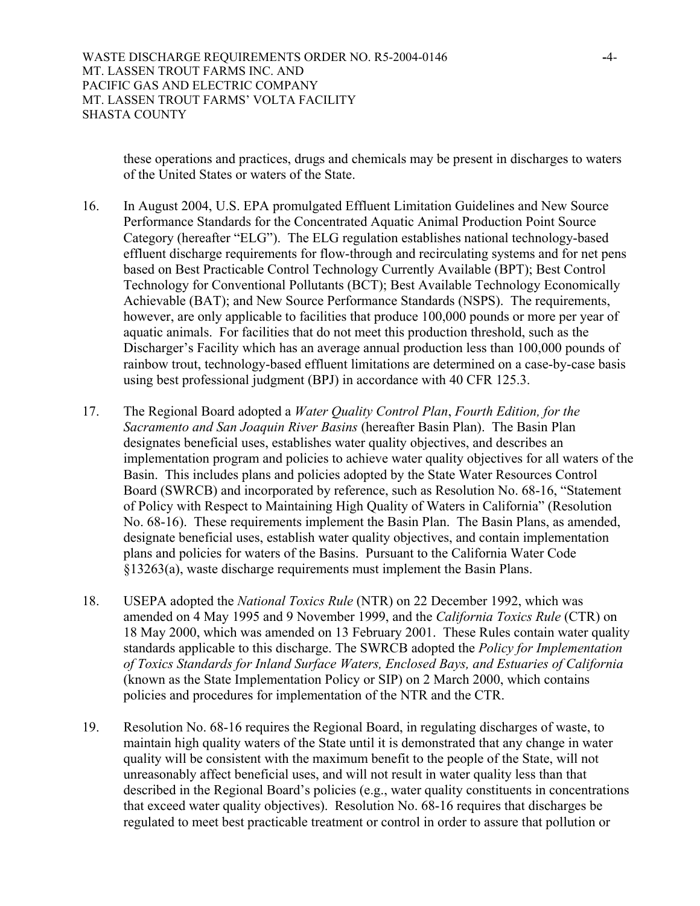these operations and practices, drugs and chemicals may be present in discharges to waters of the United States or waters of the State.

16. In August 2004, U.S. EPA promulgated Effluent Limitation Guidelines and New Source Performance Standards for the Concentrated Aquatic Animal Production Point Source Category (hereafter "ELG"). The ELG regulation establishes national technology-based effluent discharge requirements for flow-through and recirculating systems and for net pens based on Best Practicable Control Technology Currently Available (BPT); Best Control Technology for Conventional Pollutants (BCT); Best Available Technology Economically Achievable (BAT); and New Source Performance Standards (NSPS). The requirements, however, are only applicable to facilities that produce 100,000 pounds or more per year of aquatic animals. For facilities that do not meet this production threshold, such as the Discharger's Facility which has an average annual production less than 100,000 pounds of rainbow trout, technology-based effluent limitations are determined on a case-by-case basis using best professional judgment (BPJ) in accordance with 40 CFR 125.3.

17. The Regional Board adopted a *Water Quality Control Plan*, *Fourth Edition, for the Sacramento and San Joaquin River Basins* (hereafter Basin Plan). The Basin Plan designates beneficial uses, establishes water quality objectives, and describes an implementation program and policies to achieve water quality objectives for all waters of the Basin. This includes plans and policies adopted by the State Water Resources Control Board (SWRCB) and incorporated by reference, such as Resolution No. 68-16, "Statement of Policy with Respect to Maintaining High Quality of Waters in California" (Resolution No. 68-16). These requirements implement the Basin Plan. The Basin Plans, as amended, designate beneficial uses, establish water quality objectives, and contain implementation plans and policies for waters of the Basins. Pursuant to the California Water Code §13263(a), waste discharge requirements must implement the Basin Plans.

18. USEPA adopted the *National Toxics Rule* (NTR) on 22 December 1992, which was amended on 4 May 1995 and 9 November 1999, and the *California Toxics Rule* (CTR) on 18 May 2000, which was amended on 13 February 2001. These Rules contain water quality standards applicable to this discharge. The SWRCB adopted the *Policy for Implementation of Toxics Standards for Inland Surface Waters, Enclosed Bays, and Estuaries of California* (known as the State Implementation Policy or SIP) on 2 March 2000, which contains policies and procedures for implementation of the NTR and the CTR.

19. Resolution No. 68-16 requires the Regional Board, in regulating discharges of waste, to maintain high quality waters of the State until it is demonstrated that any change in water quality will be consistent with the maximum benefit to the people of the State, will not unreasonably affect beneficial uses, and will not result in water quality less than that described in the Regional Board's policies (e.g., water quality constituents in concentrations that exceed water quality objectives). Resolution No. 68-16 requires that discharges be regulated to meet best practicable treatment or control in order to assure that pollution or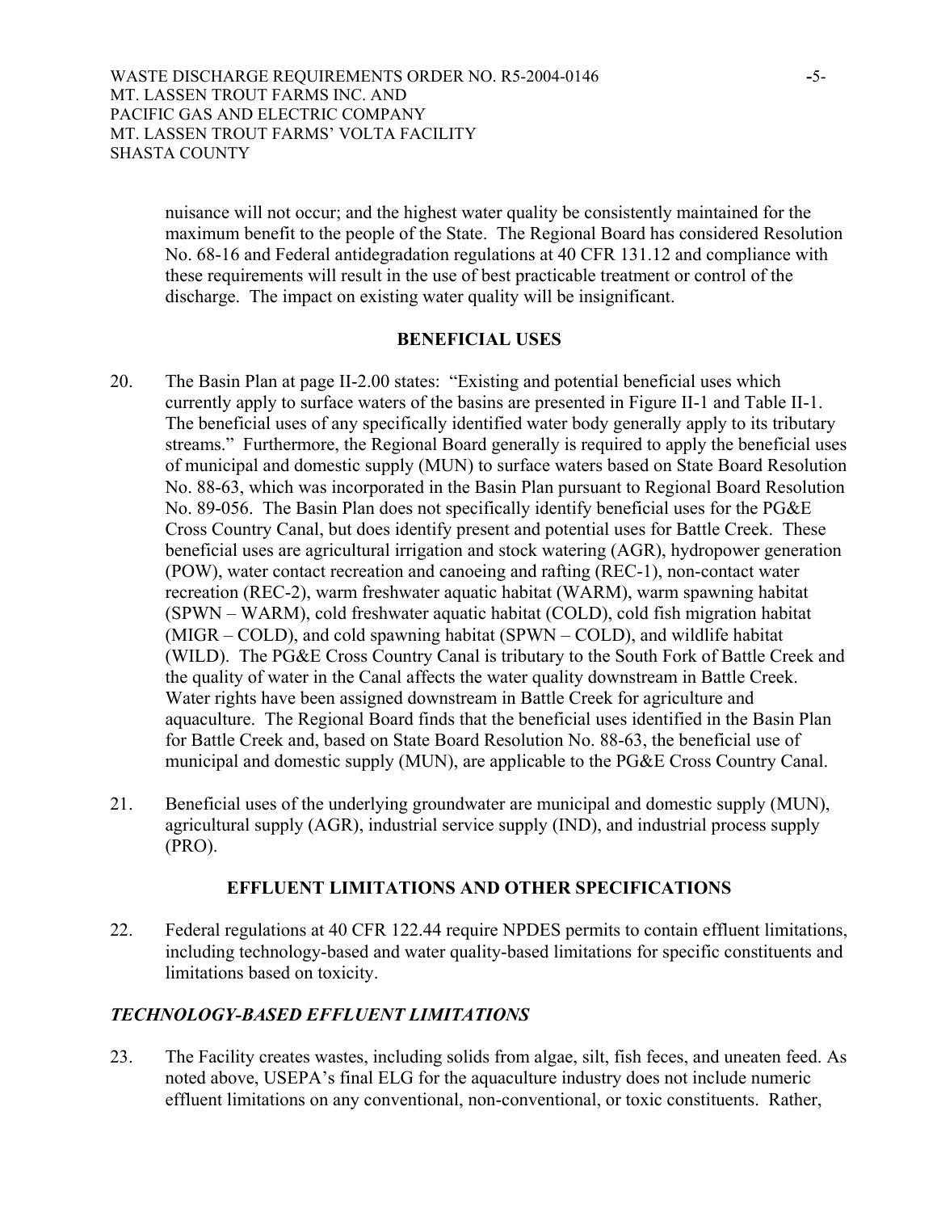nuisance will not occur; and the highest water quality be consistently maintained for the maximum benefit to the people of the State. The Regional Board has considered Resolution No. 68-16 and Federal antidegradation regulations at 40 CFR 131.12 and compliance with these requirements will result in the use of best practicable treatment or control of the discharge. The impact on existing water quality will be insignificant.

## BENEFICIAL USES

20. The Basin Plan at page II-2.00 states: "Existing and potential beneficial uses which currently apply to surface waters of the basins are presented in Figure II-1 and Table II-1. The beneficial uses of any specifically identified water body generally apply to its tributary streams." Furthermore, the Regional Board generally is required to apply the beneficial uses of municipal and domestic supply (MUN) to surface waters based on State Board Resolution No. 88-63, which was incorporated in the Basin Plan pursuant to Regional Board Resolution No. 89-056. The Basin Plan does not specifically identify beneficial uses for the PG&E Cross Country Canal, but does identify present and potential uses for Battle Creek. These beneficial uses are agricultural irrigation and stock watering (AGR), hydropower generation (POW), water contact recreation and canoeing and rafting (REC-1), non-contact water recreation (REC-2), warm freshwater aquatic habitat (WARM), warm spawning habitat (SPWN – WARM), cold freshwater aquatic habitat (COLD), cold fish migration habitat (MIGR – COLD), and cold spawning habitat (SPWN – COLD), and wildlife habitat (WILD). The PG&E Cross Country Canal is tributary to the South Fork of Battle Creek and the quality of water in the Canal affects the water quality downstream in Battle Creek. Water rights have been assigned downstream in Battle Creek for agriculture and aquaculture. The Regional Board finds that the beneficial uses identified in the Basin Plan for Battle Creek and, based on State Board Resolution No. 88-63, the beneficial use of municipal and domestic supply (MUN), are applicable to the PG&E Cross Country Canal.

21. Beneficial uses of the underlying groundwater are municipal and domestic supply (MUN), agricultural supply (AGR), industrial service supply (IND), and industrial process supply (PRO).

## EFFLUENT LIMITATIONS AND OTHER SPECIFICATIONS

22. Federal regulations at 40 CFR 122.44 require NPDES permits to contain effluent limitations, including technology-based and water quality-based limitations for specific constituents and limitations based on toxicity.

### *TECHNOLOGY-BASED EFFLUENT LIMITATIONS*

23. The Facility creates wastes, including solids from algae, silt, fish feces, and uneaten feed. As noted above, USEPA's final ELG for the aquaculture industry does not include numeric effluent limitations on any conventional, non-conventional, or toxic constituents. Rather,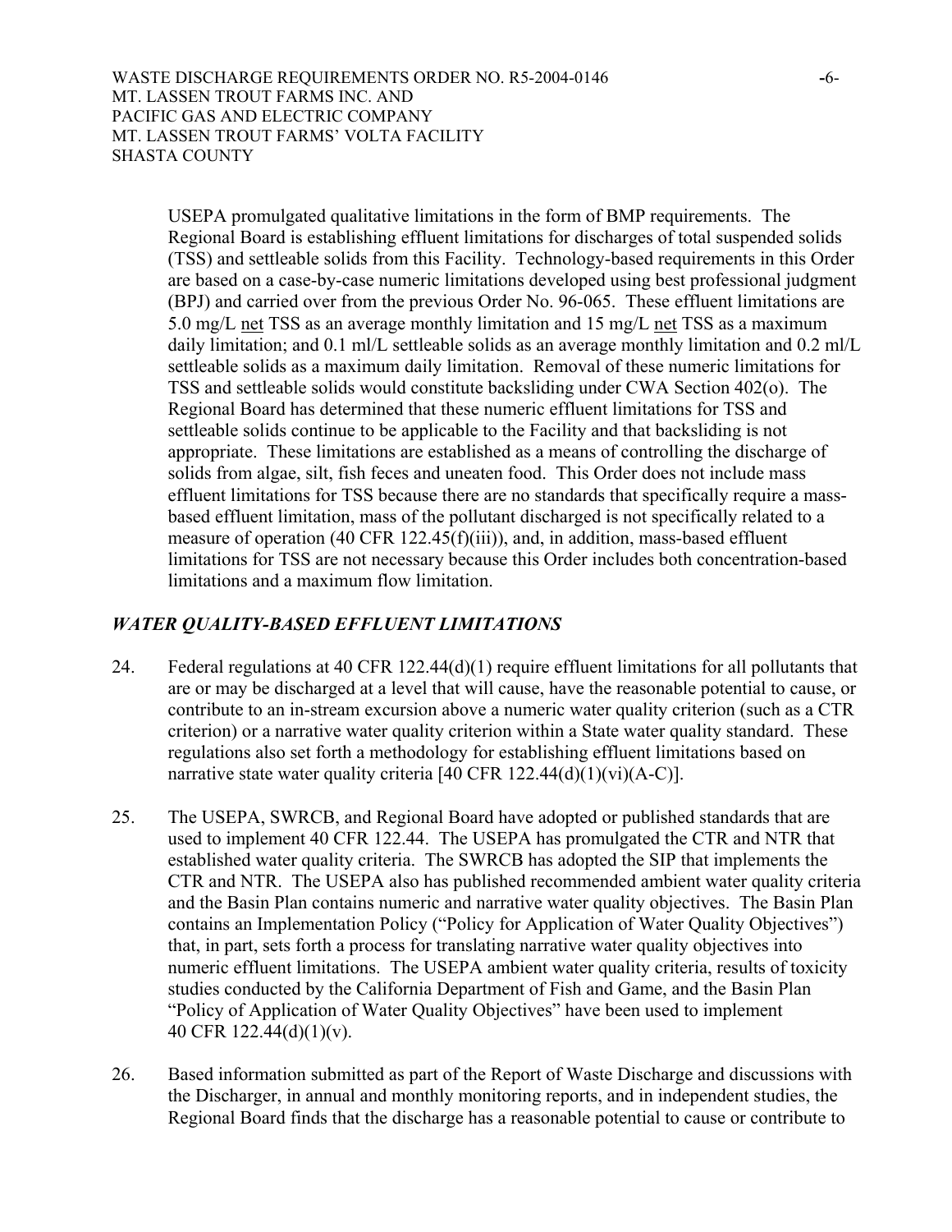USEPA promulgated qualitative limitations in the form of BMP requirements. The Regional Board is establishing effluent limitations for discharges of total suspended solids (TSS) and settleable solids from this Facility. Technology-based requirements in this Order are based on a case-by-case numeric limitations developed using best professional judgment (BPJ) and carried over from the previous Order No. 96-065. These effluent limitations are 5.0 mg/L net TSS as an average monthly limitation and 15 mg/L net TSS as a maximum daily limitation; and 0.1 ml/L settleable solids as an average monthly limitation and 0.2 ml/L settleable solids as a maximum daily limitation. Removal of these numeric limitations for TSS and settleable solids would constitute backsliding under CWA Section 402(o). The Regional Board has determined that these numeric effluent limitations for TSS and settleable solids continue to be applicable to the Facility and that backsliding is not appropriate. These limitations are established as a means of controlling the discharge of solids from algae, silt, fish feces and uneaten food. This Order does not include mass effluent limitations for TSS because there are no standards that specifically require a mass-based effluent limitation, mass of the pollutant discharged is not specifically related to a measure of operation (40 CFR 122.45(f)(iii)), and, in addition, mass-based effluent limitations for TSS are not necessary because this Order includes both concentration-based limitations and a maximum flow limitation.

## *WATER QUALITY-BASED EFFLUENT LIMITATIONS*

24. Federal regulations at 40 CFR 122.44(d)(1) require effluent limitations for all pollutants that are or may be discharged at a level that will cause, have the reasonable potential to cause, or contribute to an in-stream excursion above a numeric water quality criterion (such as a CTR criterion) or a narrative water quality criterion within a State water quality standard. These regulations also set forth a methodology for establishing effluent limitations based on narrative state water quality criteria [40 CFR 122.44(d)(1)(vi)(A-C)].

25. The USEPA, SWRCB, and Regional Board have adopted or published standards that are used to implement 40 CFR 122.44. The USEPA has promulgated the CTR and NTR that established water quality criteria. The SWRCB has adopted the SIP that implements the CTR and NTR. The USEPA also has published recommended ambient water quality criteria and the Basin Plan contains numeric and narrative water quality objectives. The Basin Plan contains an Implementation Policy ("Policy for Application of Water Quality Objectives") that, in part, sets forth a process for translating narrative water quality objectives into numeric effluent limitations. The USEPA ambient water quality criteria, results of toxicity studies conducted by the California Department of Fish and Game, and the Basin Plan "Policy of Application of Water Quality Objectives" have been used to implement 40 CFR 122.44(d)(1)(v).

26. Based information submitted as part of the Report of Waste Discharge and discussions with the Discharger, in annual and monthly monitoring reports, and in independent studies, the Regional Board finds that the discharge has a reasonable potential to cause or contribute to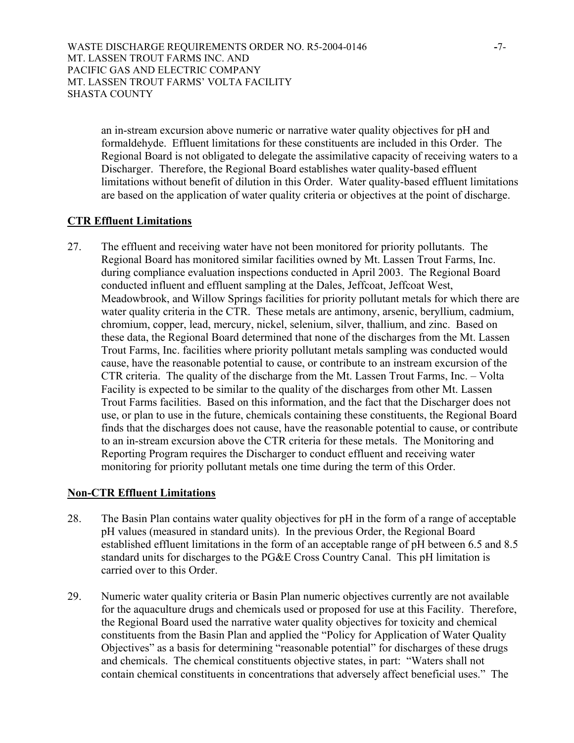an in-stream excursion above numeric or narrative water quality objectives for pH and formaldehyde. Effluent limitations for these constituents are included in this Order. The Regional Board is not obligated to delegate the assimilative capacity of receiving waters to a Discharger. Therefore, the Regional Board establishes water quality-based effluent limitations without benefit of dilution in this Order. Water quality-based effluent limitations are based on the application of water quality criteria or objectives at the point of discharge.

**CTR Effluent Limitations**

27. The effluent and receiving water have not been monitored for priority pollutants. The Regional Board has monitored similar facilities owned by Mt. Lassen Trout Farms, Inc. during compliance evaluation inspections conducted in April 2003. The Regional Board conducted influent and effluent sampling at the Dales, Jeffcoat, Jeffcoat West, Meadowbrook, and Willow Springs facilities for priority pollutant metals for which there are water quality criteria in the CTR. These metals are antimony, arsenic, beryllium, cadmium, chromium, copper, lead, mercury, nickel, selenium, silver, thallium, and zinc. Based on these data, the Regional Board determined that none of the discharges from the Mt. Lassen Trout Farms, Inc. facilities where priority pollutant metals sampling was conducted would cause, have the reasonable potential to cause, or contribute to an instream excursion of the CTR criteria. The quality of the discharge from the Mt. Lassen Trout Farms, Inc. – Volta Facility is expected to be similar to the quality of the discharges from other Mt. Lassen Trout Farms facilities. Based on this information, and the fact that the Discharger does not use, or plan to use in the future, chemicals containing these constituents, the Regional Board finds that the discharges does not cause, have the reasonable potential to cause, or contribute to an in-stream excursion above the CTR criteria for these metals. The Monitoring and Reporting Program requires the Discharger to conduct effluent and receiving water monitoring for priority pollutant metals one time during the term of this Order.

**Non-CTR Effluent Limitations**

28. The Basin Plan contains water quality objectives for pH in the form of a range of acceptable pH values (measured in standard units). In the previous Order, the Regional Board established effluent limitations in the form of an acceptable range of pH between 6.5 and 8.5 standard units for discharges to the PG&E Cross Country Canal. This pH limitation is carried over to this Order.

29. Numeric water quality criteria or Basin Plan numeric objectives currently are not available for the aquaculture drugs and chemicals used or proposed for use at this Facility. Therefore, the Regional Board used the narrative water quality objectives for toxicity and chemical constituents from the Basin Plan and applied the "Policy for Application of Water Quality Objectives" as a basis for determining "reasonable potential" for discharges of these drugs and chemicals. The chemical constituents objective states, in part: "Waters shall not contain chemical constituents in concentrations that adversely affect beneficial uses." The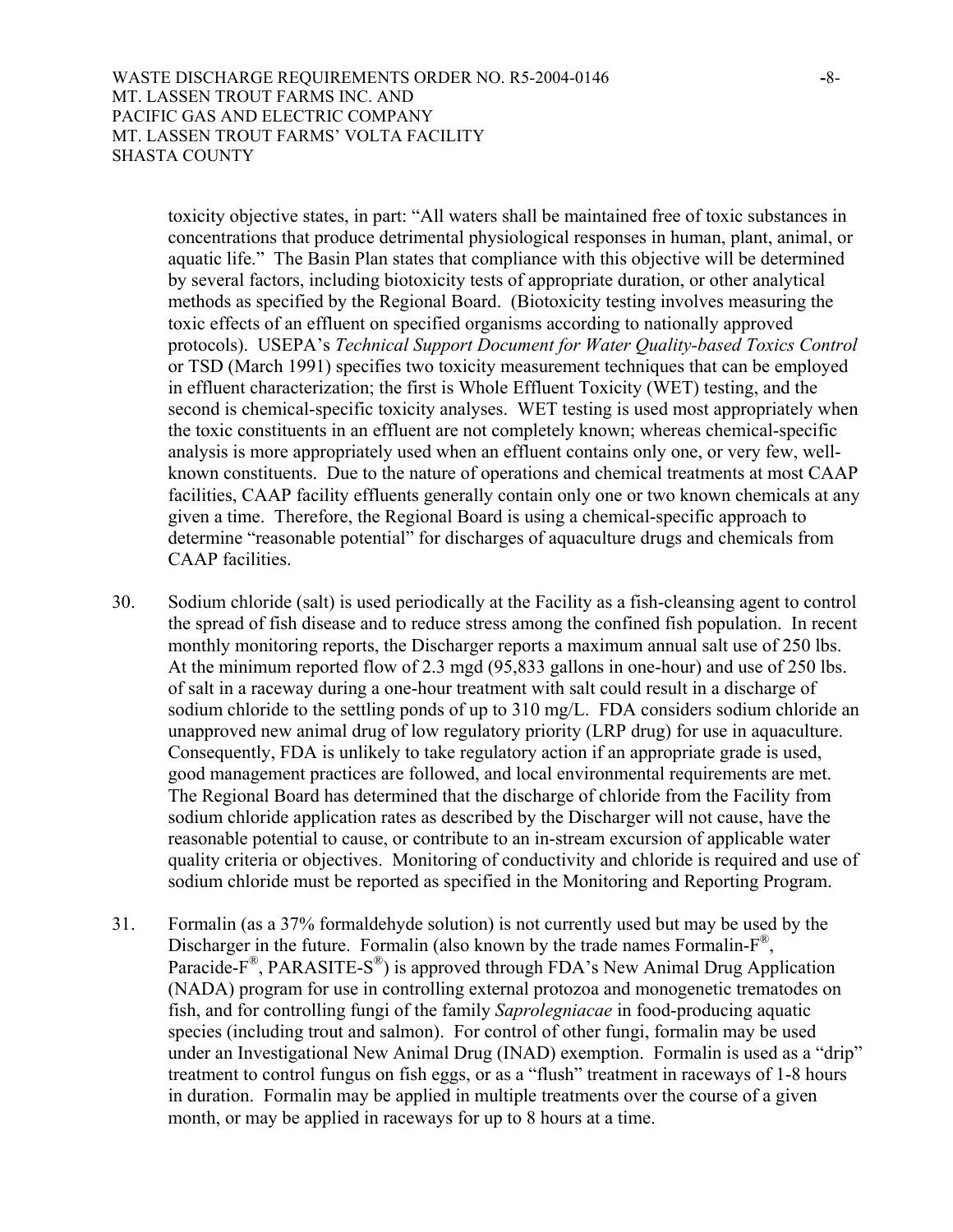toxicity objective states, in part: "All waters shall be maintained free of toxic substances in concentrations that produce detrimental physiological responses in human, plant, animal, or aquatic life." The Basin Plan states that compliance with this objective will be determined by several factors, including biotoxicity tests of appropriate duration, or other analytical methods as specified by the Regional Board. (Biotoxicity testing involves measuring the toxic effects of an effluent on specified organisms according to nationally approved protocols). USEPA's *Technical Support Document for Water Quality-based Toxics Control* or TSD (March 1991) specifies two toxicity measurement techniques that can be employed in effluent characterization; the first is Whole Effluent Toxicity (WET) testing, and the second is chemical-specific toxicity analyses. WET testing is used most appropriately when the toxic constituents in an effluent are not completely known; whereas chemical-specific analysis is more appropriately used when an effluent contains only one, or very few, well-known constituents. Due to the nature of operations and chemical treatments at most CAAP facilities, CAAP facility effluents generally contain only one or two known chemicals at any given a time. Therefore, the Regional Board is using a chemical-specific approach to determine "reasonable potential" for discharges of aquaculture drugs and chemicals from CAAP facilities.

30. Sodium chloride (salt) is used periodically at the Facility as a fish-cleansing agent to control the spread of fish disease and to reduce stress among the confined fish population. In recent monthly monitoring reports, the Discharger reports a maximum annual salt use of 250 lbs. At the minimum reported flow of 2.3 mgd (95,833 gallons in one-hour) and use of 250 lbs. of salt in a raceway during a one-hour treatment with salt could result in a discharge of sodium chloride to the settling ponds of up to 310 mg/L. FDA considers sodium chloride an unapproved new animal drug of low regulatory priority (LRP drug) for use in aquaculture. Consequently, FDA is unlikely to take regulatory action if an appropriate grade is used, good management practices are followed, and local environmental requirements are met. The Regional Board has determined that the discharge of chloride from the Facility from sodium chloride application rates as described by the Discharger will not cause, have the reasonable potential to cause, or contribute to an in-stream excursion of applicable water quality criteria or objectives. Monitoring of conductivity and chloride is required and use of sodium chloride must be reported as specified in the Monitoring and Reporting Program.

31. Formalin (as a 37% formaldehyde solution) is not currently used but may be used by the Discharger in the future. Formalin (also known by the trade names Formalin-F®, Paracide-F®, PARASITE-S®) is approved through FDA's New Animal Drug Application (NADA) program for use in controlling external protozoa and monogenetic trematodes on fish, and for controlling fungi of the family *Saprolegniacae* in food-producing aquatic species (including trout and salmon). For control of other fungi, formalin may be used under an Investigational New Animal Drug (INAD) exemption. Formalin is used as a "drip" treatment to control fungus on fish eggs, or as a "flush" treatment in raceways of 1-8 hours in duration. Formalin may be applied in multiple treatments over the course of a given month, or may be applied in raceways for up to 8 hours at a time.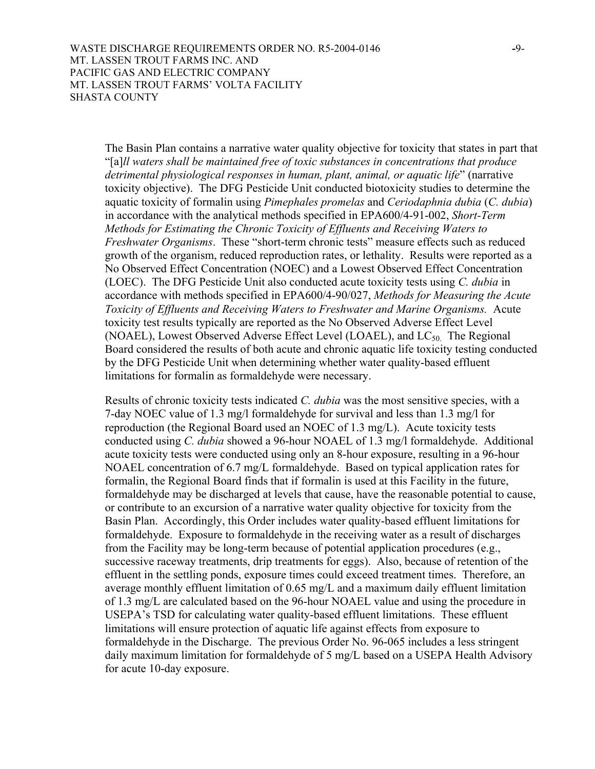The Basin Plan contains a narrative water quality objective for toxicity that states in part that "[a]*ll waters shall be maintained free of toxic substances in concentrations that produce detrimental physiological responses in human, plant, animal, or aquatic life*" (narrative toxicity objective). The DFG Pesticide Unit conducted biotoxicity studies to determine the aquatic toxicity of formalin using *Pimephales promelas* and *Ceriodaphnia dubia* (*C. dubia*) in accordance with the analytical methods specified in EPA600/4-91-002, *Short-Term Methods for Estimating the Chronic Toxicity of Effluents and Receiving Waters to Freshwater Organisms*. These "short-term chronic tests" measure effects such as reduced growth of the organism, reduced reproduction rates, or lethality. Results were reported as a No Observed Effect Concentration (NOEC) and a Lowest Observed Effect Concentration (LOEC). The DFG Pesticide Unit also conducted acute toxicity tests using *C. dubia* in accordance with methods specified in EPA600/4-90/027, *Methods for Measuring the Acute Toxicity of Effluents and Receiving Waters to Freshwater and Marine Organisms.* Acute toxicity test results typically are reported as the No Observed Adverse Effect Level (NOAEL), Lowest Observed Adverse Effect Level (LOAEL), and $LC_{50}$. The Regional Board considered the results of both acute and chronic aquatic life toxicity testing conducted by the DFG Pesticide Unit when determining whether water quality-based effluent limitations for formalin as formaldehyde were necessary.

Results of chronic toxicity tests indicated *C. dubia* was the most sensitive species, with a 7-day NOEC value of 1.3 mg/l formaldehyde for survival and less than 1.3 mg/l for reproduction (the Regional Board used an NOEC of 1.3 mg/L). Acute toxicity tests conducted using *C. dubia* showed a 96-hour NOAEL of 1.3 mg/l formaldehyde. Additional acute toxicity tests were conducted using only an 8-hour exposure, resulting in a 96-hour NOAEL concentration of 6.7 mg/L formaldehyde. Based on typical application rates for formalin, the Regional Board finds that if formalin is used at this Facility in the future, formaldehyde may be discharged at levels that cause, have the reasonable potential to cause, or contribute to an excursion of a narrative water quality objective for toxicity from the Basin Plan. Accordingly, this Order includes water quality-based effluent limitations for formaldehyde. Exposure to formaldehyde in the receiving water as a result of discharges from the Facility may be long-term because of potential application procedures (e.g., successive raceway treatments, drip treatments for eggs). Also, because of retention of the effluent in the settling ponds, exposure times could exceed treatment times. Therefore, an average monthly effluent limitation of 0.65 mg/L and a maximum daily effluent limitation of 1.3 mg/L are calculated based on the 96-hour NOAEL value and using the procedure in USEPA's TSD for calculating water quality-based effluent limitations. These effluent limitations will ensure protection of aquatic life against effects from exposure to formaldehyde in the Discharge. The previous Order No. 96-065 includes a less stringent daily maximum limitation for formaldehyde of 5 mg/L based on a USEPA Health Advisory for acute 10-day exposure.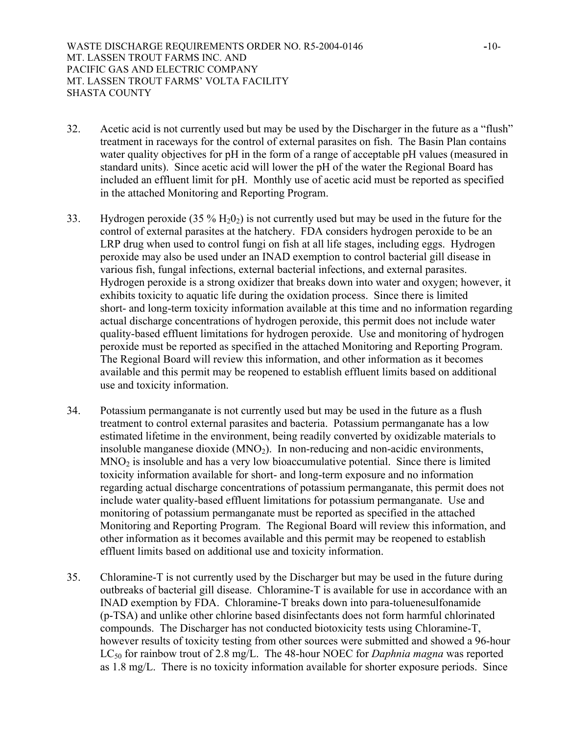32. Acetic acid is not currently used but may be used by the Discharger in the future as a "flush" treatment in raceways for the control of external parasites on fish. The Basin Plan contains water quality objectives for pH in the form of a range of acceptable pH values (measured in standard units). Since acetic acid will lower the pH of the water the Regional Board has included an effluent limit for pH. Monthly use of acetic acid must be reported as specified in the attached Monitoring and Reporting Program.

33. Hydrogen peroxide (35 % $H_20_2$) is not currently used but may be used in the future for the control of external parasites at the hatchery. FDA considers hydrogen peroxide to be an LRP drug when used to control fungi on fish at all life stages, including eggs. Hydrogen peroxide may also be used under an INAD exemption to control bacterial gill disease in various fish, fungal infections, external bacterial infections, and external parasites. Hydrogen peroxide is a strong oxidizer that breaks down into water and oxygen; however, it exhibits toxicity to aquatic life during the oxidation process. Since there is limited short- and long-term toxicity information available at this time and no information regarding actual discharge concentrations of hydrogen peroxide, this permit does not include water quality-based effluent limitations for hydrogen peroxide. Use and monitoring of hydrogen peroxide must be reported as specified in the attached Monitoring and Reporting Program. The Regional Board will review this information, and other information as it becomes available and this permit may be reopened to establish effluent limits based on additional use and toxicity information.

34. Potassium permanganate is not currently used but may be used in the future as a flush treatment to control external parasites and bacteria. Potassium permanganate has a low estimated lifetime in the environment, being readily converted by oxidizable materials to insoluble manganese dioxide ($MNO_2$). In non-reducing and non-acidic environments, $MNO_2$ is insoluble and has a very low bioaccumulative potential. Since there is limited toxicity information available for short- and long-term exposure and no information regarding actual discharge concentrations of potassium permanganate, this permit does not include water quality-based effluent limitations for potassium permanganate. Use and monitoring of potassium permanganate must be reported as specified in the attached Monitoring and Reporting Program. The Regional Board will review this information, and other information as it becomes available and this permit may be reopened to establish effluent limits based on additional use and toxicity information.

35. Chloramine-T is not currently used by the Discharger but may be used in the future during outbreaks of bacterial gill disease. Chloramine-T is available for use in accordance with an INAD exemption by FDA. Chloramine-T breaks down into para-toluenesulfonamide (p-TSA) and unlike other chlorine based disinfectants does not form harmful chlorinated compounds. The Discharger has not conducted biotoxicity tests using Chloramine-T, however results of toxicity testing from other sources were submitted and showed a 96-hour $LC_{50}$ for rainbow trout of 2.8 mg/L. The 48-hour NOEC for *Daphnia magna* was reported as 1.8 mg/L. There is no toxicity information available for shorter exposure periods. Since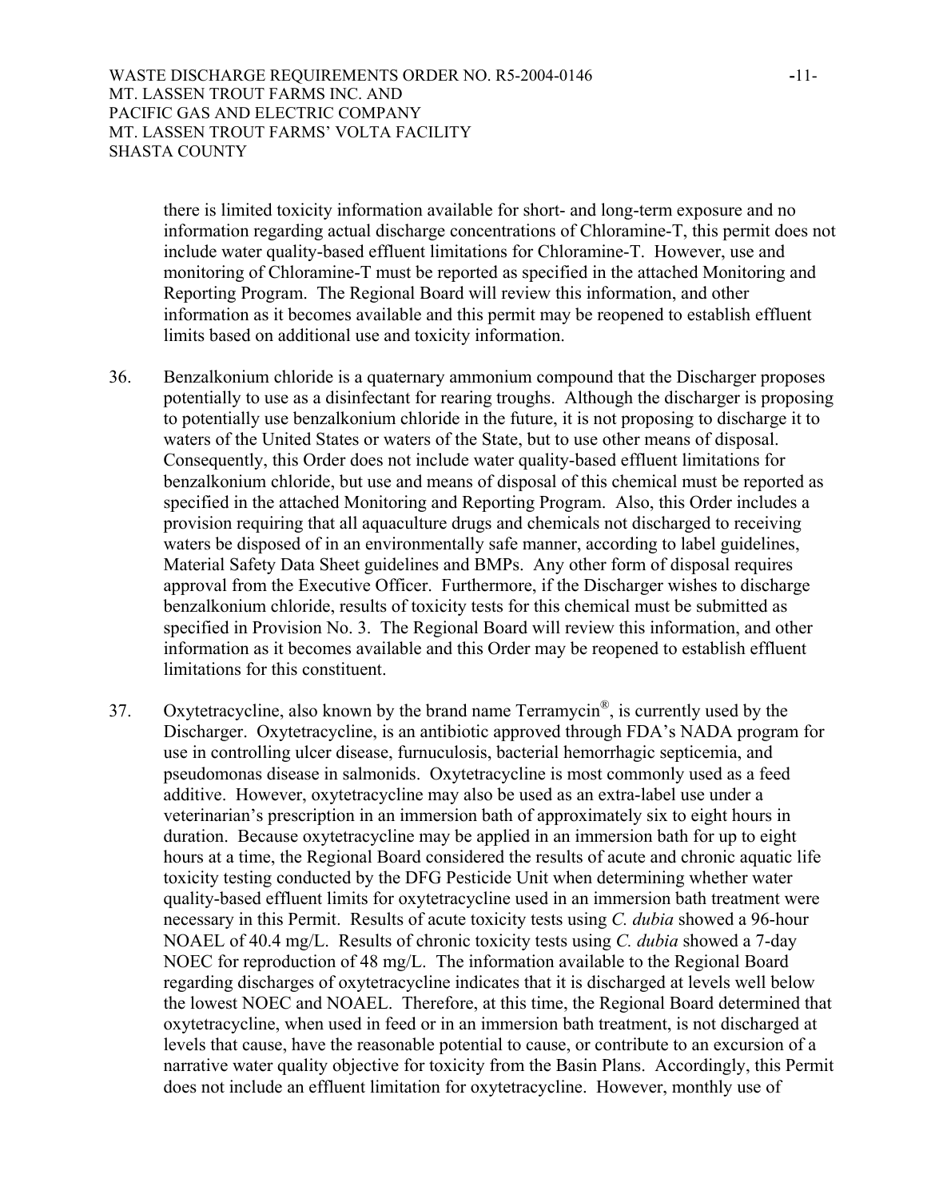there is limited toxicity information available for short- and long-term exposure and no information regarding actual discharge concentrations of Chloramine-T, this permit does not include water quality-based effluent limitations for Chloramine-T. However, use and monitoring of Chloramine-T must be reported as specified in the attached Monitoring and Reporting Program. The Regional Board will review this information, and other information as it becomes available and this permit may be reopened to establish effluent limits based on additional use and toxicity information.

36. Benzalkonium chloride is a quaternary ammonium compound that the Discharger proposes potentially to use as a disinfectant for rearing troughs. Although the discharger is proposing to potentially use benzalkonium chloride in the future, it is not proposing to discharge it to waters of the United States or waters of the State, but to use other means of disposal. Consequently, this Order does not include water quality-based effluent limitations for benzalkonium chloride, but use and means of disposal of this chemical must be reported as specified in the attached Monitoring and Reporting Program. Also, this Order includes a provision requiring that all aquaculture drugs and chemicals not discharged to receiving waters be disposed of in an environmentally safe manner, according to label guidelines, Material Safety Data Sheet guidelines and BMPs. Any other form of disposal requires approval from the Executive Officer. Furthermore, if the Discharger wishes to discharge benzalkonium chloride, results of toxicity tests for this chemical must be submitted as specified in Provision No. 3. The Regional Board will review this information, and other information as it becomes available and this Order may be reopened to establish effluent limitations for this constituent.

37. Oxytetracycline, also known by the brand name Terramycin®, is currently used by the Discharger. Oxytetracycline, is an antibiotic approved through FDA's NADA program for use in controlling ulcer disease, furnuculosis, bacterial hemorrhagic septicemia, and pseudomonas disease in salmonids. Oxytetracycline is most commonly used as a feed additive. However, oxytetracycline may also be used as an extra-label use under a veterinarian's prescription in an immersion bath of approximately six to eight hours in duration. Because oxytetracycline may be applied in an immersion bath for up to eight hours at a time, the Regional Board considered the results of acute and chronic aquatic life toxicity testing conducted by the DFG Pesticide Unit when determining whether water quality-based effluent limits for oxytetracycline used in an immersion bath treatment were necessary in this Permit. Results of acute toxicity tests using *C. dubia* showed a 96-hour NOAEL of 40.4 mg/L. Results of chronic toxicity tests using *C. dubia* showed a 7-day NOEC for reproduction of 48 mg/L. The information available to the Regional Board regarding discharges of oxytetracycline indicates that it is discharged at levels well below the lowest NOEC and NOAEL. Therefore, at this time, the Regional Board determined that oxytetracycline, when used in feed or in an immersion bath treatment, is not discharged at levels that cause, have the reasonable potential to cause, or contribute to an excursion of a narrative water quality objective for toxicity from the Basin Plans. Accordingly, this Permit does not include an effluent limitation for oxytetracycline. However, monthly use of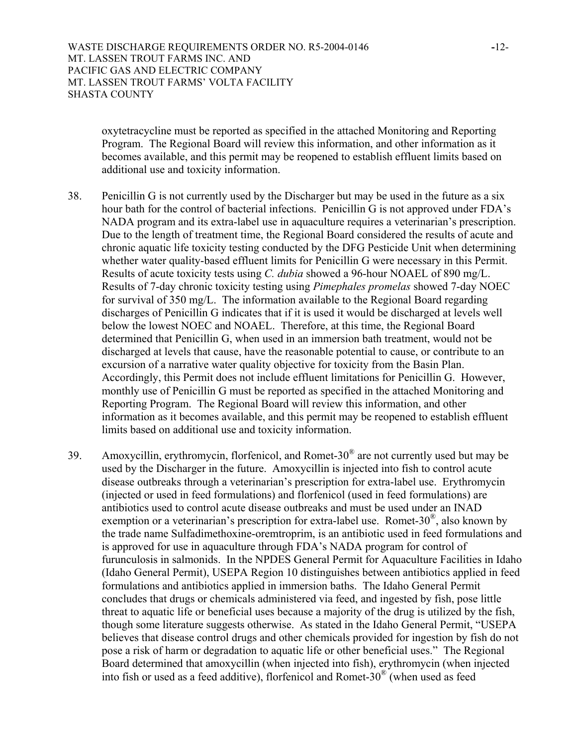oxytetracycline must be reported as specified in the attached Monitoring and Reporting Program. The Regional Board will review this information, and other information as it becomes available, and this permit may be reopened to establish effluent limits based on additional use and toxicity information.

38. Penicillin G is not currently used by the Discharger but may be used in the future as a six hour bath for the control of bacterial infections. Penicillin G is not approved under FDA's NADA program and its extra-label use in aquaculture requires a veterinarian's prescription. Due to the length of treatment time, the Regional Board considered the results of acute and chronic aquatic life toxicity testing conducted by the DFG Pesticide Unit when determining whether water quality-based effluent limits for Penicillin G were necessary in this Permit. Results of acute toxicity tests using *C. dubia* showed a 96-hour NOAEL of 890 mg/L. Results of 7-day chronic toxicity testing using *Pimephales promelas* showed 7-day NOEC for survival of 350 mg/L. The information available to the Regional Board regarding discharges of Penicillin G indicates that if it is used it would be discharged at levels well below the lowest NOEC and NOAEL. Therefore, at this time, the Regional Board determined that Penicillin G, when used in an immersion bath treatment, would not be discharged at levels that cause, have the reasonable potential to cause, or contribute to an excursion of a narrative water quality objective for toxicity from the Basin Plan. Accordingly, this Permit does not include effluent limitations for Penicillin G. However, monthly use of Penicillin G must be reported as specified in the attached Monitoring and Reporting Program. The Regional Board will review this information, and other information as it becomes available, and this permit may be reopened to establish effluent limits based on additional use and toxicity information.

39. Amoxycillin, erythromycin, florfenicol, and Romet-30® are not currently used but may be used by the Discharger in the future. Amoxycillin is injected into fish to control acute disease outbreaks through a veterinarian's prescription for extra-label use. Erythromycin (injected or used in feed formulations) and florfenicol (used in feed formulations) are antibiotics used to control acute disease outbreaks and must be used under an INAD exemption or a veterinarian's prescription for extra-label use. Romet-30®, also known by the trade name Sulfadimethoxine-oremtroprim, is an antibiotic used in feed formulations and is approved for use in aquaculture through FDA's NADA program for control of furunculosis in salmonids. In the NPDES General Permit for Aquaculture Facilities in Idaho (Idaho General Permit), USEPA Region 10 distinguishes between antibiotics applied in feed formulations and antibiotics applied in immersion baths. The Idaho General Permit concludes that drugs or chemicals administered via feed, and ingested by fish, pose little threat to aquatic life or beneficial uses because a majority of the drug is utilized by the fish, though some literature suggests otherwise. As stated in the Idaho General Permit, "USEPA believes that disease control drugs and other chemicals provided for ingestion by fish do not pose a risk of harm or degradation to aquatic life or other beneficial uses." The Regional Board determined that amoxycillin (when injected into fish), erythromycin (when injected into fish or used as a feed additive), florfenicol and Romet-30® (when used as feed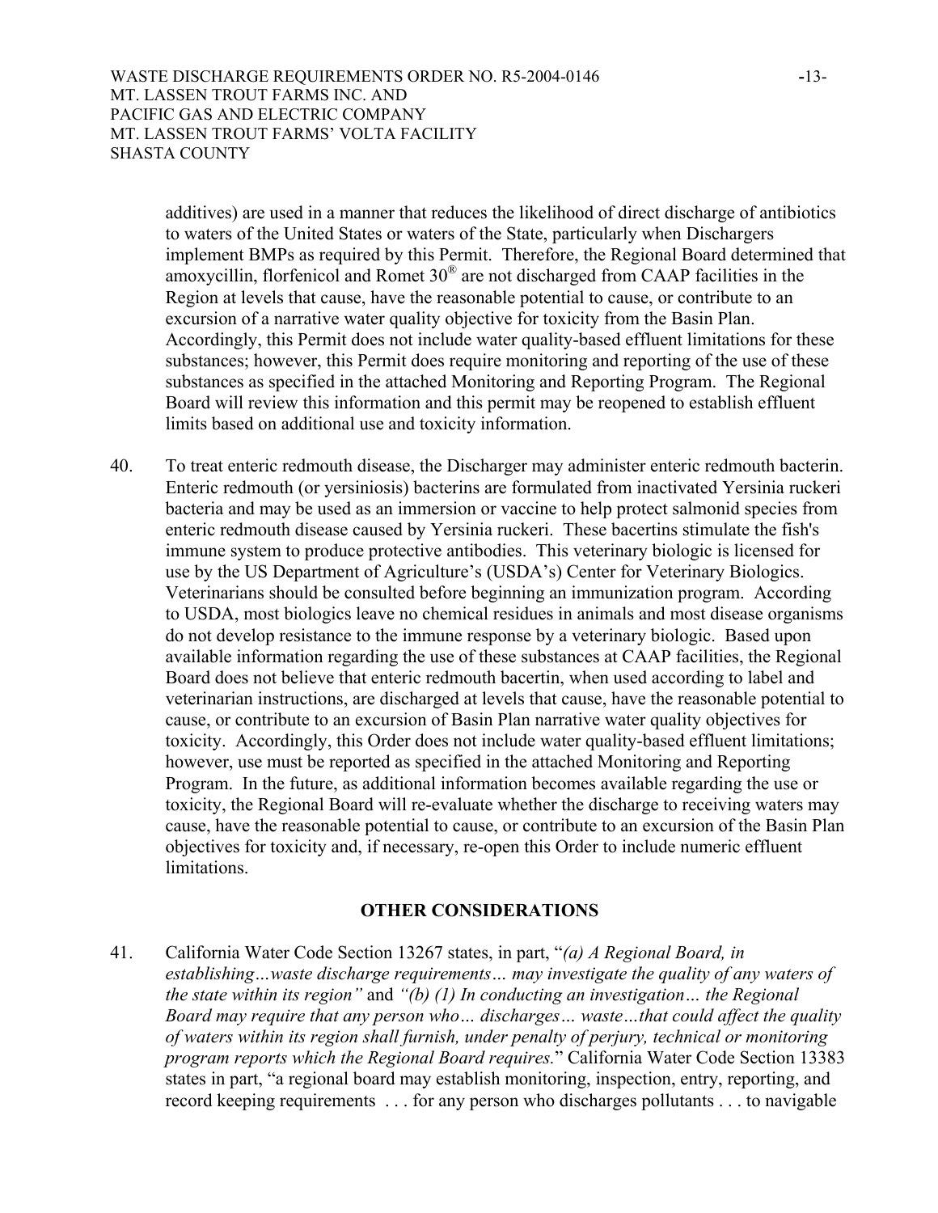additives) are used in a manner that reduces the likelihood of direct discharge of antibiotics to waters of the United States or waters of the State, particularly when Dischargers implement BMPs as required by this Permit. Therefore, the Regional Board determined that amoxycillin, florfenicol and Romet 30® are not discharged from CAAP facilities in the Region at levels that cause, have the reasonable potential to cause, or contribute to an excursion of a narrative water quality objective for toxicity from the Basin Plan. Accordingly, this Permit does not include water quality-based effluent limitations for these substances; however, this Permit does require monitoring and reporting of the use of these substances as specified in the attached Monitoring and Reporting Program. The Regional Board will review this information and this permit may be reopened to establish effluent limits based on additional use and toxicity information.

40. To treat enteric redmouth disease, the Discharger may administer enteric redmouth bacterin. Enteric redmouth (or yersiniosis) bacterins are formulated from inactivated Yersinia ruckeri bacteria and may be used as an immersion or vaccine to help protect salmonid species from enteric redmouth disease caused by Yersinia ruckeri. These bacertins stimulate the fish's immune system to produce protective antibodies. This veterinary biologic is licensed for use by the US Department of Agriculture's (USDA's) Center for Veterinary Biologics. Veterinarians should be consulted before beginning an immunization program. According to USDA, most biologics leave no chemical residues in animals and most disease organisms do not develop resistance to the immune response by a veterinary biologic. Based upon available information regarding the use of these substances at CAAP facilities, the Regional Board does not believe that enteric redmouth bacertin, when used according to label and veterinarian instructions, are discharged at levels that cause, have the reasonable potential to cause, or contribute to an excursion of Basin Plan narrative water quality objectives for toxicity. Accordingly, this Order does not include water quality-based effluent limitations; however, use must be reported as specified in the attached Monitoring and Reporting Program. In the future, as additional information becomes available regarding the use or toxicity, the Regional Board will re-evaluate whether the discharge to receiving waters may cause, have the reasonable potential to cause, or contribute to an excursion of the Basin Plan objectives for toxicity and, if necessary, re-open this Order to include numeric effluent limitations.

## OTHER CONSIDERATIONS

41. California Water Code Section 13267 states, in part, "*(a) A Regional Board, in establishing…waste discharge requirements… may investigate the quality of any waters of the state within its region*" and *"(b) (1) In conducting an investigation… the Regional Board may require that any person who… discharges… waste…that could affect the quality of waters within its region shall furnish, under penalty of perjury, technical or monitoring program reports which the Regional Board requires.*" California Water Code Section 13383 states in part, "a regional board may establish monitoring, inspection, entry, reporting, and record keeping requirements . . . for any person who discharges pollutants . . . to navigable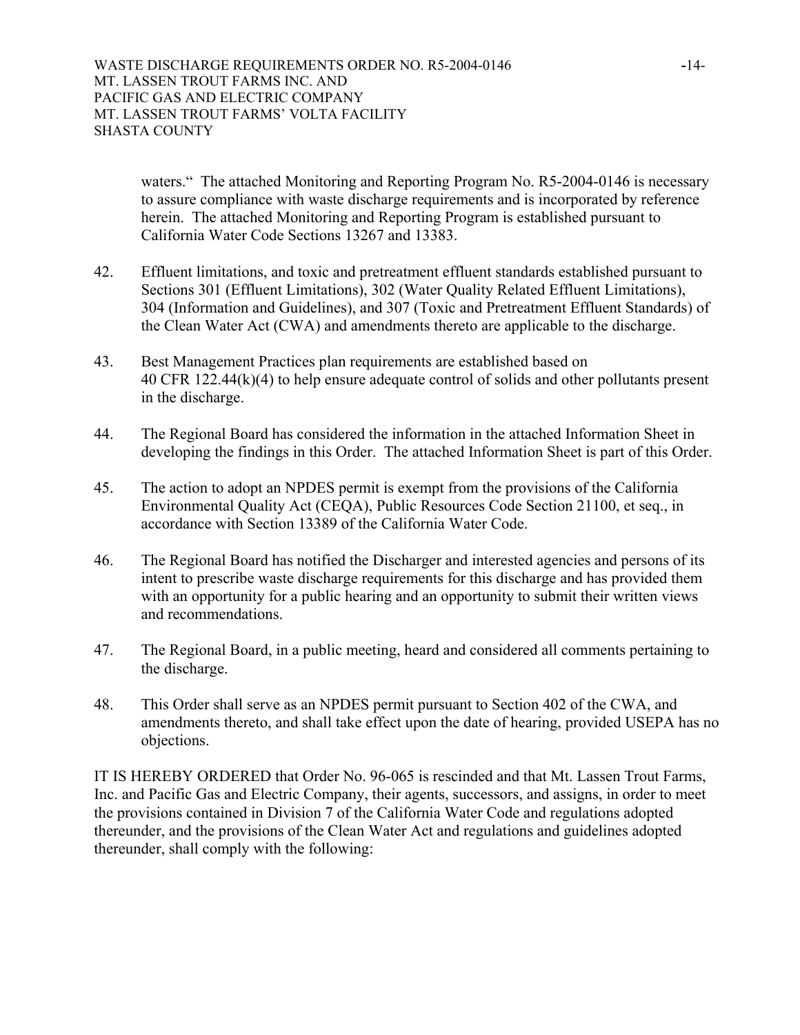waters.“ The attached Monitoring and Reporting Program No. R5-2004-0146 is necessary to assure compliance with waste discharge requirements and is incorporated by reference herein. The attached Monitoring and Reporting Program is established pursuant to California Water Code Sections 13267 and 13383.

42. Effluent limitations, and toxic and pretreatment effluent standards established pursuant to Sections 301 (Effluent Limitations), 302 (Water Quality Related Effluent Limitations), 304 (Information and Guidelines), and 307 (Toxic and Pretreatment Effluent Standards) of the Clean Water Act (CWA) and amendments thereto are applicable to the discharge.

43. Best Management Practices plan requirements are established based on 40 CFR 122.44(k)(4) to help ensure adequate control of solids and other pollutants present in the discharge.

44. The Regional Board has considered the information in the attached Information Sheet in developing the findings in this Order. The attached Information Sheet is part of this Order.

45. The action to adopt an NPDES permit is exempt from the provisions of the California Environmental Quality Act (CEQA), Public Resources Code Section 21100, et seq., in accordance with Section 13389 of the California Water Code.

46. The Regional Board has notified the Discharger and interested agencies and persons of its intent to prescribe waste discharge requirements for this discharge and has provided them with an opportunity for a public hearing and an opportunity to submit their written views and recommendations.

47. The Regional Board, in a public meeting, heard and considered all comments pertaining to the discharge.

48. This Order shall serve as an NPDES permit pursuant to Section 402 of the CWA, and amendments thereto, and shall take effect upon the date of hearing, provided USEPA has no objections.

IT IS HEREBY ORDERED that Order No. 96-065 is rescinded and that Mt. Lassen Trout Farms, Inc. and Pacific Gas and Electric Company, their agents, successors, and assigns, in order to meet the provisions contained in Division 7 of the California Water Code and regulations adopted thereunder, and the provisions of the Clean Water Act and regulations and guidelines adopted thereunder, shall comply with the following: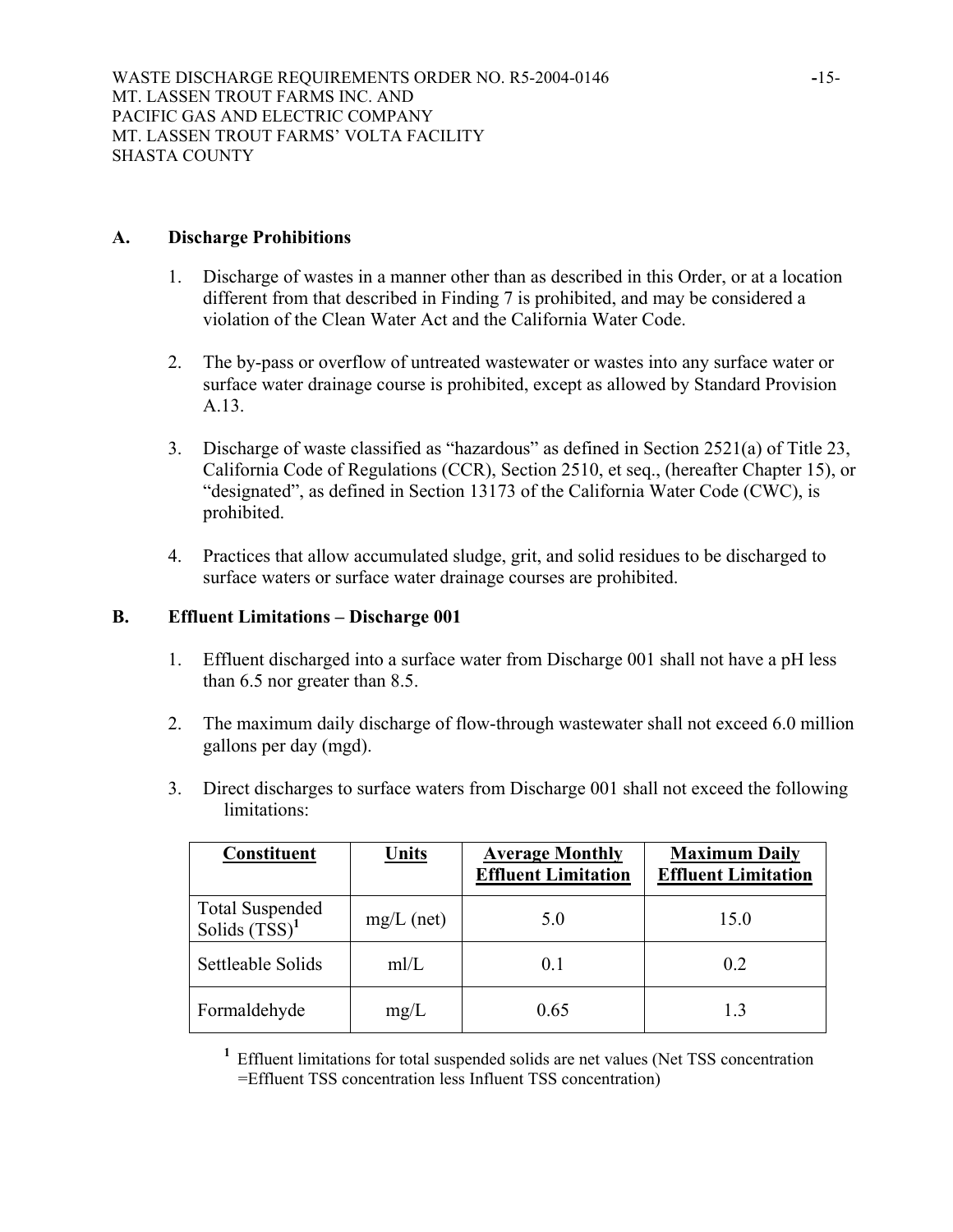## A. Discharge Prohibitions

1. Discharge of wastes in a manner other than as described in this Order, or at a location different from that described in Finding 7 is prohibited, and may be considered a violation of the Clean Water Act and the California Water Code.

2. The by-pass or overflow of untreated wastewater or wastes into any surface water or surface water drainage course is prohibited, except as allowed by Standard Provision A.13.

3. Discharge of waste classified as "hazardous" as defined in Section 2521(a) of Title 23, California Code of Regulations (CCR), Section 2510, et seq., (hereafter Chapter 15), or "designated", as defined in Section 13173 of the California Water Code (CWC), is prohibited.

4. Practices that allow accumulated sludge, grit, and solid residues to be discharged to surface waters or surface water drainage courses are prohibited.

## B. Effluent Limitations – Discharge 001

1. Effluent discharged into a surface water from Discharge 001 shall not have a pH less than 6.5 nor greater than 8.5.

2. The maximum daily discharge of flow-through wastewater shall not exceed 6.0 million gallons per day (mgd).

3. Direct discharges to surface waters from Discharge 001 shall not exceed the following limitations:

| Constituent | Units | Average Monthly Effluent Limitation | Maximum Daily Effluent Limitation |
|---|---|---|---|
| Total Suspended Solids (TSS)[1] | mg/L (net) | 5.0 | 15.0 |
| Settleable Solids | ml/L | 0.1 | 0.2 |
| Formaldehyde | mg/L | 0.65 | 1.3 |

[1] Effluent limitations for total suspended solids are net values (Net TSS concentration =Effluent TSS concentration less Influent TSS concentration)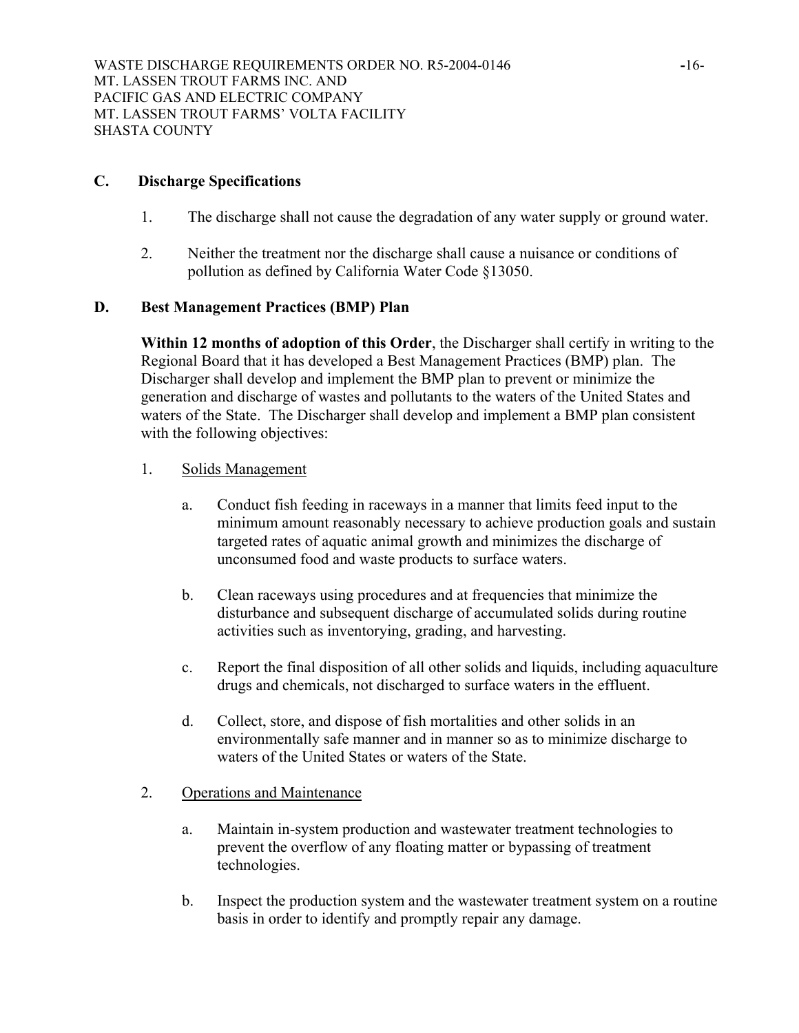## C. Discharge Specifications

1. The discharge shall not cause the degradation of any water supply or ground water.

2. Neither the treatment nor the discharge shall cause a nuisance or conditions of pollution as defined by California Water Code §13050.

## D. Best Management Practices (BMP) Plan

**Within 12 months of adoption of this Order**, the Discharger shall certify in writing to the Regional Board that it has developed a Best Management Practices (BMP) plan. The Discharger shall develop and implement the BMP plan to prevent or minimize the generation and discharge of wastes and pollutants to the waters of the United States and waters of the State. The Discharger shall develop and implement a BMP plan consistent with the following objectives:

1. Solids Management

   a. Conduct fish feeding in raceways in a manner that limits feed input to the minimum amount reasonably necessary to achieve production goals and sustain targeted rates of aquatic animal growth and minimizes the discharge of unconsumed food and waste products to surface waters.

   b. Clean raceways using procedures and at frequencies that minimize the disturbance and subsequent discharge of accumulated solids during routine activities such as inventorying, grading, and harvesting.

   c. Report the final disposition of all other solids and liquids, including aquaculture drugs and chemicals, not discharged to surface waters in the effluent.

   d. Collect, store, and dispose of fish mortalities and other solids in an environmentally safe manner and in manner so as to minimize discharge to waters of the United States or waters of the State.

2. Operations and Maintenance

   a. Maintain in-system production and wastewater treatment technologies to prevent the overflow of any floating matter or bypassing of treatment technologies.

   b. Inspect the production system and the wastewater treatment system on a routine basis in order to identify and promptly repair any damage.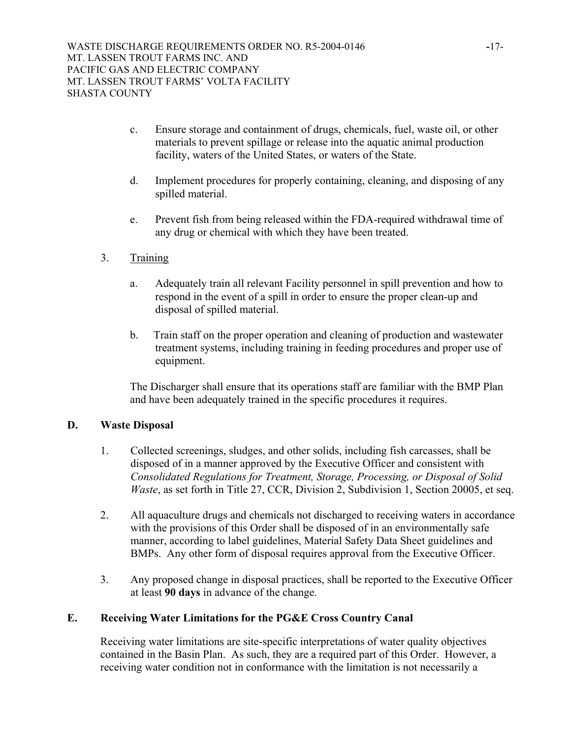c. Ensure storage and containment of drugs, chemicals, fuel, waste oil, or other materials to prevent spillage or release into the aquatic animal production facility, waters of the United States, or waters of the State.

d. Implement procedures for properly containing, cleaning, and disposing of any spilled material.

e. Prevent fish from being released within the FDA-required withdrawal time of any drug or chemical with which they have been treated.

3. Training

a. Adequately train all relevant Facility personnel in spill prevention and how to respond in the event of a spill in order to ensure the proper clean-up and disposal of spilled material.

b. Train staff on the proper operation and cleaning of production and wastewater treatment systems, including training in feeding procedures and proper use of equipment.

The Discharger shall ensure that its operations staff are familiar with the BMP Plan and have been adequately trained in the specific procedures it requires.

## D. Waste Disposal

1. Collected screenings, sludges, and other solids, including fish carcasses, shall be disposed of in a manner approved by the Executive Officer and consistent with *Consolidated Regulations for Treatment, Storage, Processing, or Disposal of Solid Waste*, as set forth in Title 27, CCR, Division 2, Subdivision 1, Section 20005, et seq.

2. All aquaculture drugs and chemicals not discharged to receiving waters in accordance with the provisions of this Order shall be disposed of in an environmentally safe manner, according to label guidelines, Material Safety Data Sheet guidelines and BMPs. Any other form of disposal requires approval from the Executive Officer.

3. Any proposed change in disposal practices, shall be reported to the Executive Officer at least **90 days** in advance of the change.

## E. Receiving Water Limitations for the PG&E Cross Country Canal

Receiving water limitations are site-specific interpretations of water quality objectives contained in the Basin Plan. As such, they are a required part of this Order. However, a receiving water condition not in conformance with the limitation is not necessarily a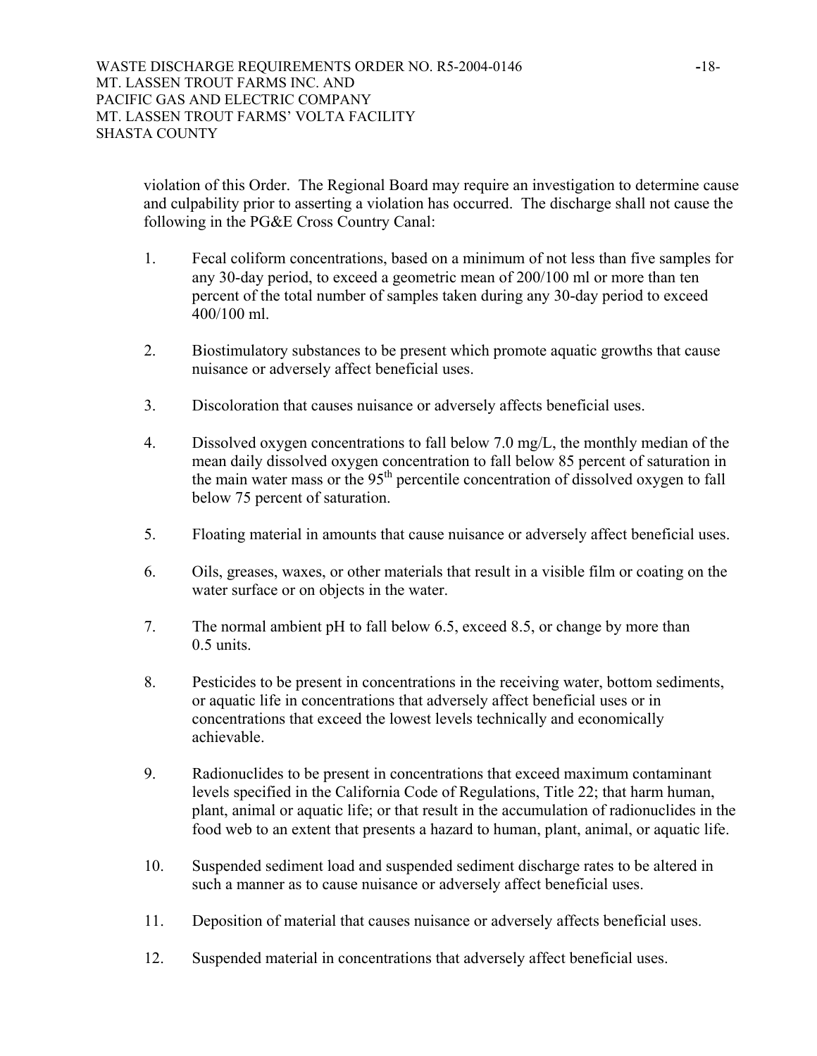violation of this Order. The Regional Board may require an investigation to determine cause and culpability prior to asserting a violation has occurred. The discharge shall not cause the following in the PG&E Cross Country Canal:

1. Fecal coliform concentrations, based on a minimum of not less than five samples for any 30-day period, to exceed a geometric mean of 200/100 ml or more than ten percent of the total number of samples taken during any 30-day period to exceed 400/100 ml.

2. Biostimulatory substances to be present which promote aquatic growths that cause nuisance or adversely affect beneficial uses.

3. Discoloration that causes nuisance or adversely affects beneficial uses.

4. Dissolved oxygen concentrations to fall below 7.0 mg/L, the monthly median of the mean daily dissolved oxygen concentration to fall below 85 percent of saturation in the main water mass or the $95^{th}$ percentile concentration of dissolved oxygen to fall below 75 percent of saturation.

5. Floating material in amounts that cause nuisance or adversely affect beneficial uses.

6. Oils, greases, waxes, or other materials that result in a visible film or coating on the water surface or on objects in the water.

7. The normal ambient pH to fall below 6.5, exceed 8.5, or change by more than 0.5 units.

8. Pesticides to be present in concentrations in the receiving water, bottom sediments, or aquatic life in concentrations that adversely affect beneficial uses or in concentrations that exceed the lowest levels technically and economically achievable.

9. Radionuclides to be present in concentrations that exceed maximum contaminant levels specified in the California Code of Regulations, Title 22; that harm human, plant, animal or aquatic life; or that result in the accumulation of radionuclides in the food web to an extent that presents a hazard to human, plant, animal, or aquatic life.

10. Suspended sediment load and suspended sediment discharge rates to be altered in such a manner as to cause nuisance or adversely affect beneficial uses.

11. Deposition of material that causes nuisance or adversely affects beneficial uses.

12. Suspended material in concentrations that adversely affect beneficial uses.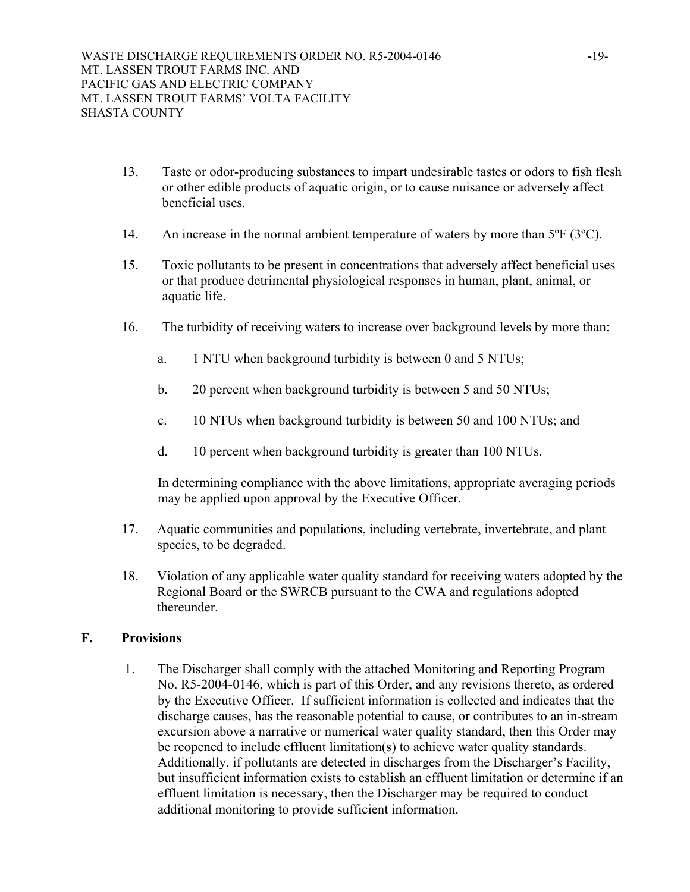13. Taste or odor-producing substances to impart undesirable tastes or odors to fish flesh or other edible products of aquatic origin, or to cause nuisance or adversely affect beneficial uses.

14. An increase in the normal ambient temperature of waters by more than 5ºF (3ºC).

15. Toxic pollutants to be present in concentrations that adversely affect beneficial uses or that produce detrimental physiological responses in human, plant, animal, or aquatic life.

16. The turbidity of receiving waters to increase over background levels by more than:

    a. 1 NTU when background turbidity is between 0 and 5 NTUs;

    b. 20 percent when background turbidity is between 5 and 50 NTUs;

    c. 10 NTUs when background turbidity is between 50 and 100 NTUs; and

    d. 10 percent when background turbidity is greater than 100 NTUs.

    In determining compliance with the above limitations, appropriate averaging periods may be applied upon approval by the Executive Officer.

17. Aquatic communities and populations, including vertebrate, invertebrate, and plant species, to be degraded.

18. Violation of any applicable water quality standard for receiving waters adopted by the Regional Board or the SWRCB pursuant to the CWA and regulations adopted thereunder.

## F. Provisions

1. The Discharger shall comply with the attached Monitoring and Reporting Program No. R5-2004-0146, which is part of this Order, and any revisions thereto, as ordered by the Executive Officer. If sufficient information is collected and indicates that the discharge causes, has the reasonable potential to cause, or contributes to an in-stream excursion above a narrative or numerical water quality standard, then this Order may be reopened to include effluent limitation(s) to achieve water quality standards. Additionally, if pollutants are detected in discharges from the Discharger's Facility, but insufficient information exists to establish an effluent limitation or determine if an effluent limitation is necessary, then the Discharger may be required to conduct additional monitoring to provide sufficient information.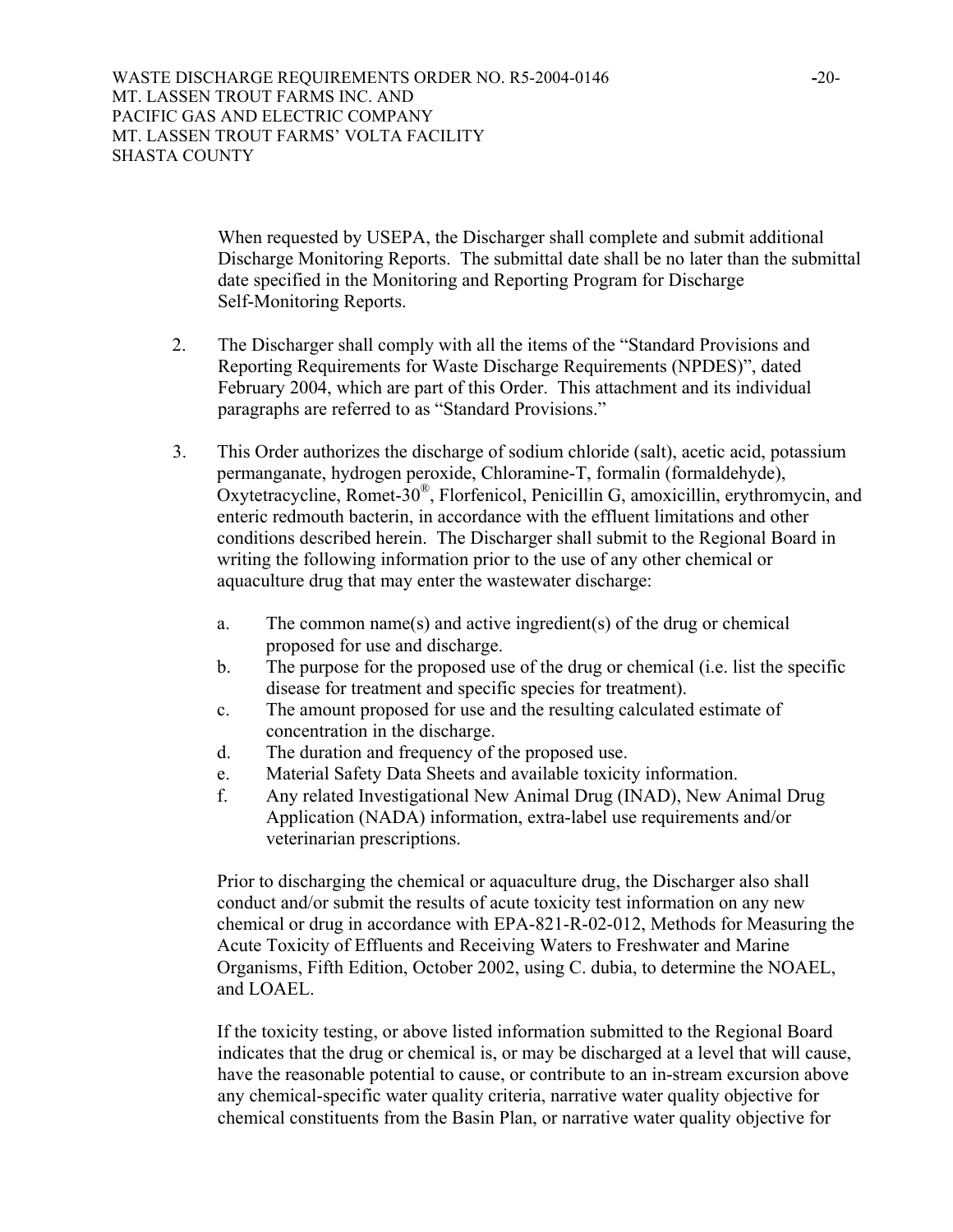When requested by USEPA, the Discharger shall complete and submit additional Discharge Monitoring Reports. The submittal date shall be no later than the submittal date specified in the Monitoring and Reporting Program for Discharge Self-Monitoring Reports.

2. The Discharger shall comply with all the items of the "Standard Provisions and Reporting Requirements for Waste Discharge Requirements (NPDES)", dated February 2004, which are part of this Order. This attachment and its individual paragraphs are referred to as "Standard Provisions."

3. This Order authorizes the discharge of sodium chloride (salt), acetic acid, potassium permanganate, hydrogen peroxide, Chloramine-T, formalin (formaldehyde), Oxytetracycline, Romet-30®, Florfenicol, Penicillin G, amoxicillin, erythromycin, and enteric redmouth bacterin, in accordance with the effluent limitations and other conditions described herein. The Discharger shall submit to the Regional Board in writing the following information prior to the use of any other chemical or aquaculture drug that may enter the wastewater discharge:

   a. The common name(s) and active ingredient(s) of the drug or chemical proposed for use and discharge.
   b. The purpose for the proposed use of the drug or chemical (i.e. list the specific disease for treatment and specific species for treatment).
   c. The amount proposed for use and the resulting calculated estimate of concentration in the discharge.
   d. The duration and frequency of the proposed use.
   e. Material Safety Data Sheets and available toxicity information.
   f. Any related Investigational New Animal Drug (INAD), New Animal Drug Application (NADA) information, extra-label use requirements and/or veterinarian prescriptions.

   Prior to discharging the chemical or aquaculture drug, the Discharger also shall conduct and/or submit the results of acute toxicity test information on any new chemical or drug in accordance with EPA-821-R-02-012, Methods for Measuring the Acute Toxicity of Effluents and Receiving Waters to Freshwater and Marine Organisms, Fifth Edition, October 2002, using C. dubia, to determine the NOAEL, and LOAEL.

   If the toxicity testing, or above listed information submitted to the Regional Board indicates that the drug or chemical is, or may be discharged at a level that will cause, have the reasonable potential to cause, or contribute to an in-stream excursion above any chemical-specific water quality criteria, narrative water quality objective for chemical constituents from the Basin Plan, or narrative water quality objective for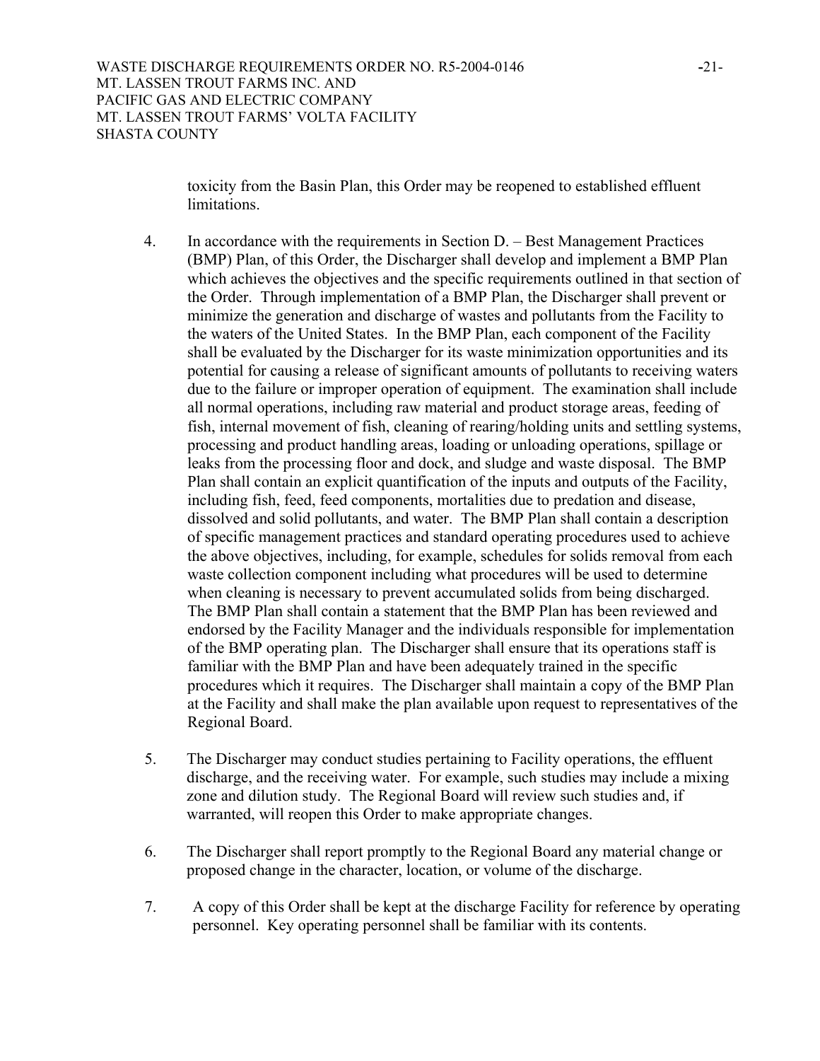toxicity from the Basin Plan, this Order may be reopened to established effluent limitations.

4. In accordance with the requirements in Section D. – Best Management Practices (BMP) Plan, of this Order, the Discharger shall develop and implement a BMP Plan which achieves the objectives and the specific requirements outlined in that section of the Order. Through implementation of a BMP Plan, the Discharger shall prevent or minimize the generation and discharge of wastes and pollutants from the Facility to the waters of the United States. In the BMP Plan, each component of the Facility shall be evaluated by the Discharger for its waste minimization opportunities and its potential for causing a release of significant amounts of pollutants to receiving waters due to the failure or improper operation of equipment. The examination shall include all normal operations, including raw material and product storage areas, feeding of fish, internal movement of fish, cleaning of rearing/holding units and settling systems, processing and product handling areas, loading or unloading operations, spillage or leaks from the processing floor and dock, and sludge and waste disposal. The BMP Plan shall contain an explicit quantification of the inputs and outputs of the Facility, including fish, feed, feed components, mortalities due to predation and disease, dissolved and solid pollutants, and water. The BMP Plan shall contain a description of specific management practices and standard operating procedures used to achieve the above objectives, including, for example, schedules for solids removal from each waste collection component including what procedures will be used to determine when cleaning is necessary to prevent accumulated solids from being discharged. The BMP Plan shall contain a statement that the BMP Plan has been reviewed and endorsed by the Facility Manager and the individuals responsible for implementation of the BMP operating plan. The Discharger shall ensure that its operations staff is familiar with the BMP Plan and have been adequately trained in the specific procedures which it requires. The Discharger shall maintain a copy of the BMP Plan at the Facility and shall make the plan available upon request to representatives of the Regional Board.

5. The Discharger may conduct studies pertaining to Facility operations, the effluent discharge, and the receiving water. For example, such studies may include a mixing zone and dilution study. The Regional Board will review such studies and, if warranted, will reopen this Order to make appropriate changes.

6. The Discharger shall report promptly to the Regional Board any material change or proposed change in the character, location, or volume of the discharge.

7. A copy of this Order shall be kept at the discharge Facility for reference by operating personnel. Key operating personnel shall be familiar with its contents.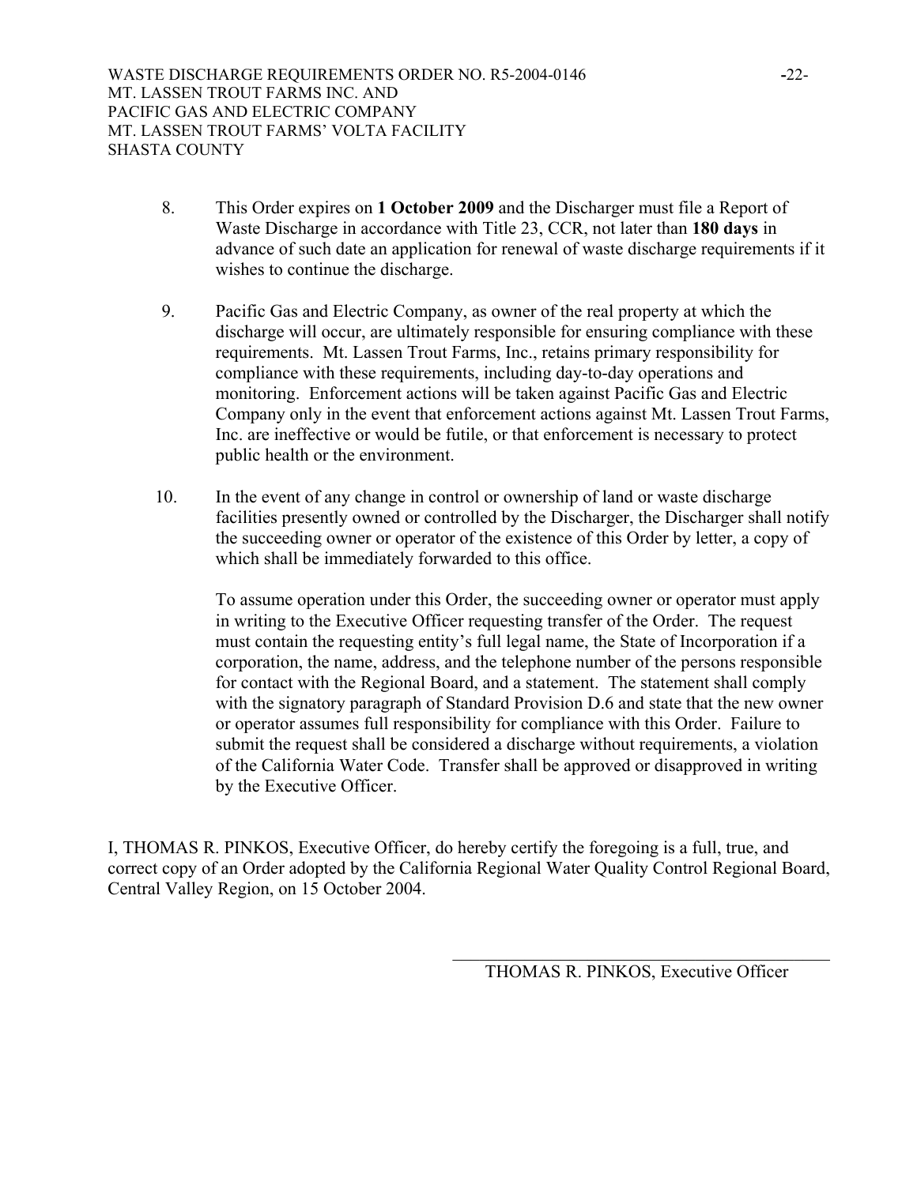8. This Order expires on **1 October 2009** and the Discharger must file a Report of Waste Discharge in accordance with Title 23, CCR, not later than **180 days** in advance of such date an application for renewal of waste discharge requirements if it wishes to continue the discharge.

9. Pacific Gas and Electric Company, as owner of the real property at which the discharge will occur, are ultimately responsible for ensuring compliance with these requirements. Mt. Lassen Trout Farms, Inc., retains primary responsibility for compliance with these requirements, including day-to-day operations and monitoring. Enforcement actions will be taken against Pacific Gas and Electric Company only in the event that enforcement actions against Mt. Lassen Trout Farms, Inc. are ineffective or would be futile, or that enforcement is necessary to protect public health or the environment.

10. In the event of any change in control or ownership of land or waste discharge facilities presently owned or controlled by the Discharger, the Discharger shall notify the succeeding owner or operator of the existence of this Order by letter, a copy of which shall be immediately forwarded to this office.

    To assume operation under this Order, the succeeding owner or operator must apply in writing to the Executive Officer requesting transfer of the Order. The request must contain the requesting entity's full legal name, the State of Incorporation if a corporation, the name, address, and the telephone number of the persons responsible for contact with the Regional Board, and a statement. The statement shall comply with the signatory paragraph of Standard Provision D.6 and state that the new owner or operator assumes full responsibility for compliance with this Order. Failure to submit the request shall be considered a discharge without requirements, a violation of the California Water Code. Transfer shall be approved or disapproved in writing by the Executive Officer.

I, THOMAS R. PINKOS, Executive Officer, do hereby certify the foregoing is a full, true, and correct copy of an Order adopted by the California Regional Water Quality Control Regional Board, Central Valley Region, on 15 October 2004.

\_\_\_\_\_\_\_\_\_\_\_\_\_\_\_\_\_\_\_\_\_\_\_\_\_\_\_\_\_\_\_\_\_\_\_\_

THOMAS R. PINKOS, Executive Officer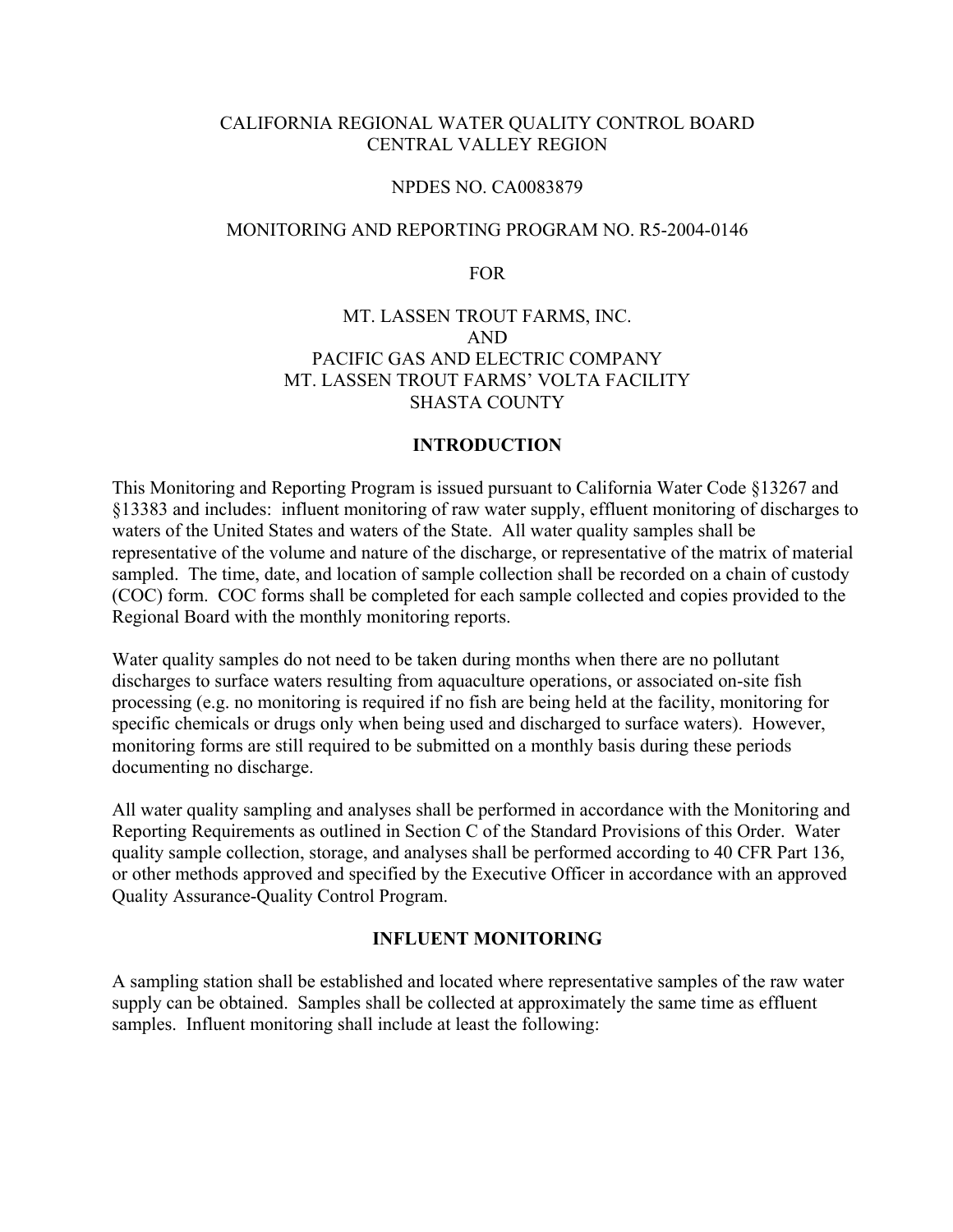CALIFORNIA REGIONAL WATER QUALITY CONTROL BOARD
CENTRAL VALLEY REGION

NPDES NO. CA0083879

MONITORING AND REPORTING PROGRAM NO. R5-2004-0146

FOR

MT. LASSEN TROUT FARMS, INC.
AND
PACIFIC GAS AND ELECTRIC COMPANY
MT. LASSEN TROUT FARMS' VOLTA FACILITY
SHASTA COUNTY

## INTRODUCTION

This Monitoring and Reporting Program is issued pursuant to California Water Code §13267 and §13383 and includes: influent monitoring of raw water supply, effluent monitoring of discharges to waters of the United States and waters of the State. All water quality samples shall be representative of the volume and nature of the discharge, or representative of the matrix of material sampled. The time, date, and location of sample collection shall be recorded on a chain of custody (COC) form. COC forms shall be completed for each sample collected and copies provided to the Regional Board with the monthly monitoring reports.

Water quality samples do not need to be taken during months when there are no pollutant discharges to surface waters resulting from aquaculture operations, or associated on-site fish processing (e.g. no monitoring is required if no fish are being held at the facility, monitoring for specific chemicals or drugs only when being used and discharged to surface waters). However, monitoring forms are still required to be submitted on a monthly basis during these periods documenting no discharge.

All water quality sampling and analyses shall be performed in accordance with the Monitoring and Reporting Requirements as outlined in Section C of the Standard Provisions of this Order. Water quality sample collection, storage, and analyses shall be performed according to 40 CFR Part 136, or other methods approved and specified by the Executive Officer in accordance with an approved Quality Assurance-Quality Control Program.

## INFLUENT MONITORING

A sampling station shall be established and located where representative samples of the raw water supply can be obtained. Samples shall be collected at approximately the same time as effluent samples. Influent monitoring shall include at least the following: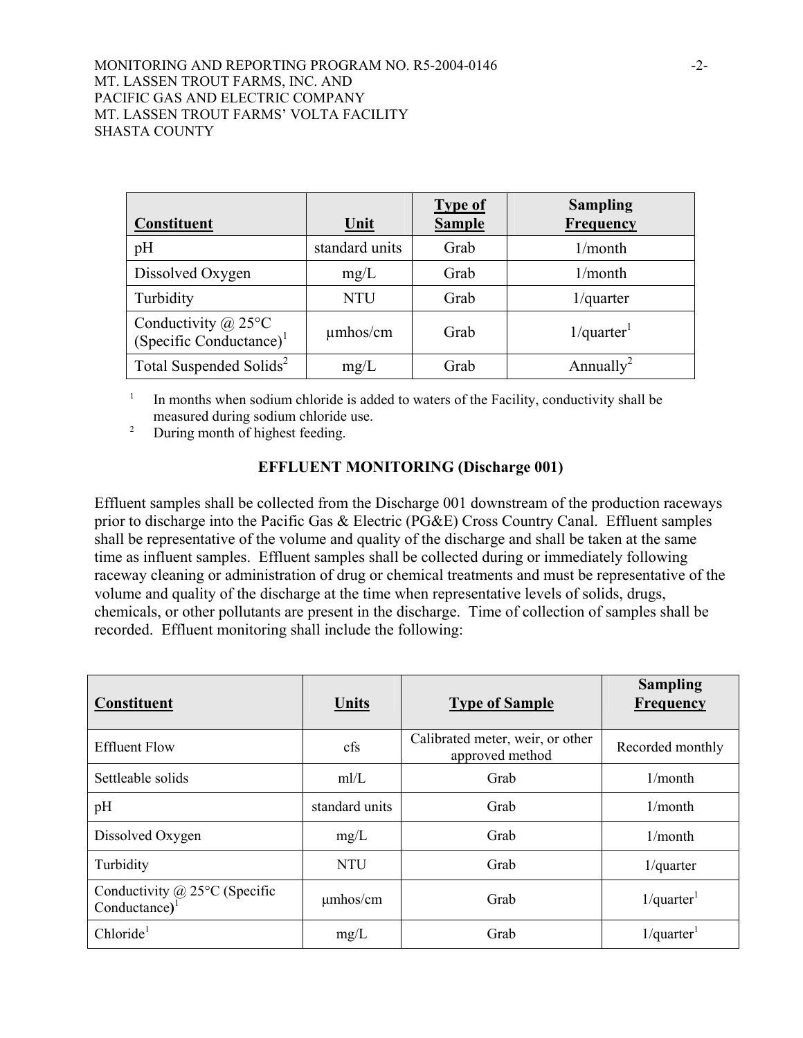| Constituent | Unit | Type of Sample | Sampling Frequency |
|---|---|---|---|
| pH | standard units | Grab | 1/month |
| Dissolved Oxygen | mg/L | Grab | 1/month |
| Turbidity | NTU | Grab | 1/quarter |
| Conductivity @ 25°C (Specific Conductance)[1] | µmhos/cm | Grab | 1/quarter[1] |
| Total Suspended Solids[2] | mg/L | Grab | Annually[2] |

[1] In months when sodium chloride is added to waters of the Facility, conductivity shall be measured during sodium chloride use.

[2] During month of highest feeding.

## EFFLUENT MONITORING (Discharge 001)

Effluent samples shall be collected from the Discharge 001 downstream of the production raceways prior to discharge into the Pacific Gas & Electric (PG&E) Cross Country Canal. Effluent samples shall be representative of the volume and quality of the discharge and shall be taken at the same time as influent samples. Effluent samples shall be collected during or immediately following raceway cleaning or administration of drug or chemical treatments and must be representative of the volume and quality of the discharge at the time when representative levels of solids, drugs, chemicals, or other pollutants are present in the discharge. Time of collection of samples shall be recorded. Effluent monitoring shall include the following:

| Constituent | Units | Type of Sample | Sampling Frequency |
|---|---|---|---|
| Effluent Flow | cfs | Calibrated meter, weir, or other approved method | Recorded monthly |
| Settleable solids | ml/L | Grab | 1/month |
| pH | standard units | Grab | 1/month |
| Dissolved Oxygen | mg/L | Grab | 1/month |
| Turbidity | NTU | Grab | 1/quarter |
| Conductivity @ 25°C (Specific Conductance)[1] | µmhos/cm | Grab | 1/quarter[1] |
| Chloride[1] | mg/L | Grab | 1/quarter[1] |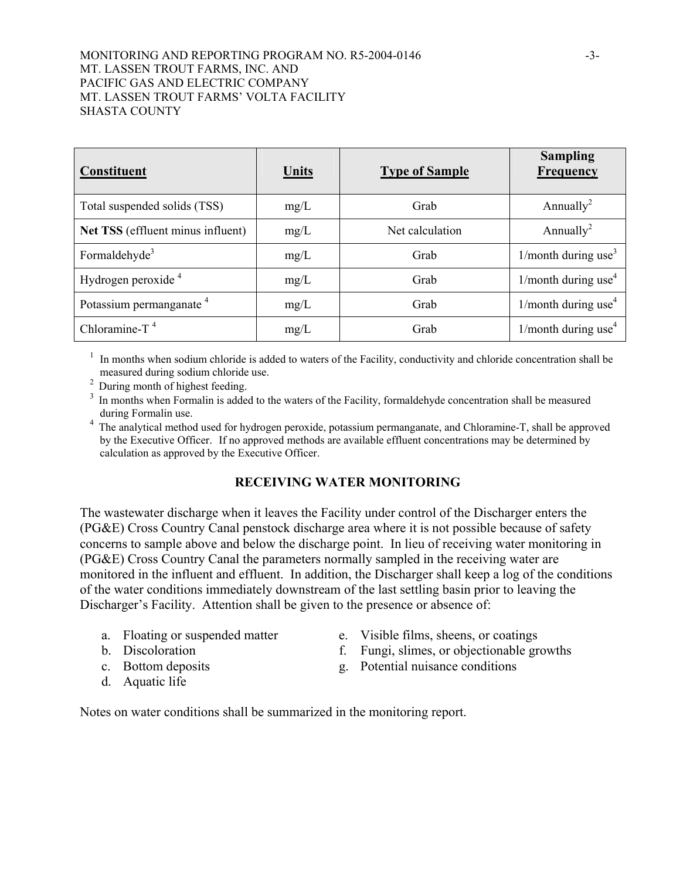| Constituent | Units | Type of Sample | Sampling Frequency |
|---|---|---|---|
| Total suspended solids (TSS) | mg/L | Grab | Annually[2] |
| **Net TSS** (effluent minus influent) | mg/L | Net calculation | Annually[2] |
| Formaldehyde[3] | mg/L | Grab | 1/month during use[3] |
| Hydrogen peroxide [4] | mg/L | Grab | 1/month during use[4] |
| Potassium permanganate [4] | mg/L | Grab | 1/month during use[4] |
| Chloramine-T [4] | mg/L | Grab | 1/month during use[4] |

[1] In months when sodium chloride is added to waters of the Facility, conductivity and chloride concentration shall be measured during sodium chloride use.
[2] During month of highest feeding.
[3] In months when Formalin is added to the waters of the Facility, formaldehyde concentration shall be measured during Formalin use.
[4] The analytical method used for hydrogen peroxide, potassium permanganate, and Chloramine-T, shall be approved by the Executive Officer. If no approved methods are available effluent concentrations may be determined by calculation as approved by the Executive Officer.

## RECEIVING WATER MONITORING

The wastewater discharge when it leaves the Facility under control of the Discharger enters the (PG&E) Cross Country Canal penstock discharge area where it is not possible because of safety concerns to sample above and below the discharge point. In lieu of receiving water monitoring in (PG&E) Cross Country Canal the parameters normally sampled in the receiving water are monitored in the influent and effluent. In addition, the Discharger shall keep a log of the conditions of the water conditions immediately downstream of the last settling basin prior to leaving the Discharger's Facility. Attention shall be given to the presence or absence of:

a. Floating or suspended matter
b. Discoloration
c. Bottom deposits
d. Aquatic life
e. Visible films, sheens, or coatings
f. Fungi, slimes, or objectionable growths
g. Potential nuisance conditions

Notes on water conditions shall be summarized in the monitoring report.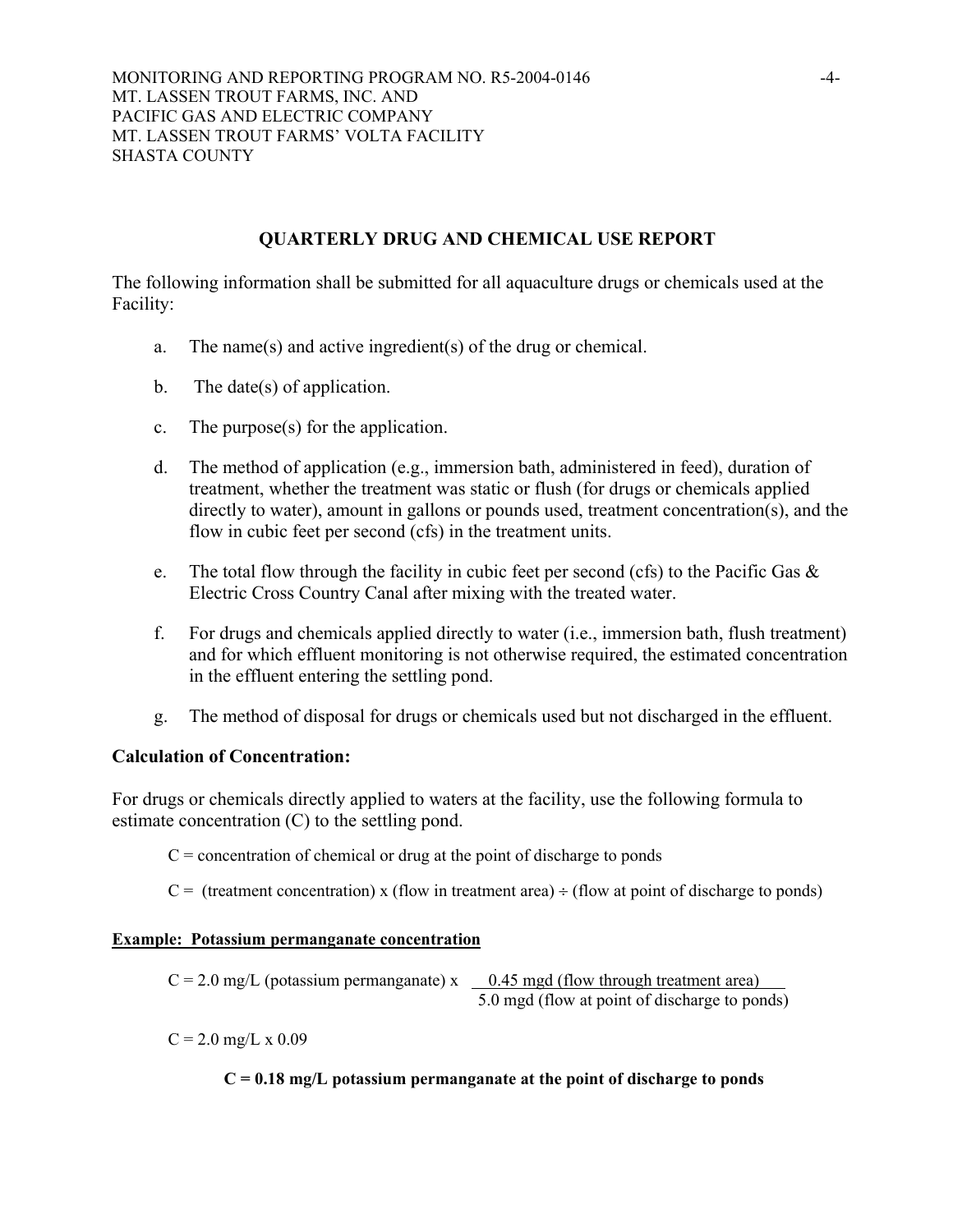## QUARTERLY DRUG AND CHEMICAL USE REPORT

The following information shall be submitted for all aquaculture drugs or chemicals used at the Facility:

a. The name(s) and active ingredient(s) of the drug or chemical.

b. The date(s) of application.

c. The purpose(s) for the application.

d. The method of application (e.g., immersion bath, administered in feed), duration of treatment, whether the treatment was static or flush (for drugs or chemicals applied directly to water), amount in gallons or pounds used, treatment concentration(s), and the flow in cubic feet per second (cfs) in the treatment units.

e. The total flow through the facility in cubic feet per second (cfs) to the Pacific Gas & Electric Cross Country Canal after mixing with the treated water.

f. For drugs and chemicals applied directly to water (i.e., immersion bath, flush treatment) and for which effluent monitoring is not otherwise required, the estimated concentration in the effluent entering the settling pond.

g. The method of disposal for drugs or chemicals used but not discharged in the effluent.

**Calculation of Concentration:**

For drugs or chemicals directly applied to waters at the facility, use the following formula to estimate concentration (C) to the settling pond.

C = concentration of chemical or drug at the point of discharge to ponds

C = (treatment concentration) x (flow in treatment area) ÷ (flow at point of discharge to ponds)

**Example: Potassium permanganate concentration**

$$C = 2.0 \text{ mg/L (potassium permanganate)} \times \frac{0.45 \text{ mgd (flow through treatment area)}}{5.0 \text{ mgd (flow at point of discharge to ponds)}}$$

$$C = 2.0 \text{ mg/L} \times 0.09$$

**C = 0.18 mg/L potassium permanganate at the point of discharge to ponds**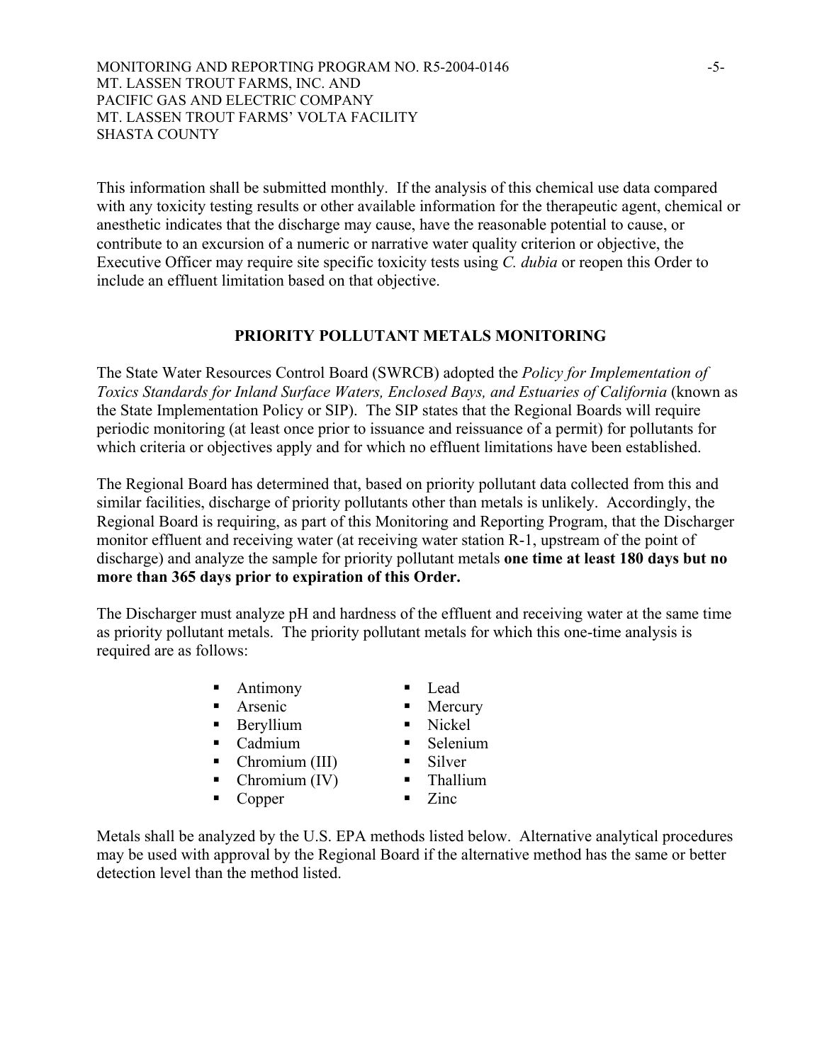This information shall be submitted monthly. If the analysis of this chemical use data compared with any toxicity testing results or other available information for the therapeutic agent, chemical or anesthetic indicates that the discharge may cause, have the reasonable potential to cause, or contribute to an excursion of a numeric or narrative water quality criterion or objective, the Executive Officer may require site specific toxicity tests using *C. dubia* or reopen this Order to include an effluent limitation based on that objective.

## PRIORITY POLLUTANT METALS MONITORING

The State Water Resources Control Board (SWRCB) adopted the *Policy for Implementation of Toxics Standards for Inland Surface Waters, Enclosed Bays, and Estuaries of California* (known as the State Implementation Policy or SIP). The SIP states that the Regional Boards will require periodic monitoring (at least once prior to issuance and reissuance of a permit) for pollutants for which criteria or objectives apply and for which no effluent limitations have been established.

The Regional Board has determined that, based on priority pollutant data collected from this and similar facilities, discharge of priority pollutants other than metals is unlikely. Accordingly, the Regional Board is requiring, as part of this Monitoring and Reporting Program, that the Discharger monitor effluent and receiving water (at receiving water station R-1, upstream of the point of discharge) and analyze the sample for priority pollutant metals **one time at least 180 days but no more than 365 days prior to expiration of this Order.**

The Discharger must analyze pH and hardness of the effluent and receiving water at the same time as priority pollutant metals. The priority pollutant metals for which this one-time analysis is required are as follows:

- Antimony
- Arsenic
- Beryllium
- Cadmium
- Chromium (III)
- Chromium (IV)
- Copper
- Lead
- Mercury
- Nickel
- Selenium
- Silver
- Thallium
- Zinc

Metals shall be analyzed by the U.S. EPA methods listed below. Alternative analytical procedures may be used with approval by the Regional Board if the alternative method has the same or better detection level than the method listed.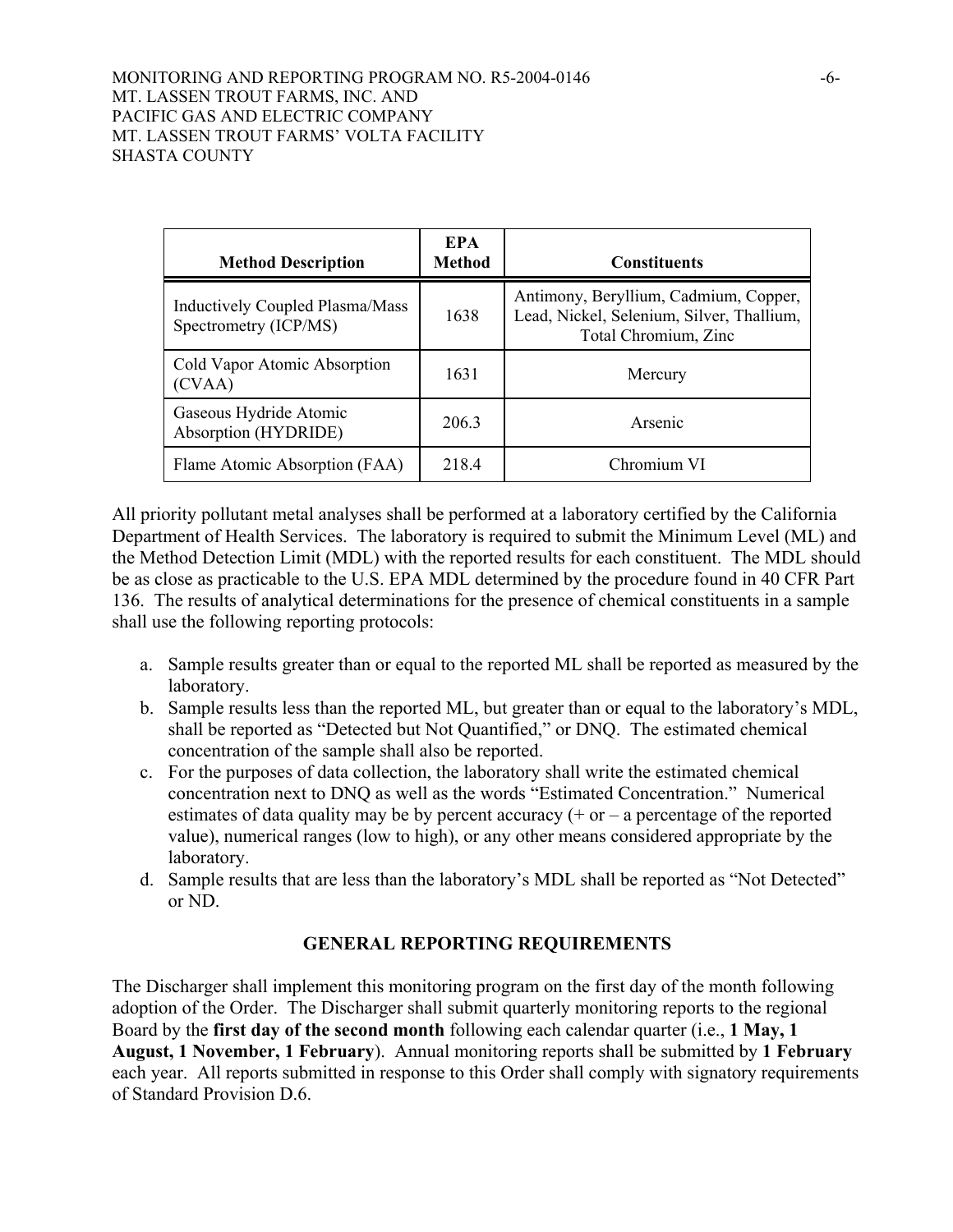| Method Description | EPA Method | Constituents |
|---|---|---|
| Inductively Coupled Plasma/Mass Spectrometry (ICP/MS) | 1638 | Antimony, Beryllium, Cadmium, Copper, Lead, Nickel, Selenium, Silver, Thallium, Total Chromium, Zinc |
| Cold Vapor Atomic Absorption (CVAA) | 1631 | Mercury |
| Gaseous Hydride Atomic Absorption (HYDRIDE) | 206.3 | Arsenic |
| Flame Atomic Absorption (FAA) | 218.4 | Chromium VI |

All priority pollutant metal analyses shall be performed at a laboratory certified by the California Department of Health Services. The laboratory is required to submit the Minimum Level (ML) and the Method Detection Limit (MDL) with the reported results for each constituent. The MDL should be as close as practicable to the U.S. EPA MDL determined by the procedure found in 40 CFR Part 136. The results of analytical determinations for the presence of chemical constituents in a sample shall use the following reporting protocols:

a. Sample results greater than or equal to the reported ML shall be reported as measured by the laboratory.
b. Sample results less than the reported ML, but greater than or equal to the laboratory's MDL, shall be reported as "Detected but Not Quantified," or DNQ. The estimated chemical concentration of the sample shall also be reported.
c. For the purposes of data collection, the laboratory shall write the estimated chemical concentration next to DNQ as well as the words "Estimated Concentration." Numerical estimates of data quality may be by percent accuracy (+ or – a percentage of the reported value), numerical ranges (low to high), or any other means considered appropriate by the laboratory.
d. Sample results that are less than the laboratory's MDL shall be reported as "Not Detected" or ND.

## GENERAL REPORTING REQUIREMENTS

The Discharger shall implement this monitoring program on the first day of the month following adoption of the Order. The Discharger shall submit quarterly monitoring reports to the regional Board by the **first day of the second month** following each calendar quarter (i.e., **1 May, 1 August, 1 November, 1 February**). Annual monitoring reports shall be submitted by **1 February** each year. All reports submitted in response to this Order shall comply with signatory requirements of Standard Provision D.6.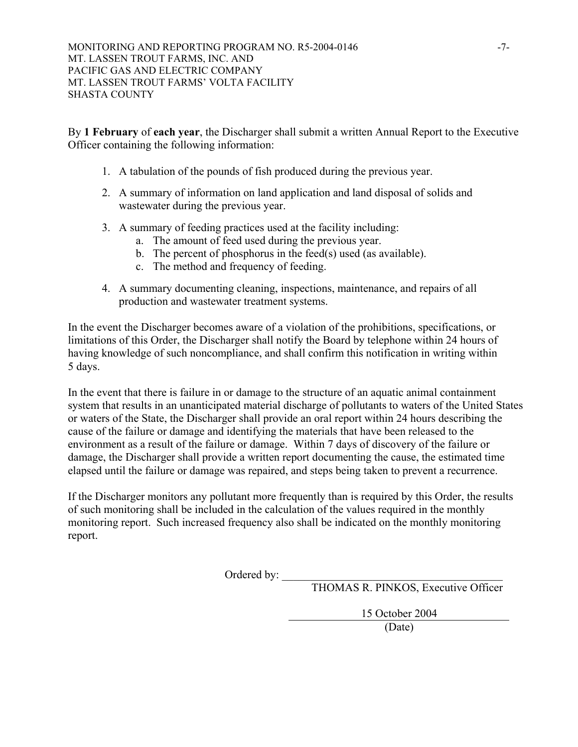By **1 February** of **each year**, the Discharger shall submit a written Annual Report to the Executive Officer containing the following information:

1. A tabulation of the pounds of fish produced during the previous year.
2. A summary of information on land application and land disposal of solids and wastewater during the previous year.
3. A summary of feeding practices used at the facility including:
   a. The amount of feed used during the previous year.
   b. The percent of phosphorus in the feed(s) used (as available).
   c. The method and frequency of feeding.
4. A summary documenting cleaning, inspections, maintenance, and repairs of all production and wastewater treatment systems.

In the event the Discharger becomes aware of a violation of the prohibitions, specifications, or limitations of this Order, the Discharger shall notify the Board by telephone within 24 hours of having knowledge of such noncompliance, and shall confirm this notification in writing within 5 days.

In the event that there is failure in or damage to the structure of an aquatic animal containment system that results in an unanticipated material discharge of pollutants to waters of the United States or waters of the State, the Discharger shall provide an oral report within 24 hours describing the cause of the failure or damage and identifying the materials that have been released to the environment as a result of the failure or damage. Within 7 days of discovery of the failure or damage, the Discharger shall provide a written report documenting the cause, the estimated time elapsed until the failure or damage was repaired, and steps being taken to prevent a recurrence.

If the Discharger monitors any pollutant more frequently than is required by this Order, the results of such monitoring shall be included in the calculation of the values required in the monthly monitoring report. Such increased frequency also shall be indicated on the monthly monitoring report.

Ordered by: ______________________________

THOMAS R. PINKOS, Executive Officer

15 October 2004

(Date)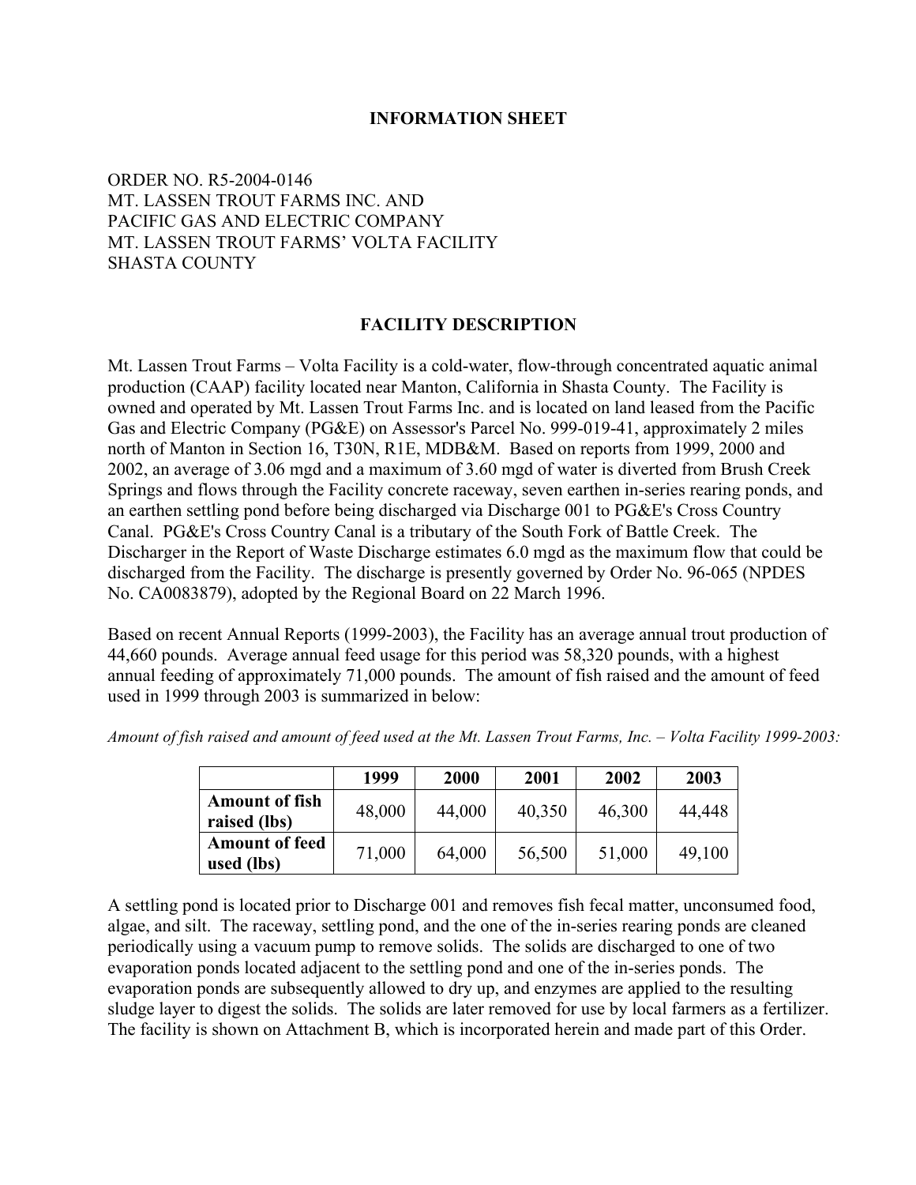## INFORMATION SHEET

ORDER NO. R5-2004-0146
MT. LASSEN TROUT FARMS INC. AND
PACIFIC GAS AND ELECTRIC COMPANY
MT. LASSEN TROUT FARMS' VOLTA FACILITY
SHASTA COUNTY

### FACILITY DESCRIPTION

Mt. Lassen Trout Farms – Volta Facility is a cold-water, flow-through concentrated aquatic animal production (CAAP) facility located near Manton, California in Shasta County. The Facility is owned and operated by Mt. Lassen Trout Farms Inc. and is located on land leased from the Pacific Gas and Electric Company (PG&E) on Assessor's Parcel No. 999-019-41, approximately 2 miles north of Manton in Section 16, T30N, R1E, MDB&M. Based on reports from 1999, 2000 and 2002, an average of 3.06 mgd and a maximum of 3.60 mgd of water is diverted from Brush Creek Springs and flows through the Facility concrete raceway, seven earthen in-series rearing ponds, and an earthen settling pond before being discharged via Discharge 001 to PG&E's Cross Country Canal. PG&E's Cross Country Canal is a tributary of the South Fork of Battle Creek. The Discharger in the Report of Waste Discharge estimates 6.0 mgd as the maximum flow that could be discharged from the Facility. The discharge is presently governed by Order No. 96-065 (NPDES No. CA0083879), adopted by the Regional Board on 22 March 1996.

Based on recent Annual Reports (1999-2003), the Facility has an average annual trout production of 44,660 pounds. Average annual feed usage for this period was 58,320 pounds, with a highest annual feeding of approximately 71,000 pounds. The amount of fish raised and the amount of feed used in 1999 through 2003 is summarized in below:

*Amount of fish raised and amount of feed used at the Mt. Lassen Trout Farms, Inc. – Volta Facility 1999-2003:*

| | 1999 | 2000 | 2001 | 2002 | 2003 |
|---|---|---|---|---|---|
| **Amount of fish raised (lbs)** | 48,000 | 44,000 | 40,350 | 46,300 | 44,448 |
| **Amount of feed used (lbs)** | 71,000 | 64,000 | 56,500 | 51,000 | 49,100 |

A settling pond is located prior to Discharge 001 and removes fish fecal matter, unconsumed food, algae, and silt. The raceway, settling pond, and the one of the in-series rearing ponds are cleaned periodically using a vacuum pump to remove solids. The solids are discharged to one of two evaporation ponds located adjacent to the settling pond and one of the in-series ponds. The evaporation ponds are subsequently allowed to dry up, and enzymes are applied to the resulting sludge layer to digest the solids. The solids are later removed for use by local farmers as a fertilizer. The facility is shown on Attachment B, which is incorporated herein and made part of this Order.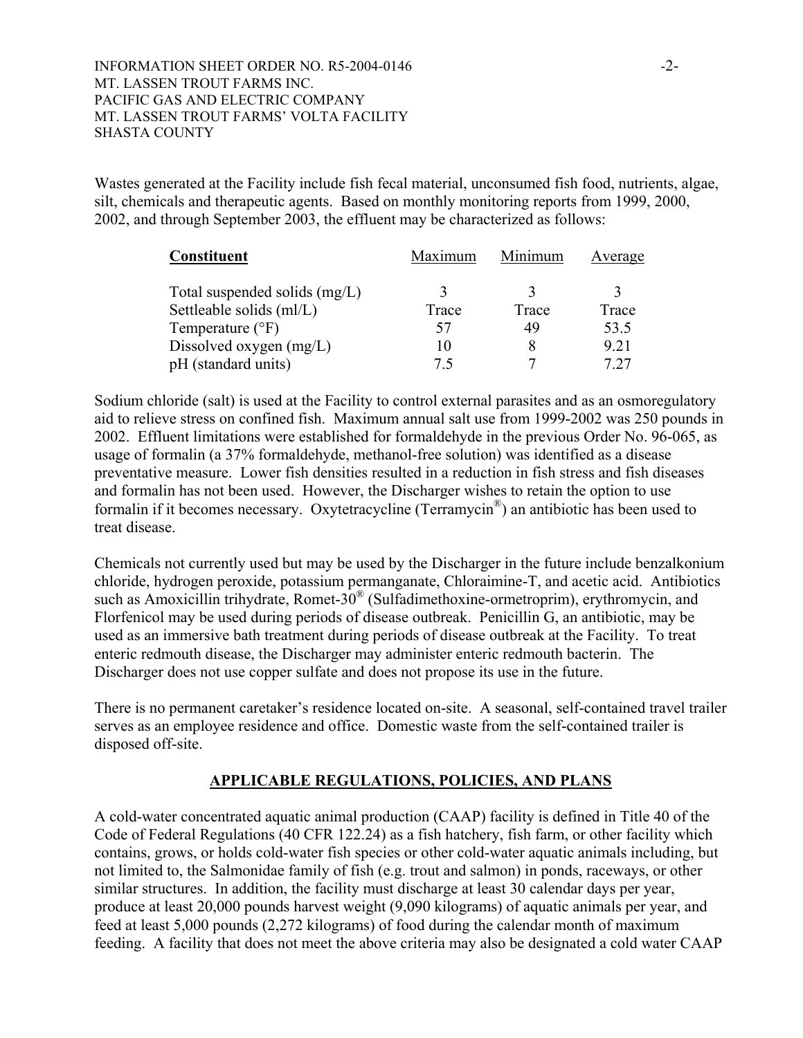Wastes generated at the Facility include fish fecal material, unconsumed fish food, nutrients, algae, silt, chemicals and therapeutic agents. Based on monthly monitoring reports from 1999, 2000, 2002, and through September 2003, the effluent may be characterized as follows:

| Constituent | Maximum | Minimum | Average |
|---|---|---|---|
| Total suspended solids (mg/L) | 3 | 3 | 3 |
| Settleable solids (ml/L) | Trace | Trace | Trace |
| Temperature (°F) | 57 | 49 | 53.5 |
| Dissolved oxygen (mg/L) | 10 | 8 | 9.21 |
| pH (standard units) | 7.5 | 7 | 7.27 |

Sodium chloride (salt) is used at the Facility to control external parasites and as an osmoregulatory aid to relieve stress on confined fish. Maximum annual salt use from 1999-2002 was 250 pounds in 2002. Effluent limitations were established for formaldehyde in the previous Order No. 96-065, as usage of formalin (a 37% formaldehyde, methanol-free solution) was identified as a disease preventative measure. Lower fish densities resulted in a reduction in fish stress and fish diseases and formalin has not been used. However, the Discharger wishes to retain the option to use formalin if it becomes necessary. Oxytetracycline (Terramycin®) an antibiotic has been used to treat disease.

Chemicals not currently used but may be used by the Discharger in the future include benzalkonium chloride, hydrogen peroxide, potassium permanganate, Chloraimine-T, and acetic acid. Antibiotics such as Amoxicillin trihydrate, Romet-30® (Sulfadimethoxine-ormetroprim), erythromycin, and Florfenicol may be used during periods of disease outbreak. Penicillin G, an antibiotic, may be used as an immersive bath treatment during periods of disease outbreak at the Facility. To treat enteric redmouth disease, the Discharger may administer enteric redmouth bacterin. The Discharger does not use copper sulfate and does not propose its use in the future.

There is no permanent caretaker's residence located on-site. A seasonal, self-contained travel trailer serves as an employee residence and office. Domestic waste from the self-contained trailer is disposed off-site.

## APPLICABLE REGULATIONS, POLICIES, AND PLANS

A cold-water concentrated aquatic animal production (CAAP) facility is defined in Title 40 of the Code of Federal Regulations (40 CFR 122.24) as a fish hatchery, fish farm, or other facility which contains, grows, or holds cold-water fish species or other cold-water aquatic animals including, but not limited to, the Salmonidae family of fish (e.g. trout and salmon) in ponds, raceways, or other similar structures. In addition, the facility must discharge at least 30 calendar days per year, produce at least 20,000 pounds harvest weight (9,090 kilograms) of aquatic animals per year, and feed at least 5,000 pounds (2,272 kilograms) of food during the calendar month of maximum feeding. A facility that does not meet the above criteria may also be designated a cold water CAAP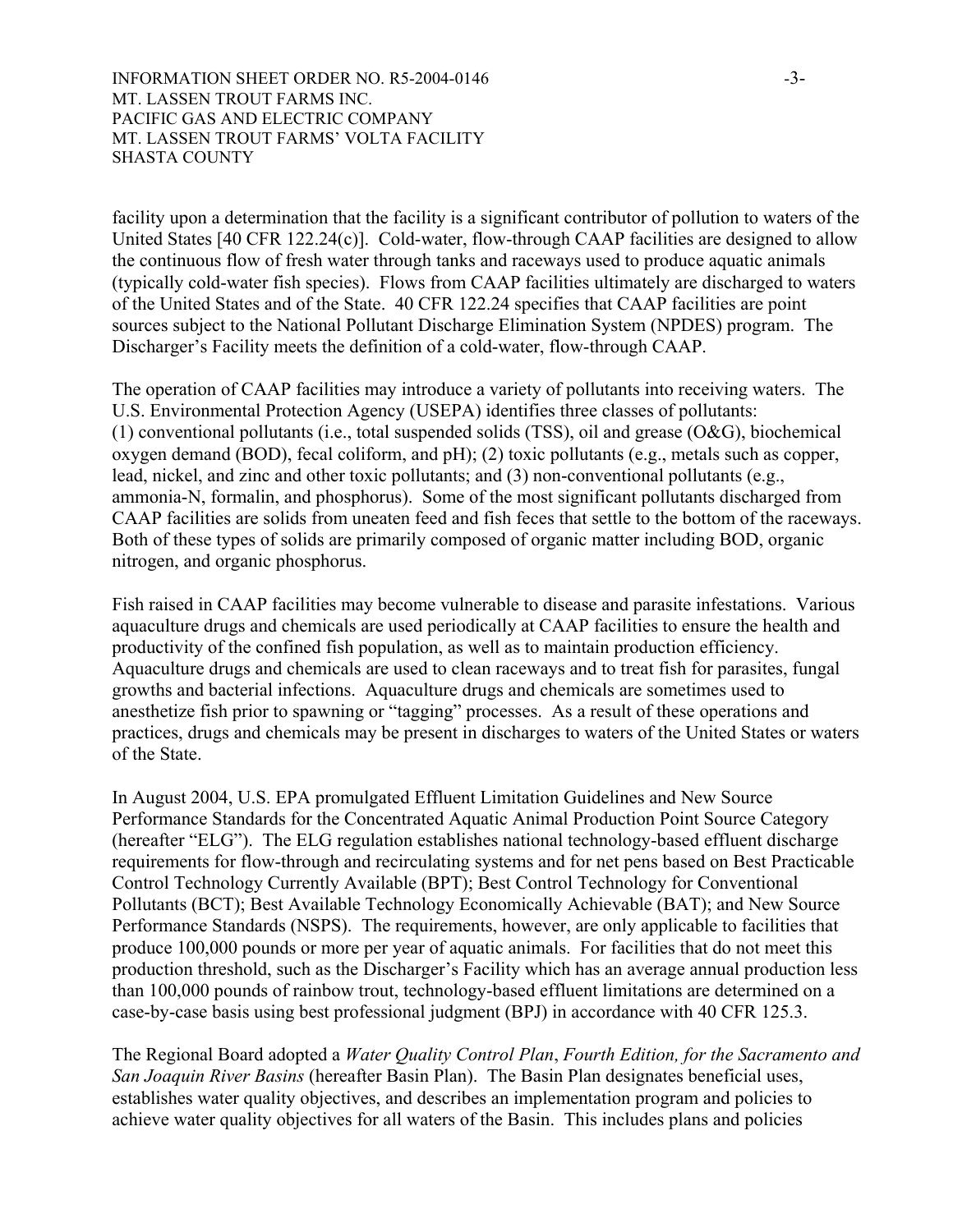facility upon a determination that the facility is a significant contributor of pollution to waters of the United States [40 CFR 122.24(c)]. Cold-water, flow-through CAAP facilities are designed to allow the continuous flow of fresh water through tanks and raceways used to produce aquatic animals (typically cold-water fish species). Flows from CAAP facilities ultimately are discharged to waters of the United States and of the State. 40 CFR 122.24 specifies that CAAP facilities are point sources subject to the National Pollutant Discharge Elimination System (NPDES) program. The Discharger's Facility meets the definition of a cold-water, flow-through CAAP.

The operation of CAAP facilities may introduce a variety of pollutants into receiving waters. The U.S. Environmental Protection Agency (USEPA) identifies three classes of pollutants: (1) conventional pollutants (i.e., total suspended solids (TSS), oil and grease (O&G), biochemical oxygen demand (BOD), fecal coliform, and pH); (2) toxic pollutants (e.g., metals such as copper, lead, nickel, and zinc and other toxic pollutants; and (3) non-conventional pollutants (e.g., ammonia-N, formalin, and phosphorus). Some of the most significant pollutants discharged from CAAP facilities are solids from uneaten feed and fish feces that settle to the bottom of the raceways. Both of these types of solids are primarily composed of organic matter including BOD, organic nitrogen, and organic phosphorus.

Fish raised in CAAP facilities may become vulnerable to disease and parasite infestations. Various aquaculture drugs and chemicals are used periodically at CAAP facilities to ensure the health and productivity of the confined fish population, as well as to maintain production efficiency. Aquaculture drugs and chemicals are used to clean raceways and to treat fish for parasites, fungal growths and bacterial infections. Aquaculture drugs and chemicals are sometimes used to anesthetize fish prior to spawning or "tagging" processes. As a result of these operations and practices, drugs and chemicals may be present in discharges to waters of the United States or waters of the State.

In August 2004, U.S. EPA promulgated Effluent Limitation Guidelines and New Source Performance Standards for the Concentrated Aquatic Animal Production Point Source Category (hereafter "ELG"). The ELG regulation establishes national technology-based effluent discharge requirements for flow-through and recirculating systems and for net pens based on Best Practicable Control Technology Currently Available (BPT); Best Control Technology for Conventional Pollutants (BCT); Best Available Technology Economically Achievable (BAT); and New Source Performance Standards (NSPS). The requirements, however, are only applicable to facilities that produce 100,000 pounds or more per year of aquatic animals. For facilities that do not meet this production threshold, such as the Discharger's Facility which has an average annual production less than 100,000 pounds of rainbow trout, technology-based effluent limitations are determined on a case-by-case basis using best professional judgment (BPJ) in accordance with 40 CFR 125.3.

The Regional Board adopted a *Water Quality Control Plan*, *Fourth Edition, for the Sacramento and San Joaquin River Basins* (hereafter Basin Plan). The Basin Plan designates beneficial uses, establishes water quality objectives, and describes an implementation program and policies to achieve water quality objectives for all waters of the Basin. This includes plans and policies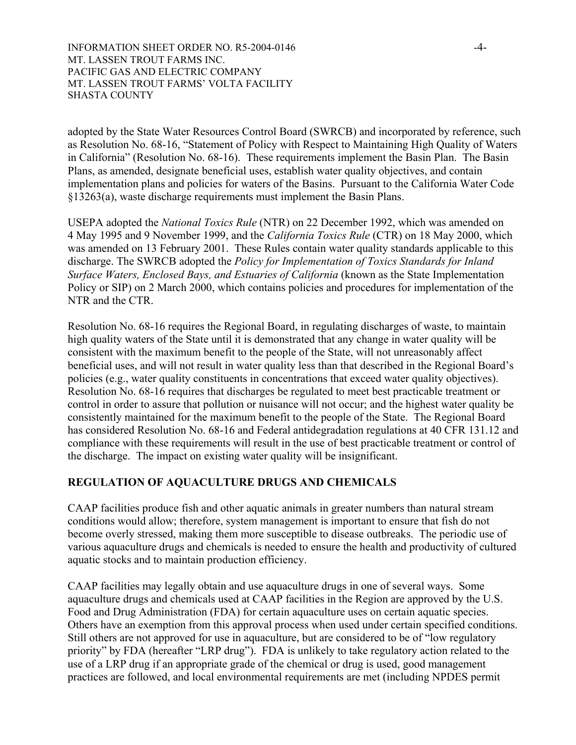adopted by the State Water Resources Control Board (SWRCB) and incorporated by reference, such as Resolution No. 68-16, "Statement of Policy with Respect to Maintaining High Quality of Waters in California" (Resolution No. 68-16). These requirements implement the Basin Plan. The Basin Plans, as amended, designate beneficial uses, establish water quality objectives, and contain implementation plans and policies for waters of the Basins. Pursuant to the California Water Code §13263(a), waste discharge requirements must implement the Basin Plans.

USEPA adopted the *National Toxics Rule* (NTR) on 22 December 1992, which was amended on 4 May 1995 and 9 November 1999, and the *California Toxics Rule* (CTR) on 18 May 2000, which was amended on 13 February 2001. These Rules contain water quality standards applicable to this discharge. The SWRCB adopted the *Policy for Implementation of Toxics Standards for Inland Surface Waters, Enclosed Bays, and Estuaries of California* (known as the State Implementation Policy or SIP) on 2 March 2000, which contains policies and procedures for implementation of the NTR and the CTR.

Resolution No. 68-16 requires the Regional Board, in regulating discharges of waste, to maintain high quality waters of the State until it is demonstrated that any change in water quality will be consistent with the maximum benefit to the people of the State, will not unreasonably affect beneficial uses, and will not result in water quality less than that described in the Regional Board's policies (e.g., water quality constituents in concentrations that exceed water quality objectives). Resolution No. 68-16 requires that discharges be regulated to meet best practicable treatment or control in order to assure that pollution or nuisance will not occur; and the highest water quality be consistently maintained for the maximum benefit to the people of the State. The Regional Board has considered Resolution No. 68-16 and Federal antidegradation regulations at 40 CFR 131.12 and compliance with these requirements will result in the use of best practicable treatment or control of the discharge. The impact on existing water quality will be insignificant.

## REGULATION OF AQUACULTURE DRUGS AND CHEMICALS

CAAP facilities produce fish and other aquatic animals in greater numbers than natural stream conditions would allow; therefore, system management is important to ensure that fish do not become overly stressed, making them more susceptible to disease outbreaks. The periodic use of various aquaculture drugs and chemicals is needed to ensure the health and productivity of cultured aquatic stocks and to maintain production efficiency.

CAAP facilities may legally obtain and use aquaculture drugs in one of several ways. Some aquaculture drugs and chemicals used at CAAP facilities in the Region are approved by the U.S. Food and Drug Administration (FDA) for certain aquaculture uses on certain aquatic species. Others have an exemption from this approval process when used under certain specified conditions. Still others are not approved for use in aquaculture, but are considered to be of "low regulatory priority" by FDA (hereafter "LRP drug"). FDA is unlikely to take regulatory action related to the use of a LRP drug if an appropriate grade of the chemical or drug is used, good management practices are followed, and local environmental requirements are met (including NPDES permit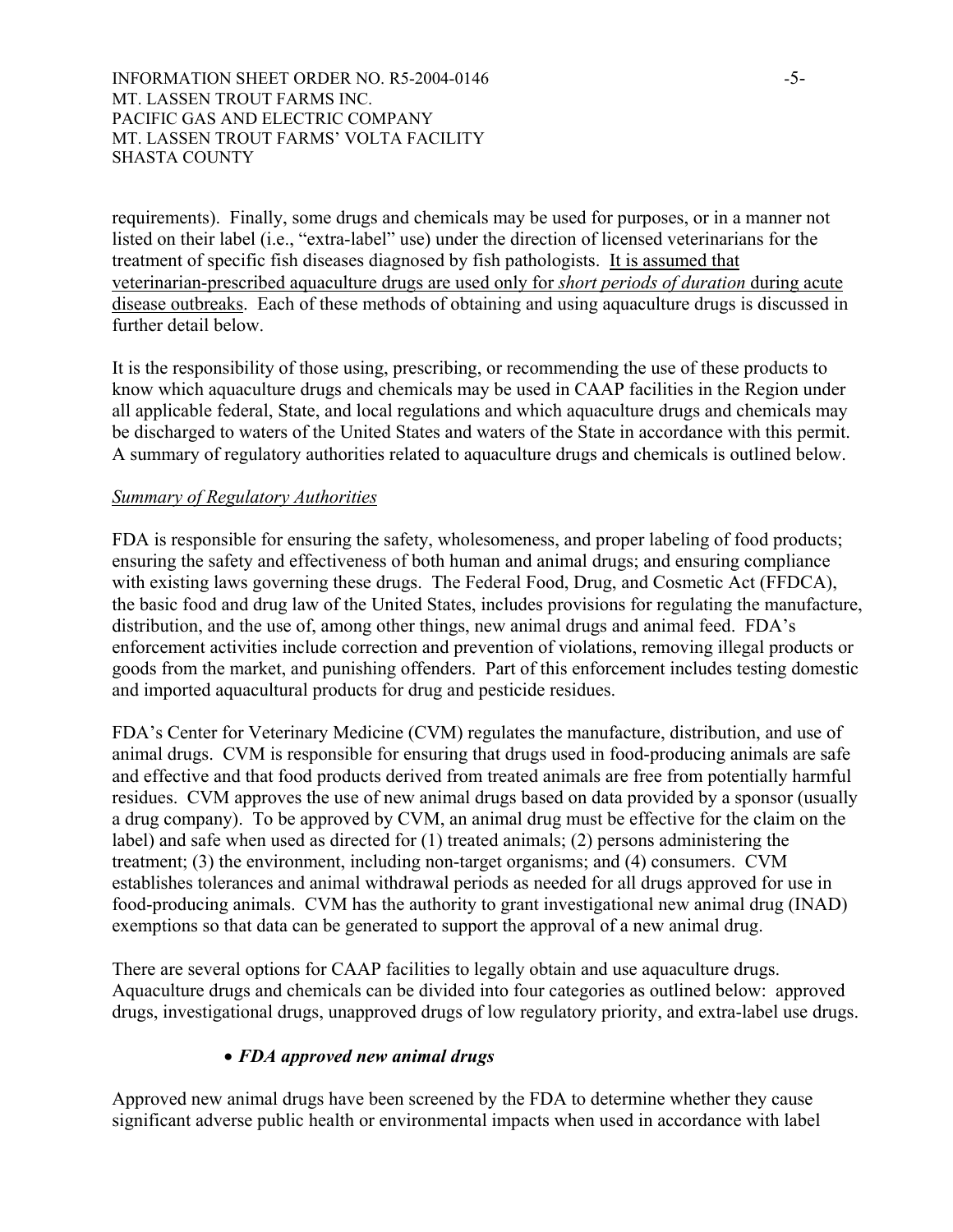requirements). Finally, some drugs and chemicals may be used for purposes, or in a manner not listed on their label (i.e., "extra-label" use) under the direction of licensed veterinarians for the treatment of specific fish diseases diagnosed by fish pathologists. <u>It is assumed that veterinarian-prescribed aquaculture drugs are used only for *short periods of duration* during acute disease outbreaks</u>. Each of these methods of obtaining and using aquaculture drugs is discussed in further detail below.

It is the responsibility of those using, prescribing, or recommending the use of these products to know which aquaculture drugs and chemicals may be used in CAAP facilities in the Region under all applicable federal, State, and local regulations and which aquaculture drugs and chemicals may be discharged to waters of the United States and waters of the State in accordance with this permit. A summary of regulatory authorities related to aquaculture drugs and chemicals is outlined below.

*<u>Summary of Regulatory Authorities</u>*

FDA is responsible for ensuring the safety, wholesomeness, and proper labeling of food products; ensuring the safety and effectiveness of both human and animal drugs; and ensuring compliance with existing laws governing these drugs. The Federal Food, Drug, and Cosmetic Act (FFDCA), the basic food and drug law of the United States, includes provisions for regulating the manufacture, distribution, and the use of, among other things, new animal drugs and animal feed. FDA's enforcement activities include correction and prevention of violations, removing illegal products or goods from the market, and punishing offenders. Part of this enforcement includes testing domestic and imported aquacultural products for drug and pesticide residues.

FDA's Center for Veterinary Medicine (CVM) regulates the manufacture, distribution, and use of animal drugs. CVM is responsible for ensuring that drugs used in food-producing animals are safe and effective and that food products derived from treated animals are free from potentially harmful residues. CVM approves the use of new animal drugs based on data provided by a sponsor (usually a drug company). To be approved by CVM, an animal drug must be effective for the claim on the label) and safe when used as directed for (1) treated animals; (2) persons administering the treatment; (3) the environment, including non-target organisms; and (4) consumers. CVM establishes tolerances and animal withdrawal periods as needed for all drugs approved for use in food-producing animals. CVM has the authority to grant investigational new animal drug (INAD) exemptions so that data can be generated to support the approval of a new animal drug.

There are several options for CAAP facilities to legally obtain and use aquaculture drugs. Aquaculture drugs and chemicals can be divided into four categories as outlined below: approved drugs, investigational drugs, unapproved drugs of low regulatory priority, and extra-label use drugs.

- ***FDA approved new animal drugs***

Approved new animal drugs have been screened by the FDA to determine whether they cause significant adverse public health or environmental impacts when used in accordance with label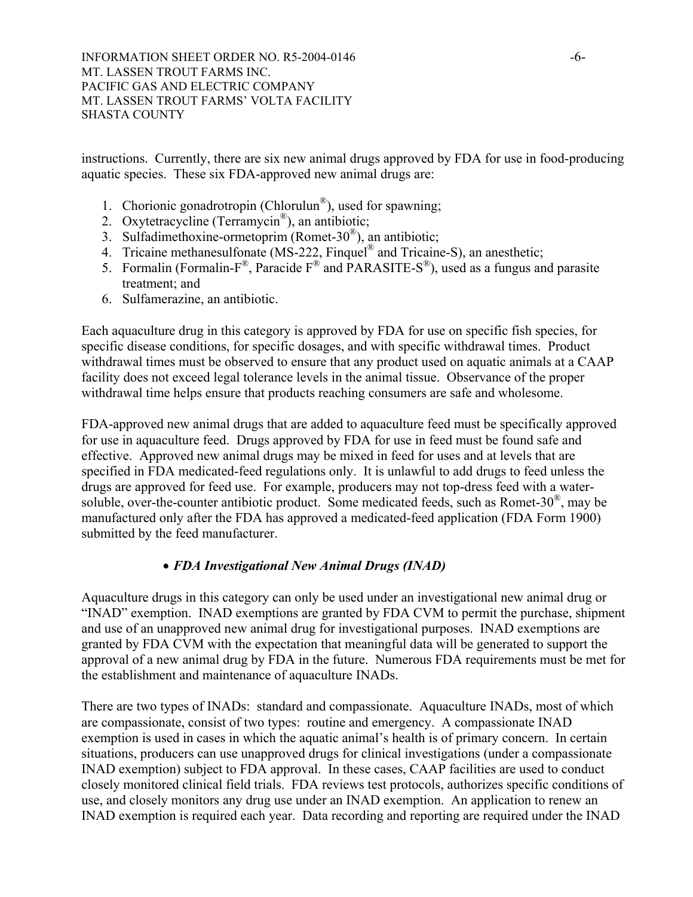instructions. Currently, there are six new animal drugs approved by FDA for use in food-producing aquatic species. These six FDA-approved new animal drugs are:

1. Chorionic gonadrotropin (Chlorulun®), used for spawning;
2. Oxytetracycline (Terramycin®), an antibiotic;
3. Sulfadimethoxine-ormetoprim (Romet-30®), an antibiotic;
4. Tricaine methanesulfonate (MS-222, Finquel® and Tricaine-S), an anesthetic;
5. Formalin (Formalin-F®, Paracide F® and PARASITE-S®), used as a fungus and parasite treatment; and
6. Sulfamerazine, an antibiotic.

Each aquaculture drug in this category is approved by FDA for use on specific fish species, for specific disease conditions, for specific dosages, and with specific withdrawal times. Product withdrawal times must be observed to ensure that any product used on aquatic animals at a CAAP facility does not exceed legal tolerance levels in the animal tissue. Observance of the proper withdrawal time helps ensure that products reaching consumers are safe and wholesome.

FDA-approved new animal drugs that are added to aquaculture feed must be specifically approved for use in aquaculture feed. Drugs approved by FDA for use in feed must be found safe and effective. Approved new animal drugs may be mixed in feed for uses and at levels that are specified in FDA medicated-feed regulations only. It is unlawful to add drugs to feed unless the drugs are approved for feed use. For example, producers may not top-dress feed with a water-soluble, over-the-counter antibiotic product. Some medicated feeds, such as Romet-30®, may be manufactured only after the FDA has approved a medicated-feed application (FDA Form 1900) submitted by the feed manufacturer.

- ***FDA Investigational New Animal Drugs (INAD)***

Aquaculture drugs in this category can only be used under an investigational new animal drug or "INAD" exemption. INAD exemptions are granted by FDA CVM to permit the purchase, shipment and use of an unapproved new animal drug for investigational purposes. INAD exemptions are granted by FDA CVM with the expectation that meaningful data will be generated to support the approval of a new animal drug by FDA in the future. Numerous FDA requirements must be met for the establishment and maintenance of aquaculture INADs.

There are two types of INADs: standard and compassionate. Aquaculture INADs, most of which are compassionate, consist of two types: routine and emergency. A compassionate INAD exemption is used in cases in which the aquatic animal's health is of primary concern. In certain situations, producers can use unapproved drugs for clinical investigations (under a compassionate INAD exemption) subject to FDA approval. In these cases, CAAP facilities are used to conduct closely monitored clinical field trials. FDA reviews test protocols, authorizes specific conditions of use, and closely monitors any drug use under an INAD exemption. An application to renew an INAD exemption is required each year. Data recording and reporting are required under the INAD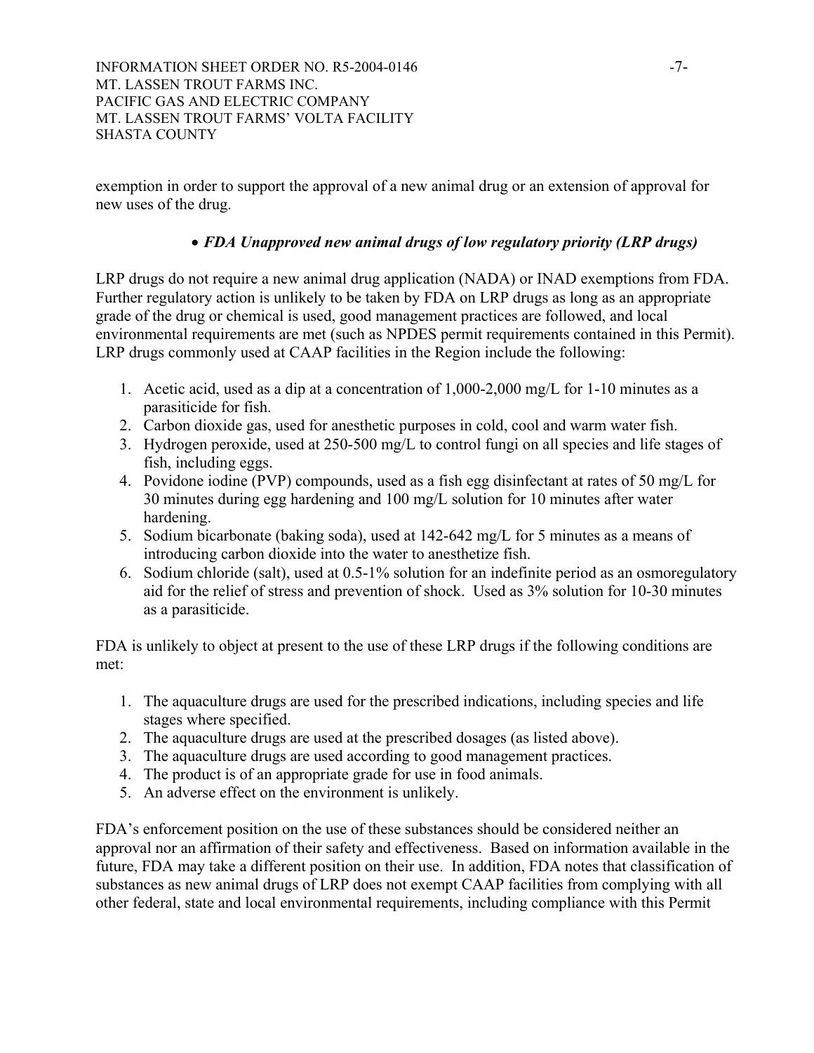exemption in order to support the approval of a new animal drug or an extension of approval for new uses of the drug.

- ***FDA Unapproved new animal drugs of low regulatory priority (LRP drugs)***

LRP drugs do not require a new animal drug application (NADA) or INAD exemptions from FDA. Further regulatory action is unlikely to be taken by FDA on LRP drugs as long as an appropriate grade of the drug or chemical is used, good management practices are followed, and local environmental requirements are met (such as NPDES permit requirements contained in this Permit). LRP drugs commonly used at CAAP facilities in the Region include the following:

1. Acetic acid, used as a dip at a concentration of 1,000-2,000 mg/L for 1-10 minutes as a parasiticide for fish.
2. Carbon dioxide gas, used for anesthetic purposes in cold, cool and warm water fish.
3. Hydrogen peroxide, used at 250-500 mg/L to control fungi on all species and life stages of fish, including eggs.
4. Povidone iodine (PVP) compounds, used as a fish egg disinfectant at rates of 50 mg/L for 30 minutes during egg hardening and 100 mg/L solution for 10 minutes after water hardening.
5. Sodium bicarbonate (baking soda), used at 142-642 mg/L for 5 minutes as a means of introducing carbon dioxide into the water to anesthetize fish.
6. Sodium chloride (salt), used at 0.5-1% solution for an indefinite period as an osmoregulatory aid for the relief of stress and prevention of shock. Used as 3% solution for 10-30 minutes as a parasiticide.

FDA is unlikely to object at present to the use of these LRP drugs if the following conditions are met:

1. The aquaculture drugs are used for the prescribed indications, including species and life stages where specified.
2. The aquaculture drugs are used at the prescribed dosages (as listed above).
3. The aquaculture drugs are used according to good management practices.
4. The product is of an appropriate grade for use in food animals.
5. An adverse effect on the environment is unlikely.

FDA's enforcement position on the use of these substances should be considered neither an approval nor an affirmation of their safety and effectiveness. Based on information available in the future, FDA may take a different position on their use. In addition, FDA notes that classification of substances as new animal drugs of LRP does not exempt CAAP facilities from complying with all other federal, state and local environmental requirements, including compliance with this Permit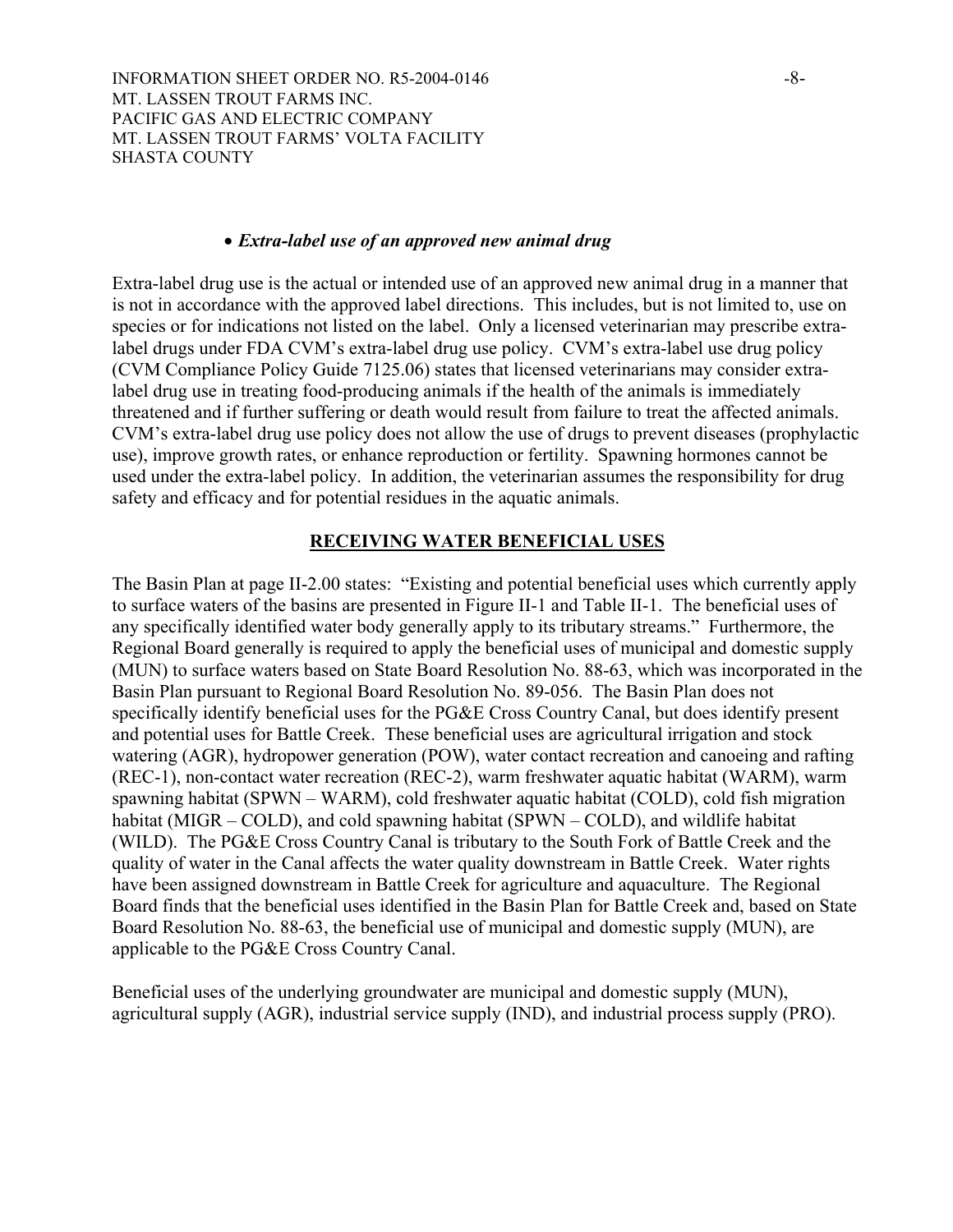- ***Extra-label use of an approved new animal drug***

Extra-label drug use is the actual or intended use of an approved new animal drug in a manner that is not in accordance with the approved label directions. This includes, but is not limited to, use on species or for indications not listed on the label. Only a licensed veterinarian may prescribe extra-label drugs under FDA CVM's extra-label drug use policy. CVM's extra-label use drug policy (CVM Compliance Policy Guide 7125.06) states that licensed veterinarians may consider extra-label drug use in treating food-producing animals if the health of the animals is immediately threatened and if further suffering or death would result from failure to treat the affected animals. CVM's extra-label drug use policy does not allow the use of drugs to prevent diseases (prophylactic use), improve growth rates, or enhance reproduction or fertility. Spawning hormones cannot be used under the extra-label policy. In addition, the veterinarian assumes the responsibility for drug safety and efficacy and for potential residues in the aquatic animals.

## RECEIVING WATER BENEFICIAL USES

The Basin Plan at page II-2.00 states: "Existing and potential beneficial uses which currently apply to surface waters of the basins are presented in Figure II-1 and Table II-1. The beneficial uses of any specifically identified water body generally apply to its tributary streams." Furthermore, the Regional Board generally is required to apply the beneficial uses of municipal and domestic supply (MUN) to surface waters based on State Board Resolution No. 88-63, which was incorporated in the Basin Plan pursuant to Regional Board Resolution No. 89-056. The Basin Plan does not specifically identify beneficial uses for the PG&E Cross Country Canal, but does identify present and potential uses for Battle Creek. These beneficial uses are agricultural irrigation and stock watering (AGR), hydropower generation (POW), water contact recreation and canoeing and rafting (REC-1), non-contact water recreation (REC-2), warm freshwater aquatic habitat (WARM), warm spawning habitat (SPWN – WARM), cold freshwater aquatic habitat (COLD), cold fish migration habitat (MIGR – COLD), and cold spawning habitat (SPWN – COLD), and wildlife habitat (WILD). The PG&E Cross Country Canal is tributary to the South Fork of Battle Creek and the quality of water in the Canal affects the water quality downstream in Battle Creek. Water rights have been assigned downstream in Battle Creek for agriculture and aquaculture. The Regional Board finds that the beneficial uses identified in the Basin Plan for Battle Creek and, based on State Board Resolution No. 88-63, the beneficial use of municipal and domestic supply (MUN), are applicable to the PG&E Cross Country Canal.

Beneficial uses of the underlying groundwater are municipal and domestic supply (MUN), agricultural supply (AGR), industrial service supply (IND), and industrial process supply (PRO).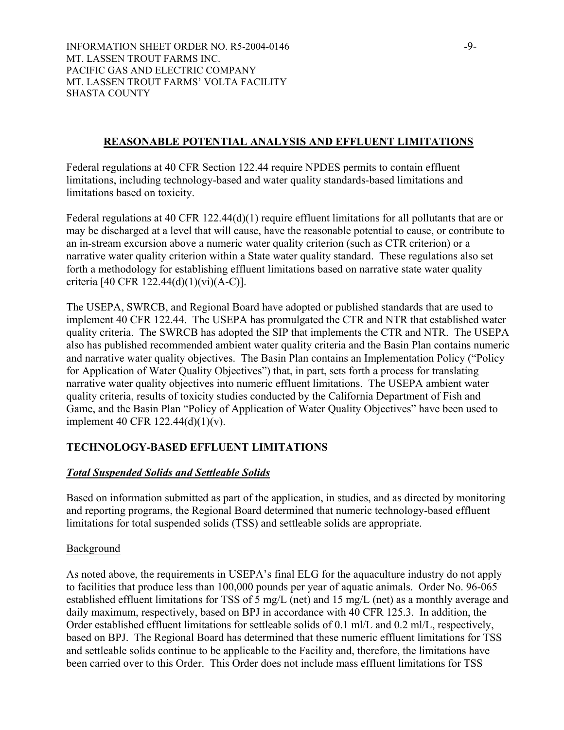## REASONABLE POTENTIAL ANALYSIS AND EFFLUENT LIMITATIONS

Federal regulations at 40 CFR Section 122.44 require NPDES permits to contain effluent limitations, including technology-based and water quality standards-based limitations and limitations based on toxicity.

Federal regulations at 40 CFR 122.44(d)(1) require effluent limitations for all pollutants that are or may be discharged at a level that will cause, have the reasonable potential to cause, or contribute to an in-stream excursion above a numeric water quality criterion (such as CTR criterion) or a narrative water quality criterion within a State water quality standard. These regulations also set forth a methodology for establishing effluent limitations based on narrative state water quality criteria [40 CFR 122.44(d)(1)(vi)(A-C)].

The USEPA, SWRCB, and Regional Board have adopted or published standards that are used to implement 40 CFR 122.44. The USEPA has promulgated the CTR and NTR that established water quality criteria. The SWRCB has adopted the SIP that implements the CTR and NTR. The USEPA also has published recommended ambient water quality criteria and the Basin Plan contains numeric and narrative water quality objectives. The Basin Plan contains an Implementation Policy ("Policy for Application of Water Quality Objectives") that, in part, sets forth a process for translating narrative water quality objectives into numeric effluent limitations. The USEPA ambient water quality criteria, results of toxicity studies conducted by the California Department of Fish and Game, and the Basin Plan "Policy of Application of Water Quality Objectives" have been used to implement 40 CFR 122.44(d)(1)(v).

## TECHNOLOGY-BASED EFFLUENT LIMITATIONS

### *Total Suspended Solids and Settleable Solids*

Based on information submitted as part of the application, in studies, and as directed by monitoring and reporting programs, the Regional Board determined that numeric technology-based effluent limitations for total suspended solids (TSS) and settleable solids are appropriate.

#### Background

As noted above, the requirements in USEPA's final ELG for the aquaculture industry do not apply to facilities that produce less than 100,000 pounds per year of aquatic animals. Order No. 96-065 established effluent limitations for TSS of 5 mg/L (net) and 15 mg/L (net) as a monthly average and daily maximum, respectively, based on BPJ in accordance with 40 CFR 125.3. In addition, the Order established effluent limitations for settleable solids of 0.1 ml/L and 0.2 ml/L, respectively, based on BPJ. The Regional Board has determined that these numeric effluent limitations for TSS and settleable solids continue to be applicable to the Facility and, therefore, the limitations have been carried over to this Order. This Order does not include mass effluent limitations for TSS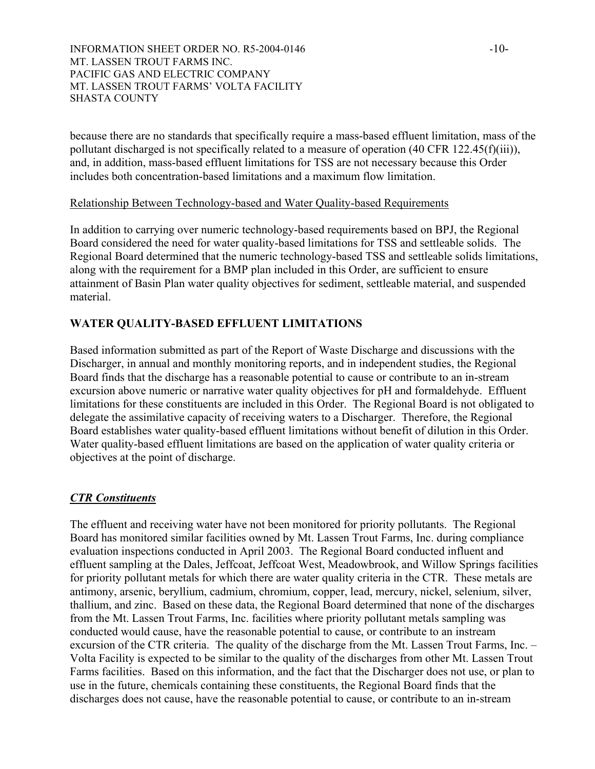because there are no standards that specifically require a mass-based effluent limitation, mass of the pollutant discharged is not specifically related to a measure of operation (40 CFR 122.45(f)(iii)), and, in addition, mass-based effluent limitations for TSS are not necessary because this Order includes both concentration-based limitations and a maximum flow limitation.

<u>Relationship Between Technology-based and Water Quality-based Requirements</u>

In addition to carrying over numeric technology-based requirements based on BPJ, the Regional Board considered the need for water quality-based limitations for TSS and settleable solids. The Regional Board determined that the numeric technology-based TSS and settleable solids limitations, along with the requirement for a BMP plan included in this Order, are sufficient to ensure attainment of Basin Plan water quality objectives for sediment, settleable material, and suspended material.

**WATER QUALITY-BASED EFFLUENT LIMITATIONS**

Based information submitted as part of the Report of Waste Discharge and discussions with the Discharger, in annual and monthly monitoring reports, and in independent studies, the Regional Board finds that the discharge has a reasonable potential to cause or contribute to an in-stream excursion above numeric or narrative water quality objectives for pH and formaldehyde. Effluent limitations for these constituents are included in this Order. The Regional Board is not obligated to delegate the assimilative capacity of receiving waters to a Discharger. Therefore, the Regional Board establishes water quality-based effluent limitations without benefit of dilution in this Order. Water quality-based effluent limitations are based on the application of water quality criteria or objectives at the point of discharge.

***<u>CTR Constituents</u>***

The effluent and receiving water have not been monitored for priority pollutants. The Regional Board has monitored similar facilities owned by Mt. Lassen Trout Farms, Inc. during compliance evaluation inspections conducted in April 2003. The Regional Board conducted influent and effluent sampling at the Dales, Jeffcoat, Jeffcoat West, Meadowbrook, and Willow Springs facilities for priority pollutant metals for which there are water quality criteria in the CTR. These metals are antimony, arsenic, beryllium, cadmium, chromium, copper, lead, mercury, nickel, selenium, silver, thallium, and zinc. Based on these data, the Regional Board determined that none of the discharges from the Mt. Lassen Trout Farms, Inc. facilities where priority pollutant metals sampling was conducted would cause, have the reasonable potential to cause, or contribute to an instream excursion of the CTR criteria. The quality of the discharge from the Mt. Lassen Trout Farms, Inc. – Volta Facility is expected to be similar to the quality of the discharges from other Mt. Lassen Trout Farms facilities. Based on this information, and the fact that the Discharger does not use, or plan to use in the future, chemicals containing these constituents, the Regional Board finds that the discharges does not cause, have the reasonable potential to cause, or contribute to an in-stream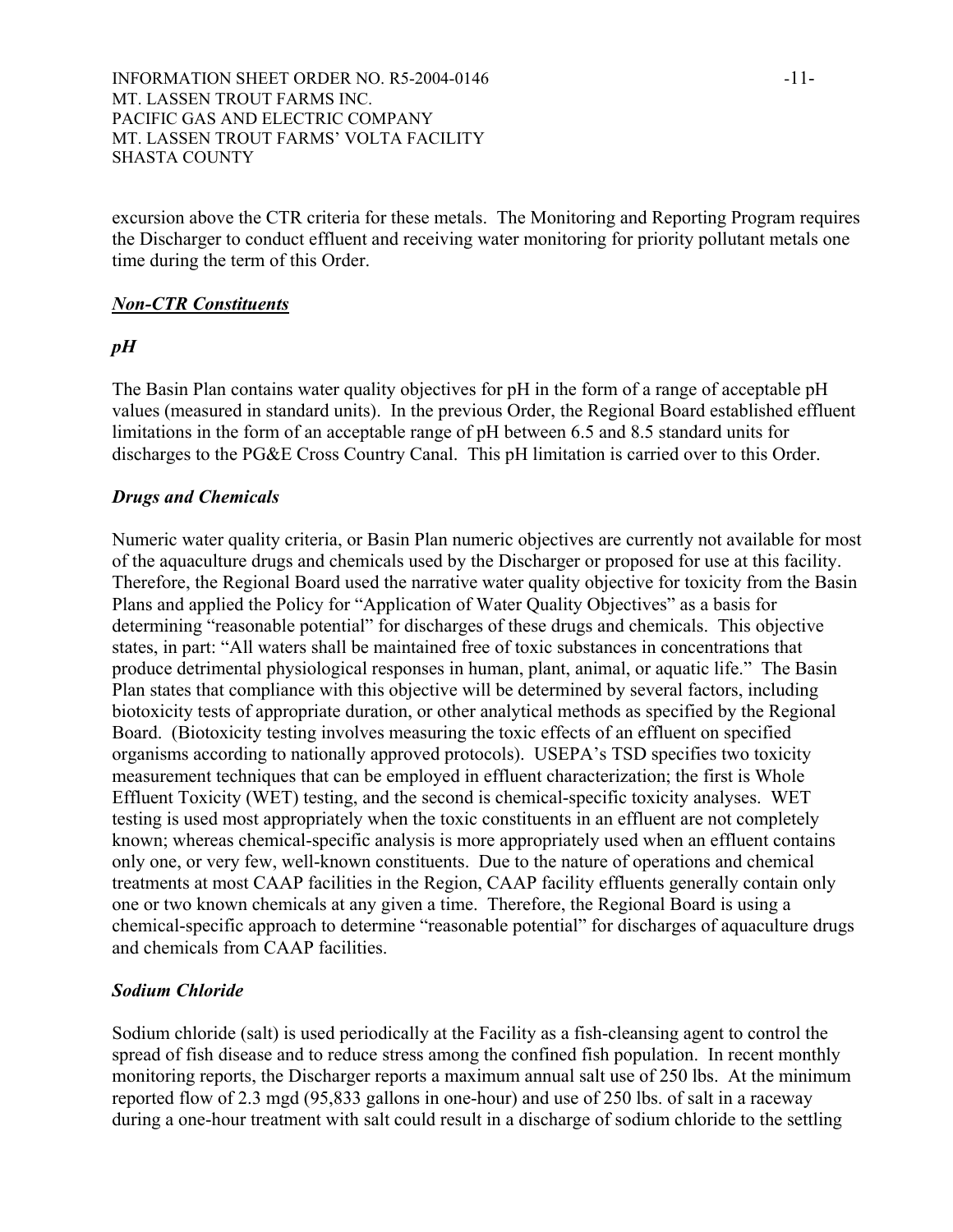excursion above the CTR criteria for these metals. The Monitoring and Reporting Program requires the Discharger to conduct effluent and receiving water monitoring for priority pollutant metals one time during the term of this Order.

***Non-CTR Constituents***

***pH***

The Basin Plan contains water quality objectives for pH in the form of a range of acceptable pH values (measured in standard units). In the previous Order, the Regional Board established effluent limitations in the form of an acceptable range of pH between 6.5 and 8.5 standard units for discharges to the PG&E Cross Country Canal. This pH limitation is carried over to this Order.

***Drugs and Chemicals***

Numeric water quality criteria, or Basin Plan numeric objectives are currently not available for most of the aquaculture drugs and chemicals used by the Discharger or proposed for use at this facility. Therefore, the Regional Board used the narrative water quality objective for toxicity from the Basin Plans and applied the Policy for "Application of Water Quality Objectives" as a basis for determining "reasonable potential" for discharges of these drugs and chemicals. This objective states, in part: "All waters shall be maintained free of toxic substances in concentrations that produce detrimental physiological responses in human, plant, animal, or aquatic life." The Basin Plan states that compliance with this objective will be determined by several factors, including biotoxicity tests of appropriate duration, or other analytical methods as specified by the Regional Board. (Biotoxicity testing involves measuring the toxic effects of an effluent on specified organisms according to nationally approved protocols). USEPA's TSD specifies two toxicity measurement techniques that can be employed in effluent characterization; the first is Whole Effluent Toxicity (WET) testing, and the second is chemical-specific toxicity analyses. WET testing is used most appropriately when the toxic constituents in an effluent are not completely known; whereas chemical-specific analysis is more appropriately used when an effluent contains only one, or very few, well-known constituents. Due to the nature of operations and chemical treatments at most CAAP facilities in the Region, CAAP facility effluents generally contain only one or two known chemicals at any given a time. Therefore, the Regional Board is using a chemical-specific approach to determine "reasonable potential" for discharges of aquaculture drugs and chemicals from CAAP facilities.

***Sodium Chloride***

Sodium chloride (salt) is used periodically at the Facility as a fish-cleansing agent to control the spread of fish disease and to reduce stress among the confined fish population. In recent monthly monitoring reports, the Discharger reports a maximum annual salt use of 250 lbs. At the minimum reported flow of 2.3 mgd (95,833 gallons in one-hour) and use of 250 lbs. of salt in a raceway during a one-hour treatment with salt could result in a discharge of sodium chloride to the settling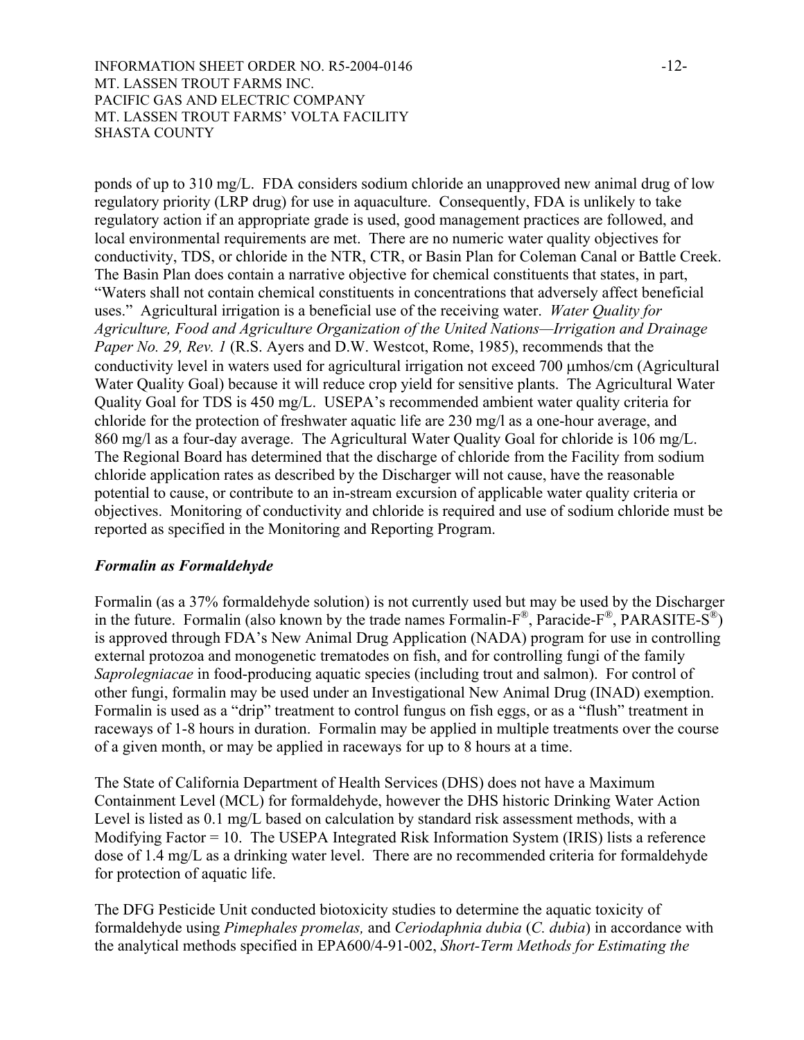ponds of up to 310 mg/L. FDA considers sodium chloride an unapproved new animal drug of low regulatory priority (LRP drug) for use in aquaculture. Consequently, FDA is unlikely to take regulatory action if an appropriate grade is used, good management practices are followed, and local environmental requirements are met. There are no numeric water quality objectives for conductivity, TDS, or chloride in the NTR, CTR, or Basin Plan for Coleman Canal or Battle Creek. The Basin Plan does contain a narrative objective for chemical constituents that states, in part, "Waters shall not contain chemical constituents in concentrations that adversely affect beneficial uses." Agricultural irrigation is a beneficial use of the receiving water. *Water Quality for Agriculture, Food and Agriculture Organization of the United Nations—Irrigation and Drainage Paper No. 29, Rev. 1* (R.S. Ayers and D.W. Westcot, Rome, 1985), recommends that the conductivity level in waters used for agricultural irrigation not exceed 700 μmhos/cm (Agricultural Water Quality Goal) because it will reduce crop yield for sensitive plants. The Agricultural Water Quality Goal for TDS is 450 mg/L. USEPA's recommended ambient water quality criteria for chloride for the protection of freshwater aquatic life are 230 mg/l as a one-hour average, and 860 mg/l as a four-day average. The Agricultural Water Quality Goal for chloride is 106 mg/L. The Regional Board has determined that the discharge of chloride from the Facility from sodium chloride application rates as described by the Discharger will not cause, have the reasonable potential to cause, or contribute to an in-stream excursion of applicable water quality criteria or objectives. Monitoring of conductivity and chloride is required and use of sodium chloride must be reported as specified in the Monitoring and Reporting Program.

### *Formalin as Formaldehyde*

Formalin (as a 37% formaldehyde solution) is not currently used but may be used by the Discharger in the future. Formalin (also known by the trade names Formalin-F®, Paracide-F®, PARASITE-S®) is approved through FDA's New Animal Drug Application (NADA) program for use in controlling external protozoa and monogenetic trematodes on fish, and for controlling fungi of the family *Saprolegniaceae* in food-producing aquatic species (including trout and salmon). For control of other fungi, formalin may be used under an Investigational New Animal Drug (INAD) exemption. Formalin is used as a "drip" treatment to control fungus on fish eggs, or as a "flush" treatment in raceways of 1-8 hours in duration. Formalin may be applied in multiple treatments over the course of a given month, or may be applied in raceways for up to 8 hours at a time.

The State of California Department of Health Services (DHS) does not have a Maximum Containment Level (MCL) for formaldehyde, however the DHS historic Drinking Water Action Level is listed as 0.1 mg/L based on calculation by standard risk assessment methods, with a Modifying Factor = 10. The USEPA Integrated Risk Information System (IRIS) lists a reference dose of 1.4 mg/L as a drinking water level. There are no recommended criteria for formaldehyde for protection of aquatic life.

The DFG Pesticide Unit conducted biotoxicity studies to determine the aquatic toxicity of formaldehyde using *Pimephales promelas,* and *Ceriodaphnia dubia* (*C. dubia*) in accordance with the analytical methods specified in EPA600/4-91-002, *Short-Term Methods for Estimating the*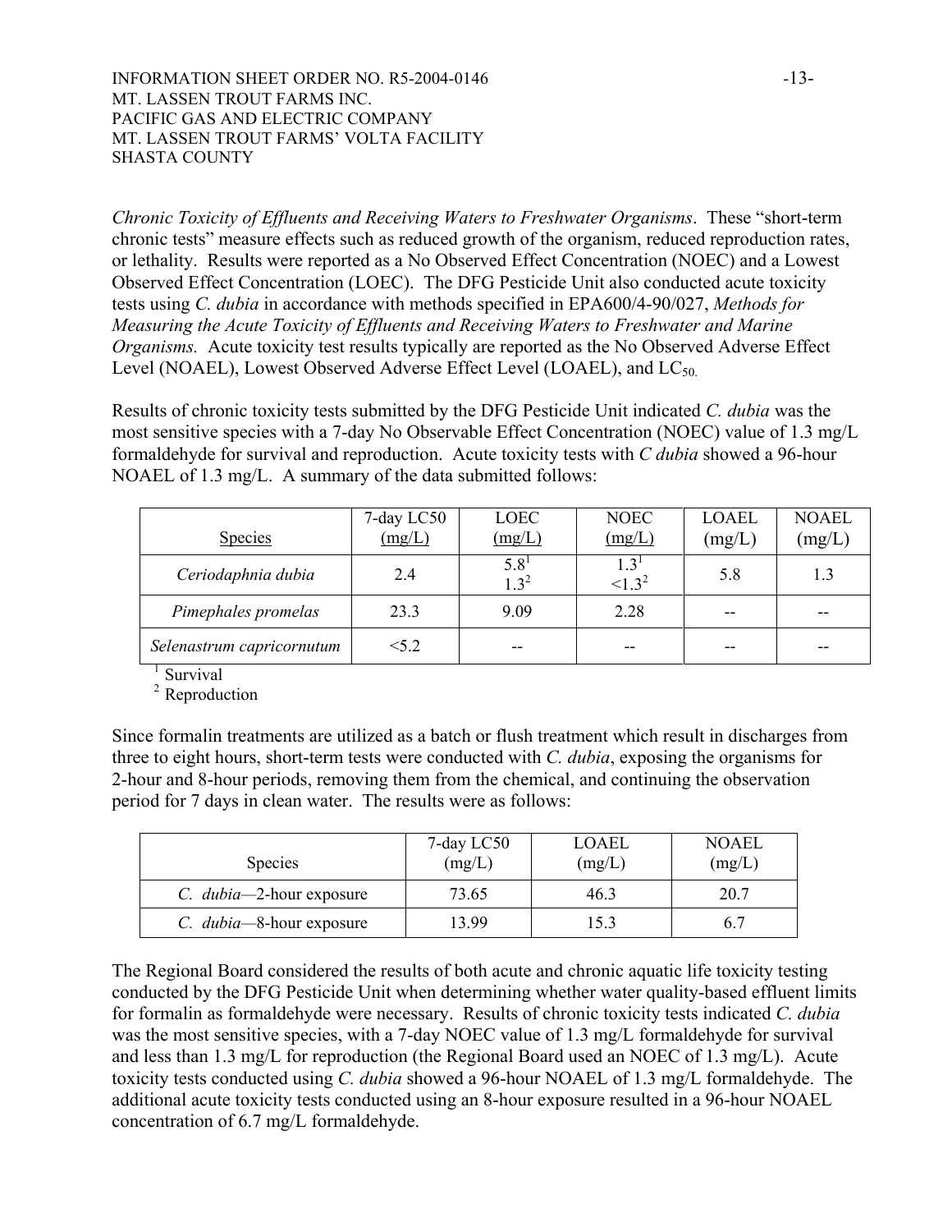*Chronic Toxicity of Effluents and Receiving Waters to Freshwater Organisms*. These "short-term chronic tests" measure effects such as reduced growth of the organism, reduced reproduction rates, or lethality. Results were reported as a No Observed Effect Concentration (NOEC) and a Lowest Observed Effect Concentration (LOEC). The DFG Pesticide Unit also conducted acute toxicity tests using *C. dubia* in accordance with methods specified in EPA600/4-90/027, *Methods for Measuring the Acute Toxicity of Effluents and Receiving Waters to Freshwater and Marine Organisms.* Acute toxicity test results typically are reported as the No Observed Adverse Effect Level (NOAEL), Lowest Observed Adverse Effect Level (LOAEL), and $LC_{50}$.

Results of chronic toxicity tests submitted by the DFG Pesticide Unit indicated *C. dubia* was the most sensitive species with a 7-day No Observable Effect Concentration (NOEC) value of 1.3 mg/L formaldehyde for survival and reproduction. Acute toxicity tests with *C dubia* showed a 96-hour NOAEL of 1.3 mg/L. A summary of the data submitted follows:

| Species | 7-day LC50 (mg/L) | LOEC (mg/L) | NOEC (mg/L) | LOAEL (mg/L) | NOAEL (mg/L) |
|---|---|---|---|---|---|
| *Ceriodaphnia dubia* | 2.4 | 5.8[1] 1.3[2] | 1.3[1] <1.3[2] | 5.8 | 1.3 |
| *Pimephales promelas* | 23.3 | 9.09 | 2.28 | -- | -- |
| *Selenastrum capricornutum* | <5.2 | -- | -- | -- | -- |

[1] Survival
[2] Reproduction

Since formalin treatments are utilized as a batch or flush treatment which result in discharges from three to eight hours, short-term tests were conducted with *C. dubia*, exposing the organisms for 2-hour and 8-hour periods, removing them from the chemical, and continuing the observation period for 7 days in clean water. The results were as follows:

| Species | 7-day LC50 (mg/L) | LOAEL (mg/L) | NOAEL (mg/L) |
|---|---|---|---|
| *C. dubia*—2-hour exposure | 73.65 | 46.3 | 20.7 |
| *C. dubia*—8-hour exposure | 13.99 | 15.3 | 6.7 |

The Regional Board considered the results of both acute and chronic aquatic life toxicity testing conducted by the DFG Pesticide Unit when determining whether water quality-based effluent limits for formalin as formaldehyde were necessary. Results of chronic toxicity tests indicated *C. dubia* was the most sensitive species, with a 7-day NOEC value of 1.3 mg/L formaldehyde for survival and less than 1.3 mg/L for reproduction (the Regional Board used an NOEC of 1.3 mg/L). Acute toxicity tests conducted using *C. dubia* showed a 96-hour NOAEL of 1.3 mg/L formaldehyde. The additional acute toxicity tests conducted using an 8-hour exposure resulted in a 96-hour NOAEL concentration of 6.7 mg/L formaldehyde.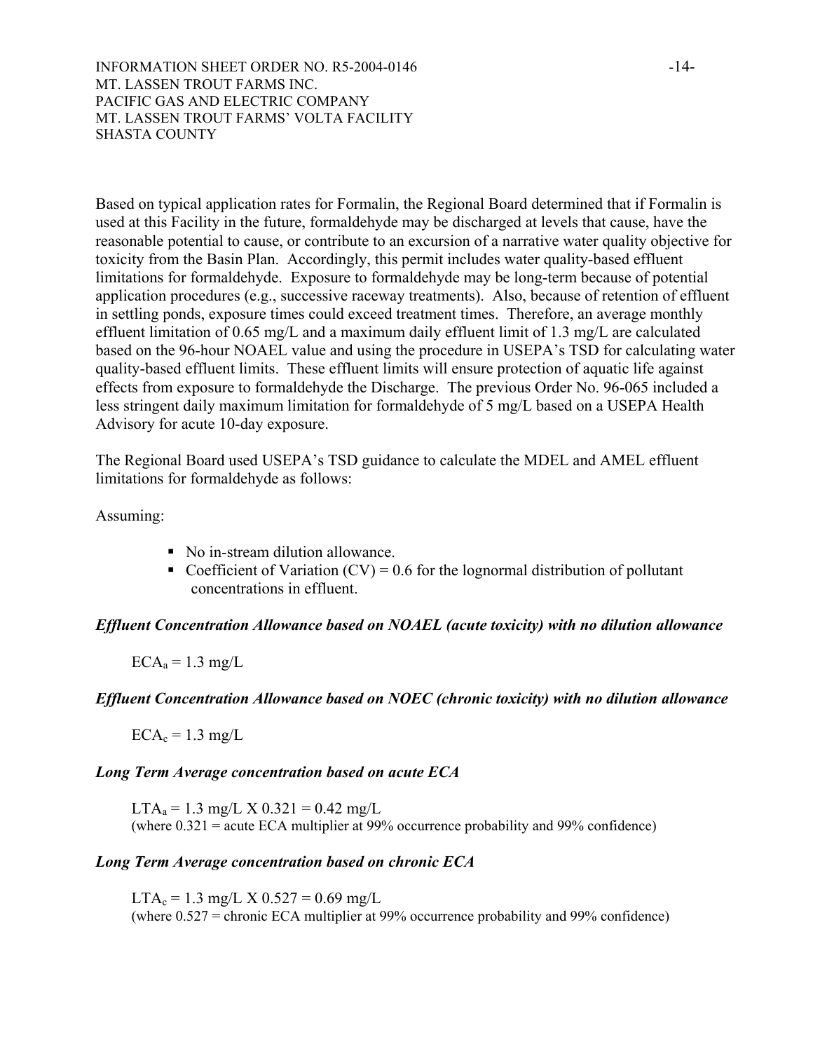Based on typical application rates for Formalin, the Regional Board determined that if Formalin is used at this Facility in the future, formaldehyde may be discharged at levels that cause, have the reasonable potential to cause, or contribute to an excursion of a narrative water quality objective for toxicity from the Basin Plan. Accordingly, this permit includes water quality-based effluent limitations for formaldehyde. Exposure to formaldehyde may be long-term because of potential application procedures (e.g., successive raceway treatments). Also, because of retention of effluent in settling ponds, exposure times could exceed treatment times. Therefore, an average monthly effluent limitation of 0.65 mg/L and a maximum daily effluent limit of 1.3 mg/L are calculated based on the 96-hour NOAEL value and using the procedure in USEPA's TSD for calculating water quality-based effluent limits. These effluent limits will ensure protection of aquatic life against effects from exposure to formaldehyde the Discharge. The previous Order No. 96-065 included a less stringent daily maximum limitation for formaldehyde of 5 mg/L based on a USEPA Health Advisory for acute 10-day exposure.

The Regional Board used USEPA's TSD guidance to calculate the MDEL and AMEL effluent limitations for formaldehyde as follows:

Assuming:

- No in-stream dilution allowance.
- Coefficient of Variation (CV) = 0.6 for the lognormal distribution of pollutant concentrations in effluent.

***Effluent Concentration Allowance based on NOAEL (acute toxicity) with no dilution allowance***

$ECA_a = 1.3$ mg/L

***Effluent Concentration Allowance based on NOEC (chronic toxicity) with no dilution allowance***

$ECA_c = 1.3$ mg/L

***Long Term Average concentration based on acute ECA***

$LTA_a = 1.3$ mg/L X 0.321 = 0.42 mg/L
(where 0.321 = acute ECA multiplier at 99% occurrence probability and 99% confidence)

***Long Term Average concentration based on chronic ECA***

$LTA_c = 1.3$ mg/L X 0.527 = 0.69 mg/L
(where 0.527 = chronic ECA multiplier at 99% occurrence probability and 99% confidence)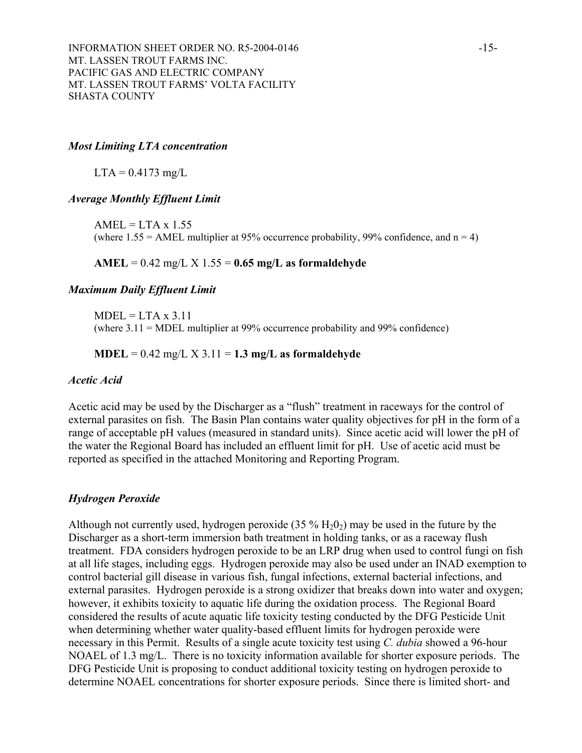*Most Limiting LTA concentration*

LTA = 0.4173 mg/L

*Average Monthly Effluent Limit*

AMEL = LTA x 1.55
(where 1.55 = AMEL multiplier at 95% occurrence probability, 99% confidence, and n = 4)

**AMEL** = 0.42 mg/L X 1.55 = **0.65 mg/L as formaldehyde**

*Maximum Daily Effluent Limit*

MDEL = LTA x 3.11
(where 3.11 = MDEL multiplier at 99% occurrence probability and 99% confidence)

**MDEL** = 0.42 mg/L X 3.11 = **1.3 mg/L as formaldehyde**

*Acetic Acid*

Acetic acid may be used by the Discharger as a "flush" treatment in raceways for the control of external parasites on fish. The Basin Plan contains water quality objectives for pH in the form of a range of acceptable pH values (measured in standard units). Since acetic acid will lower the pH of the water the Regional Board has included an effluent limit for pH. Use of acetic acid must be reported as specified in the attached Monitoring and Reporting Program.

*Hydrogen Peroxide*

Although not currently used, hydrogen peroxide (35 % $H_2O_2$) may be used in the future by the Discharger as a short-term immersion bath treatment in holding tanks, or as a raceway flush treatment. FDA considers hydrogen peroxide to be an LRP drug when used to control fungi on fish at all life stages, including eggs. Hydrogen peroxide may also be used under an INAD exemption to control bacterial gill disease in various fish, fungal infections, external bacterial infections, and external parasites. Hydrogen peroxide is a strong oxidizer that breaks down into water and oxygen; however, it exhibits toxicity to aquatic life during the oxidation process. The Regional Board considered the results of acute aquatic life toxicity testing conducted by the DFG Pesticide Unit when determining whether water quality-based effluent limits for hydrogen peroxide were necessary in this Permit. Results of a single acute toxicity test using *C. dubia* showed a 96-hour NOAEL of 1.3 mg/L. There is no toxicity information available for shorter exposure periods. The DFG Pesticide Unit is proposing to conduct additional toxicity testing on hydrogen peroxide to determine NOAEL concentrations for shorter exposure periods. Since there is limited short- and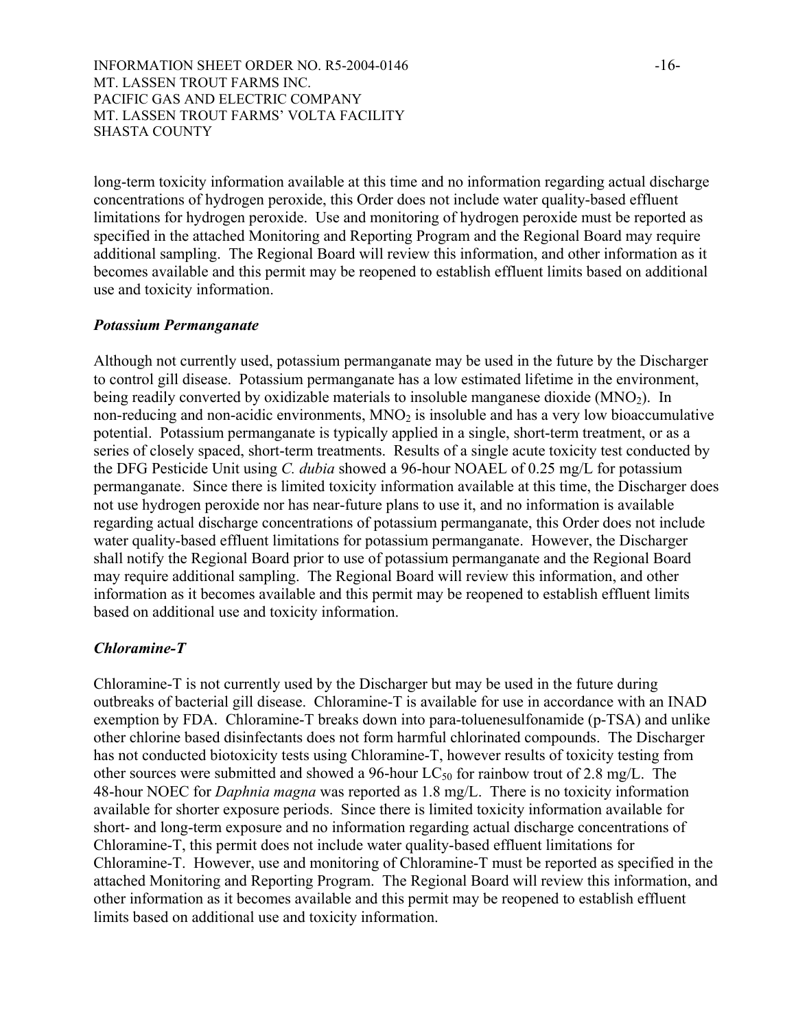long-term toxicity information available at this time and no information regarding actual discharge concentrations of hydrogen peroxide, this Order does not include water quality-based effluent limitations for hydrogen peroxide. Use and monitoring of hydrogen peroxide must be reported as specified in the attached Monitoring and Reporting Program and the Regional Board may require additional sampling. The Regional Board will review this information, and other information as it becomes available and this permit may be reopened to establish effluent limits based on additional use and toxicity information.

***Potassium Permanganate***

Although not currently used, potassium permanganate may be used in the future by the Discharger to control gill disease. Potassium permanganate has a low estimated lifetime in the environment, being readily converted by oxidizable materials to insoluble manganese dioxide ($MNO_2$). In non-reducing and non-acidic environments, $MNO_2$ is insoluble and has a very low bioaccumulative potential. Potassium permanganate is typically applied in a single, short-term treatment, or as a series of closely spaced, short-term treatments. Results of a single acute toxicity test conducted by the DFG Pesticide Unit using *C. dubia* showed a 96-hour NOAEL of 0.25 mg/L for potassium permanganate. Since there is limited toxicity information available at this time, the Discharger does not use hydrogen peroxide nor has near-future plans to use it, and no information is available regarding actual discharge concentrations of potassium permanganate, this Order does not include water quality-based effluent limitations for potassium permanganate. However, the Discharger shall notify the Regional Board prior to use of potassium permanganate and the Regional Board may require additional sampling. The Regional Board will review this information, and other information as it becomes available and this permit may be reopened to establish effluent limits based on additional use and toxicity information.

***Chloramine-T***

Chloramine-T is not currently used by the Discharger but may be used in the future during outbreaks of bacterial gill disease. Chloramine-T is available for use in accordance with an INAD exemption by FDA. Chloramine-T breaks down into para-toluenesulfonamide (p-TSA) and unlike other chlorine based disinfectants does not form harmful chlorinated compounds. The Discharger has not conducted biotoxicity tests using Chloramine-T, however results of toxicity testing from other sources were submitted and showed a 96-hour $LC_{50}$ for rainbow trout of 2.8 mg/L. The 48-hour NOEC for *Daphnia magna* was reported as 1.8 mg/L. There is no toxicity information available for shorter exposure periods. Since there is limited toxicity information available for short- and long-term exposure and no information regarding actual discharge concentrations of Chloramine-T, this permit does not include water quality-based effluent limitations for Chloramine-T. However, use and monitoring of Chloramine-T must be reported as specified in the attached Monitoring and Reporting Program. The Regional Board will review this information, and other information as it becomes available and this permit may be reopened to establish effluent limits based on additional use and toxicity information.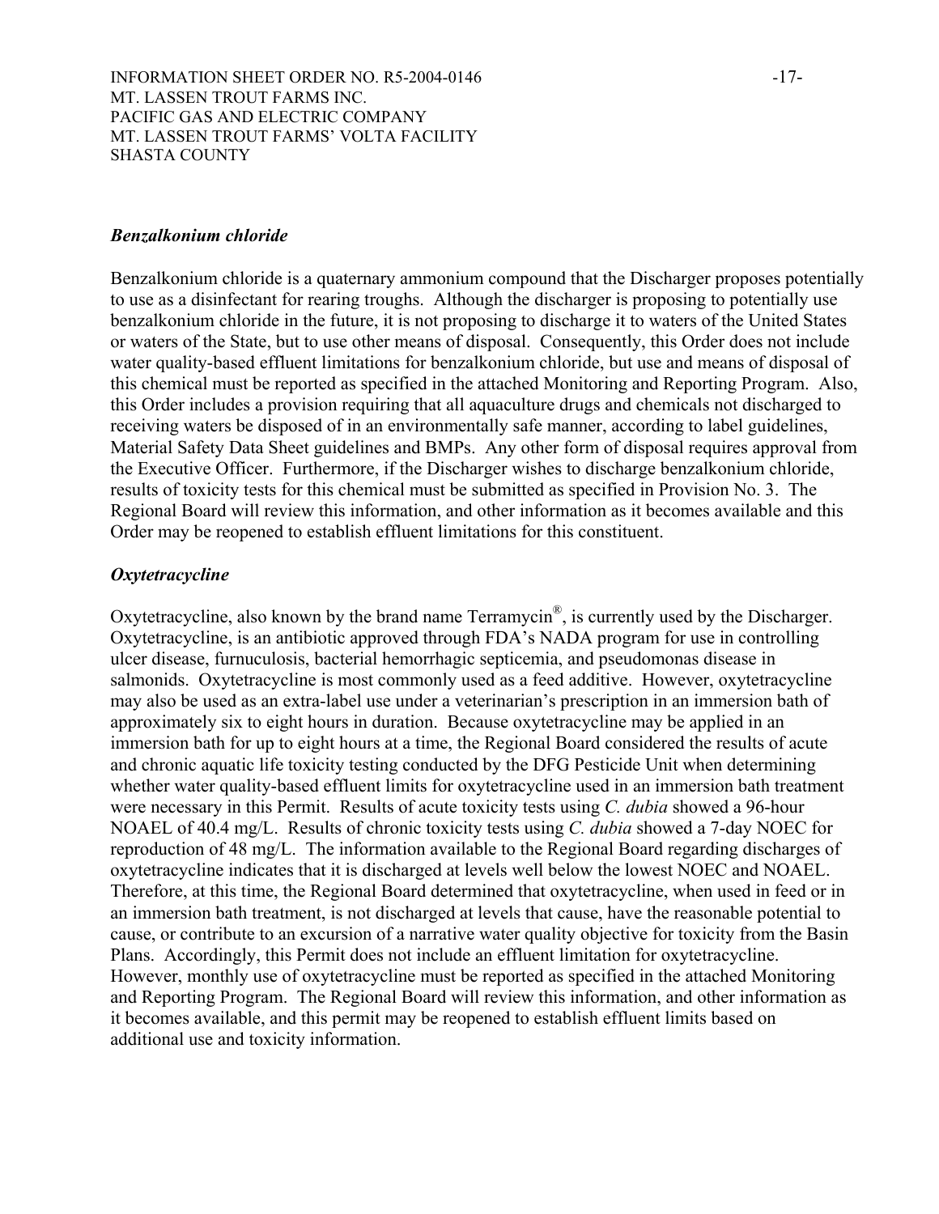***Benzalkonium chloride***

Benzalkonium chloride is a quaternary ammonium compound that the Discharger proposes potentially to use as a disinfectant for rearing troughs. Although the discharger is proposing to potentially use benzalkonium chloride in the future, it is not proposing to discharge it to waters of the United States or waters of the State, but to use other means of disposal. Consequently, this Order does not include water quality-based effluent limitations for benzalkonium chloride, but use and means of disposal of this chemical must be reported as specified in the attached Monitoring and Reporting Program. Also, this Order includes a provision requiring that all aquaculture drugs and chemicals not discharged to receiving waters be disposed of in an environmentally safe manner, according to label guidelines, Material Safety Data Sheet guidelines and BMPs. Any other form of disposal requires approval from the Executive Officer. Furthermore, if the Discharger wishes to discharge benzalkonium chloride, results of toxicity tests for this chemical must be submitted as specified in Provision No. 3. The Regional Board will review this information, and other information as it becomes available and this Order may be reopened to establish effluent limitations for this constituent.

***Oxytetracycline***

Oxytetracycline, also known by the brand name Terramycin®, is currently used by the Discharger. Oxytetracycline, is an antibiotic approved through FDA's NADA program for use in controlling ulcer disease, furnuculosis, bacterial hemorrhagic septicemia, and pseudomonas disease in salmonids. Oxytetracycline is most commonly used as a feed additive. However, oxytetracycline may also be used as an extra-label use under a veterinarian's prescription in an immersion bath of approximately six to eight hours in duration. Because oxytetracycline may be applied in an immersion bath for up to eight hours at a time, the Regional Board considered the results of acute and chronic aquatic life toxicity testing conducted by the DFG Pesticide Unit when determining whether water quality-based effluent limits for oxytetracycline used in an immersion bath treatment were necessary in this Permit. Results of acute toxicity tests using *C. dubia* showed a 96-hour NOAEL of 40.4 mg/L. Results of chronic toxicity tests using *C. dubia* showed a 7-day NOEC for reproduction of 48 mg/L. The information available to the Regional Board regarding discharges of oxytetracycline indicates that it is discharged at levels well below the lowest NOEC and NOAEL. Therefore, at this time, the Regional Board determined that oxytetracycline, when used in feed or in an immersion bath treatment, is not discharged at levels that cause, have the reasonable potential to cause, or contribute to an excursion of a narrative water quality objective for toxicity from the Basin Plans. Accordingly, this Permit does not include an effluent limitation for oxytetracycline. However, monthly use of oxytetracycline must be reported as specified in the attached Monitoring and Reporting Program. The Regional Board will review this information, and other information as it becomes available, and this permit may be reopened to establish effluent limits based on additional use and toxicity information.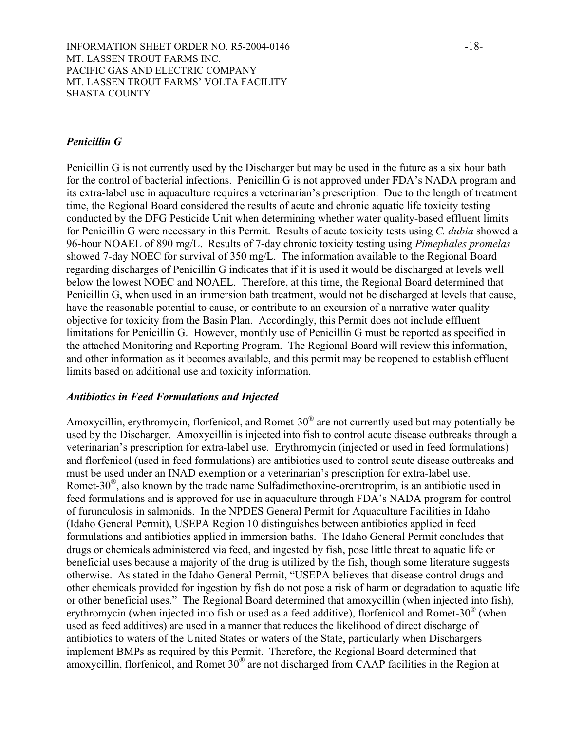### *Penicillin G*

Penicillin G is not currently used by the Discharger but may be used in the future as a six hour bath for the control of bacterial infections. Penicillin G is not approved under FDA's NADA program and its extra-label use in aquaculture requires a veterinarian's prescription. Due to the length of treatment time, the Regional Board considered the results of acute and chronic aquatic life toxicity testing conducted by the DFG Pesticide Unit when determining whether water quality-based effluent limits for Penicillin G were necessary in this Permit. Results of acute toxicity tests using *C. dubia* showed a 96-hour NOAEL of 890 mg/L. Results of 7-day chronic toxicity testing using *Pimephales promelas* showed 7-day NOEC for survival of 350 mg/L. The information available to the Regional Board regarding discharges of Penicillin G indicates that if it is used it would be discharged at levels well below the lowest NOEC and NOAEL. Therefore, at this time, the Regional Board determined that Penicillin G, when used in an immersion bath treatment, would not be discharged at levels that cause, have the reasonable potential to cause, or contribute to an excursion of a narrative water quality objective for toxicity from the Basin Plan. Accordingly, this Permit does not include effluent limitations for Penicillin G. However, monthly use of Penicillin G must be reported as specified in the attached Monitoring and Reporting Program. The Regional Board will review this information, and other information as it becomes available, and this permit may be reopened to establish effluent limits based on additional use and toxicity information.

### *Antibiotics in Feed Formulations and Injected*

Amoxycillin, erythromycin, florfenicol, and Romet-30® are not currently used but may potentially be used by the Discharger. Amoxycillin is injected into fish to control acute disease outbreaks through a veterinarian's prescription for extra-label use. Erythromycin (injected or used in feed formulations) and florfenicol (used in feed formulations) are antibiotics used to control acute disease outbreaks and must be used under an INAD exemption or a veterinarian's prescription for extra-label use. Romet-30®, also known by the trade name Sulfadimethoxine-oremtroprim, is an antibiotic used in feed formulations and is approved for use in aquaculture through FDA's NADA program for control of furunculosis in salmonids. In the NPDES General Permit for Aquaculture Facilities in Idaho (Idaho General Permit), USEPA Region 10 distinguishes between antibiotics applied in feed formulations and antibiotics applied in immersion baths. The Idaho General Permit concludes that drugs or chemicals administered via feed, and ingested by fish, pose little threat to aquatic life or beneficial uses because a majority of the drug is utilized by the fish, though some literature suggests otherwise. As stated in the Idaho General Permit, "USEPA believes that disease control drugs and other chemicals provided for ingestion by fish do not pose a risk of harm or degradation to aquatic life or other beneficial uses." The Regional Board determined that amoxycillin (when injected into fish), erythromycin (when injected into fish or used as a feed additive), florfenicol and Romet-30® (when used as feed additives) are used in a manner that reduces the likelihood of direct discharge of antibiotics to waters of the United States or waters of the State, particularly when Dischargers implement BMPs as required by this Permit. Therefore, the Regional Board determined that amoxycillin, florfenicol, and Romet 30® are not discharged from CAAP facilities in the Region at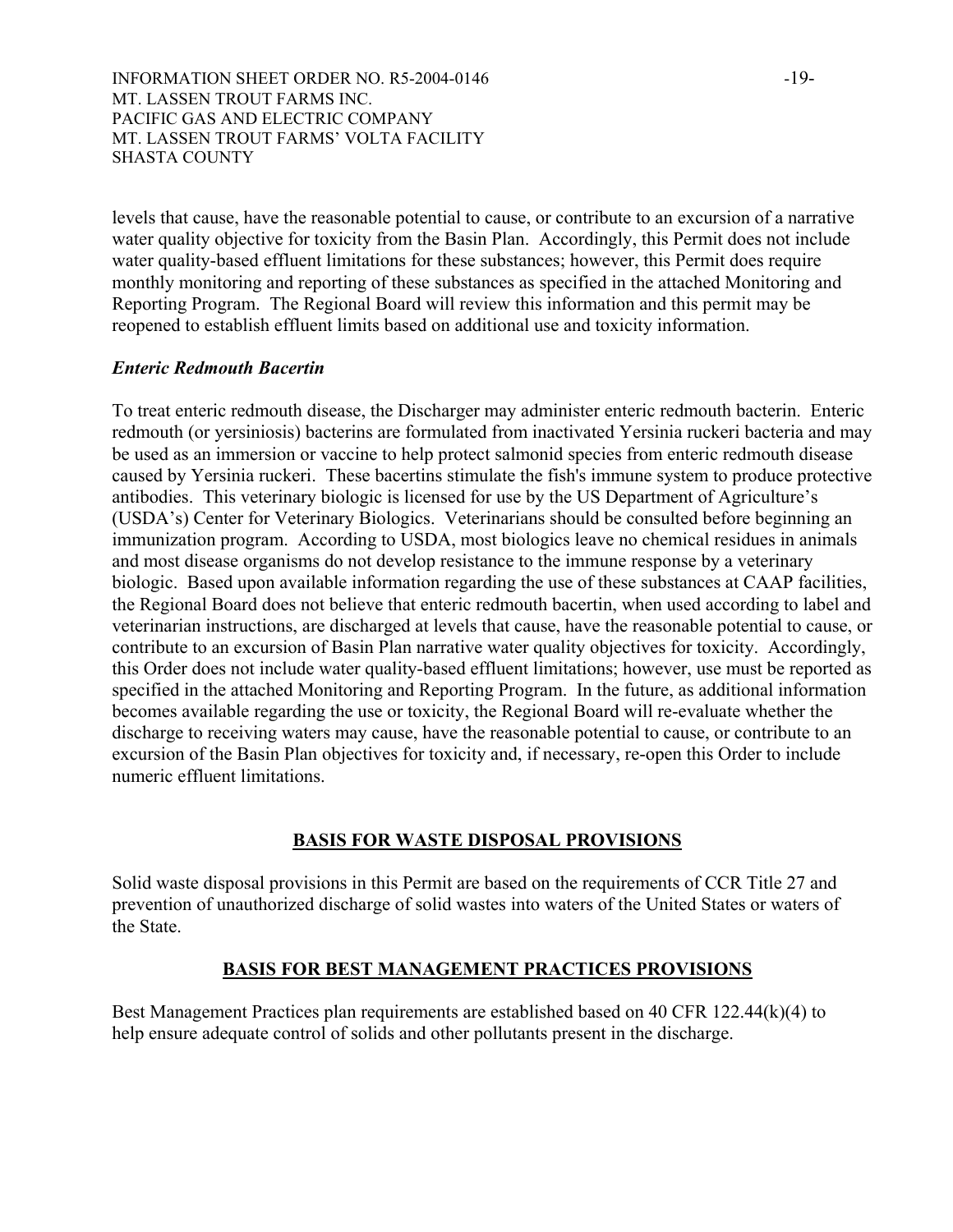levels that cause, have the reasonable potential to cause, or contribute to an excursion of a narrative water quality objective for toxicity from the Basin Plan. Accordingly, this Permit does not include water quality-based effluent limitations for these substances; however, this Permit does require monthly monitoring and reporting of these substances as specified in the attached Monitoring and Reporting Program. The Regional Board will review this information and this permit may be reopened to establish effluent limits based on additional use and toxicity information.

***Enteric Redmouth Bacertin***

To treat enteric redmouth disease, the Discharger may administer enteric redmouth bacterin. Enteric redmouth (or yersiniosis) bacterins are formulated from inactivated Yersinia ruckeri bacteria and may be used as an immersion or vaccine to help protect salmonid species from enteric redmouth disease caused by Yersinia ruckeri. These bacertins stimulate the fish's immune system to produce protective antibodies. This veterinary biologic is licensed for use by the US Department of Agriculture's (USDA's) Center for Veterinary Biologics. Veterinarians should be consulted before beginning an immunization program. According to USDA, most biologics leave no chemical residues in animals and most disease organisms do not develop resistance to the immune response by a veterinary biologic. Based upon available information regarding the use of these substances at CAAP facilities, the Regional Board does not believe that enteric redmouth bacertin, when used according to label and veterinarian instructions, are discharged at levels that cause, have the reasonable potential to cause, or contribute to an excursion of Basin Plan narrative water quality objectives for toxicity. Accordingly, this Order does not include water quality-based effluent limitations; however, use must be reported as specified in the attached Monitoring and Reporting Program. In the future, as additional information becomes available regarding the use or toxicity, the Regional Board will re-evaluate whether the discharge to receiving waters may cause, have the reasonable potential to cause, or contribute to an excursion of the Basin Plan objectives for toxicity and, if necessary, re-open this Order to include numeric effluent limitations.

## BASIS FOR WASTE DISPOSAL PROVISIONS

Solid waste disposal provisions in this Permit are based on the requirements of CCR Title 27 and prevention of unauthorized discharge of solid wastes into waters of the United States or waters of the State.

## BASIS FOR BEST MANAGEMENT PRACTICES PROVISIONS

Best Management Practices plan requirements are established based on 40 CFR 122.44(k)(4) to help ensure adequate control of solids and other pollutants present in the discharge.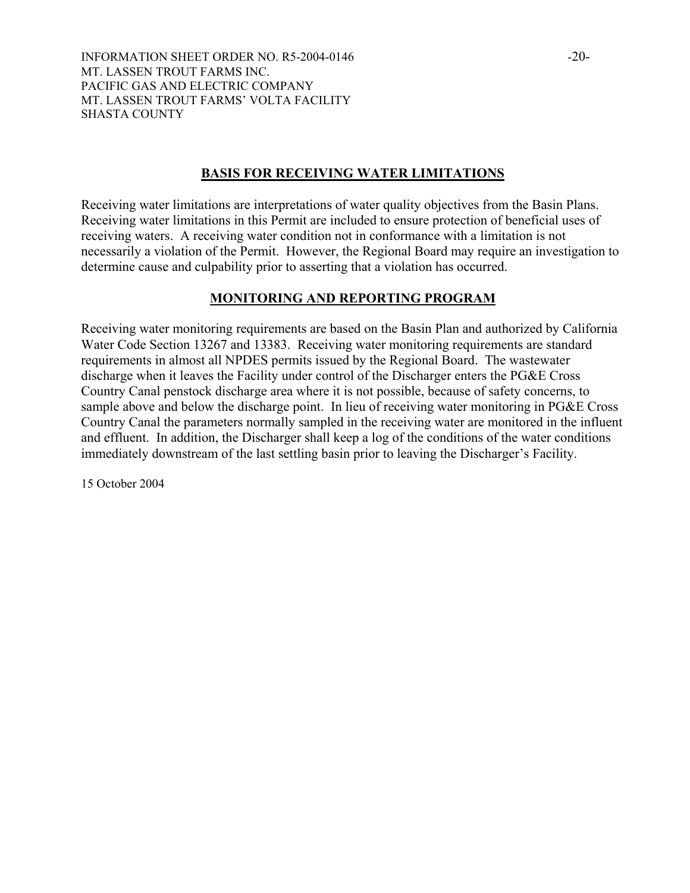## BASIS FOR RECEIVING WATER LIMITATIONS

Receiving water limitations are interpretations of water quality objectives from the Basin Plans. Receiving water limitations in this Permit are included to ensure protection of beneficial uses of receiving waters. A receiving water condition not in conformance with a limitation is not necessarily a violation of the Permit. However, the Regional Board may require an investigation to determine cause and culpability prior to asserting that a violation has occurred.

## MONITORING AND REPORTING PROGRAM

Receiving water monitoring requirements are based on the Basin Plan and authorized by California Water Code Section 13267 and 13383. Receiving water monitoring requirements are standard requirements in almost all NPDES permits issued by the Regional Board. The wastewater discharge when it leaves the Facility under control of the Discharger enters the PG&E Cross Country Canal penstock discharge area where it is not possible, because of safety concerns, to sample above and below the discharge point. In lieu of receiving water monitoring in PG&E Cross Country Canal the parameters normally sampled in the receiving water are monitored in the influent and effluent. In addition, the Discharger shall keep a log of the conditions of the water conditions immediately downstream of the last settling basin prior to leaving the Discharger's Facility.

15 October 2004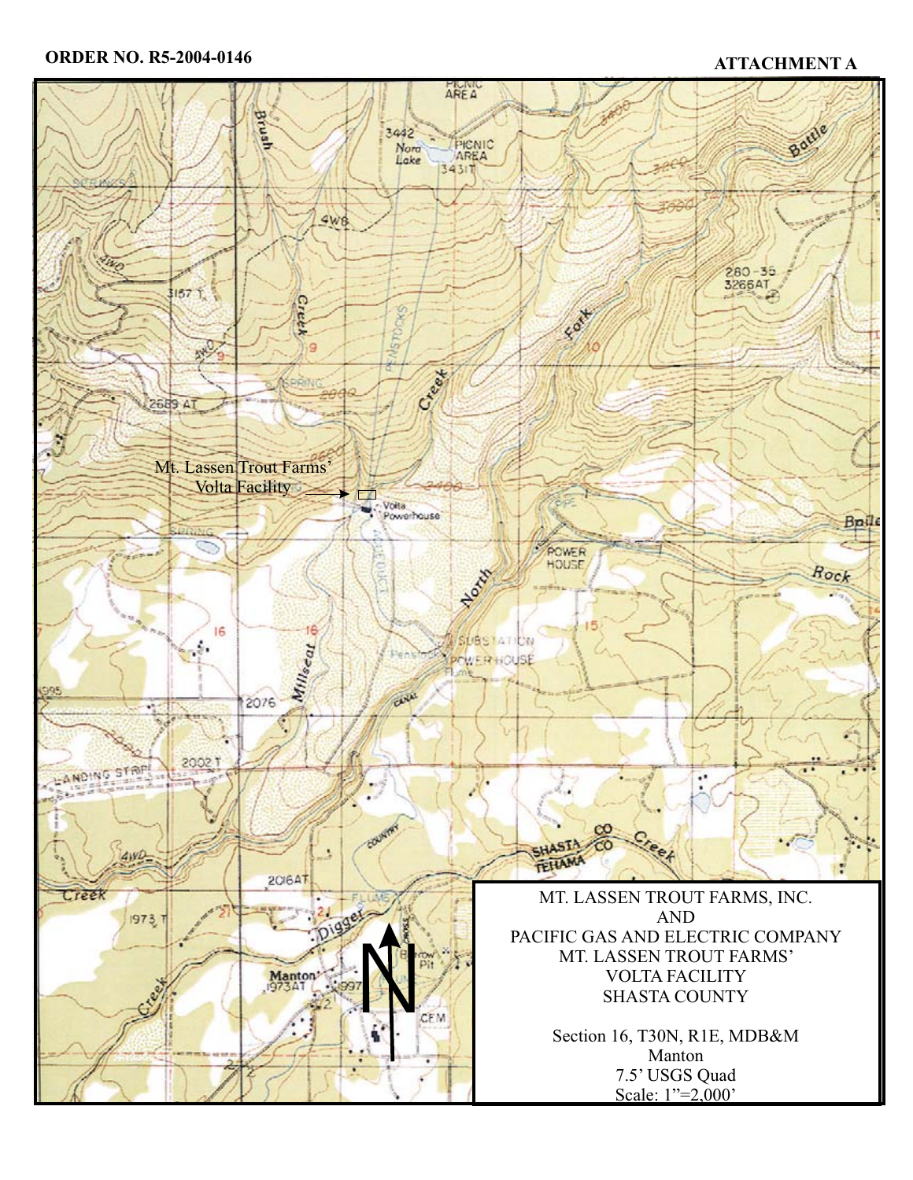**ORDER NO. R5-2004-0146**

**ATTACHMENT A**

Mt. Lassen Trout Farms' Volta Facility

MT. LASSEN TROUT FARMS, INC.
AND
PACIFIC GAS AND ELECTRIC COMPANY
MT. LASSEN TROUT FARMS'
VOLTA FACILITY
SHASTA COUNTY

Section 16, T30N, R1E, MDB&M
Manton
7.5' USGS Quad
Scale: 1"=2,000'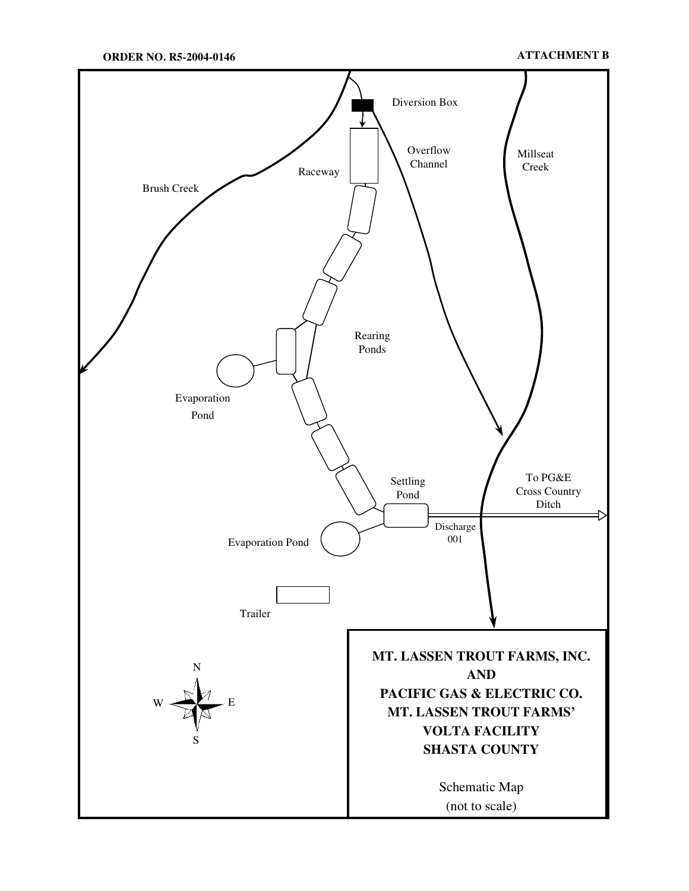ORDER NO. R5-2004-0146

ATTACHMENT B

Diversion Box

Overflow Channel

Millseat Creek

Raceway

Brush Creek

Rearing Ponds

Evaporation Pond

Settling Pond

To PG&E Cross Country Ditch

Discharge 001

Evaporation Pond

Trailer

N

W

E

S

**MT. LASSEN TROUT FARMS, INC.**
**AND**
**PACIFIC GAS & ELECTRIC CO.**
**MT. LASSEN TROUT FARMS' VOLTA FACILITY**
**SHASTA COUNTY**

Schematic Map
(not to scale)